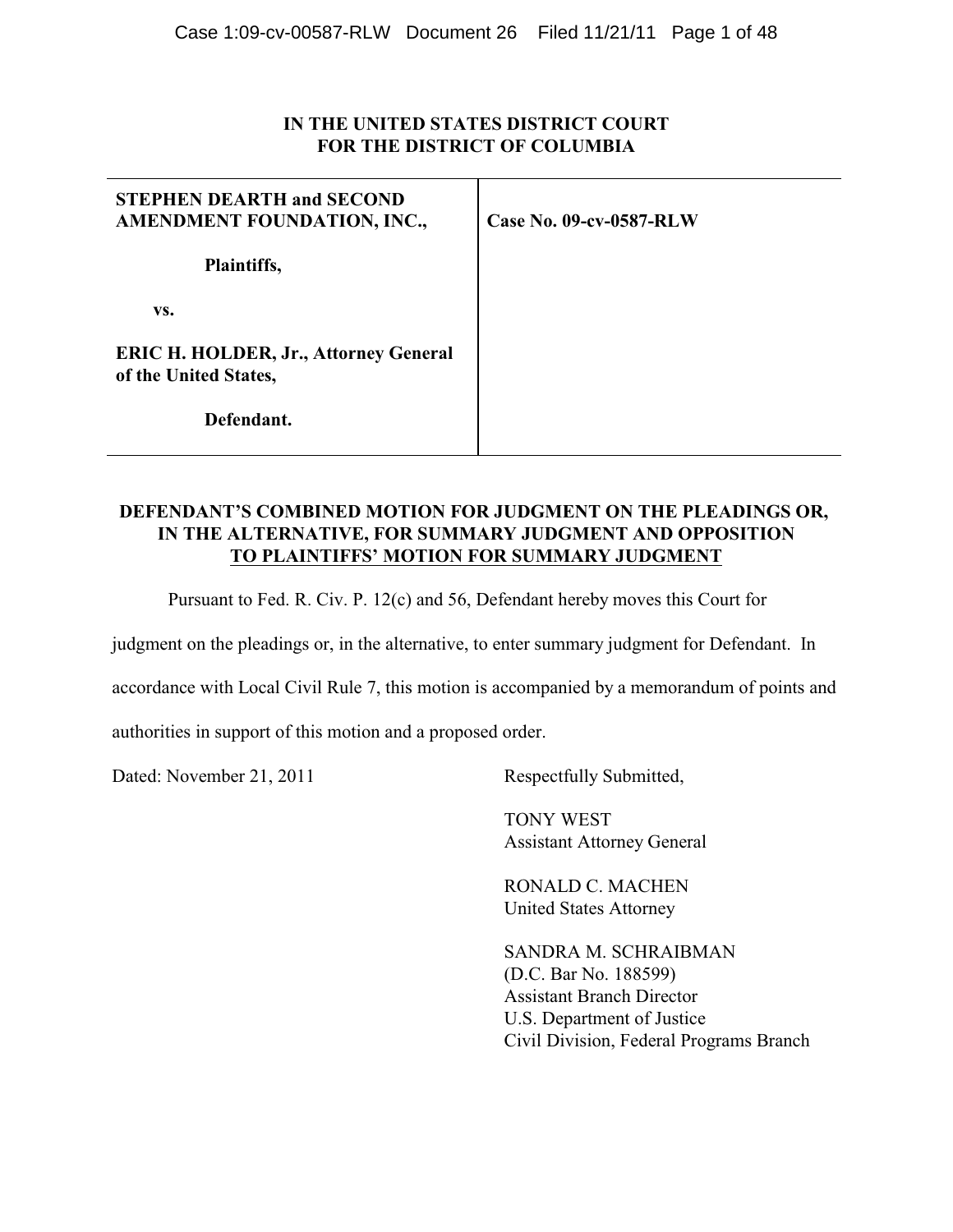**IN THE UNITED STATES DISTRICT COURT**
**FOR THE DISTRICT OF COLUMBIA**

| | |
|---|---|
| **STEPHEN DEARTH and SECOND AMENDMENT FOUNDATION, INC.,**<br><br>**Plaintiffs,**<br><br>**vs.**<br><br>**ERIC H. HOLDER, Jr., Attorney General of the United States,**<br><br>**Defendant.** | **Case No. 09-cv-0587-RLW** |

**DEFENDANT'S COMBINED MOTION FOR JUDGMENT ON THE PLEADINGS OR, IN THE ALTERNATIVE, FOR SUMMARY JUDGMENT AND OPPOSITION TO PLAINTIFFS' MOTION FOR SUMMARY JUDGMENT**

Pursuant to Fed. R. Civ. P. 12(c) and 56, Defendant hereby moves this Court for judgment on the pleadings or, in the alternative, to enter summary judgment for Defendant. In accordance with Local Civil Rule 7, this motion is accompanied by a memorandum of points and authorities in support of this motion and a proposed order.

Dated: November 21, 2011

Respectfully Submitted,

TONY WEST
Assistant Attorney General

RONALD C. MACHEN
United States Attorney

SANDRA M. SCHRAIBMAN
(D.C. Bar No. 188599)
Assistant Branch Director
U.S. Department of Justice
Civil Division, Federal Programs Branch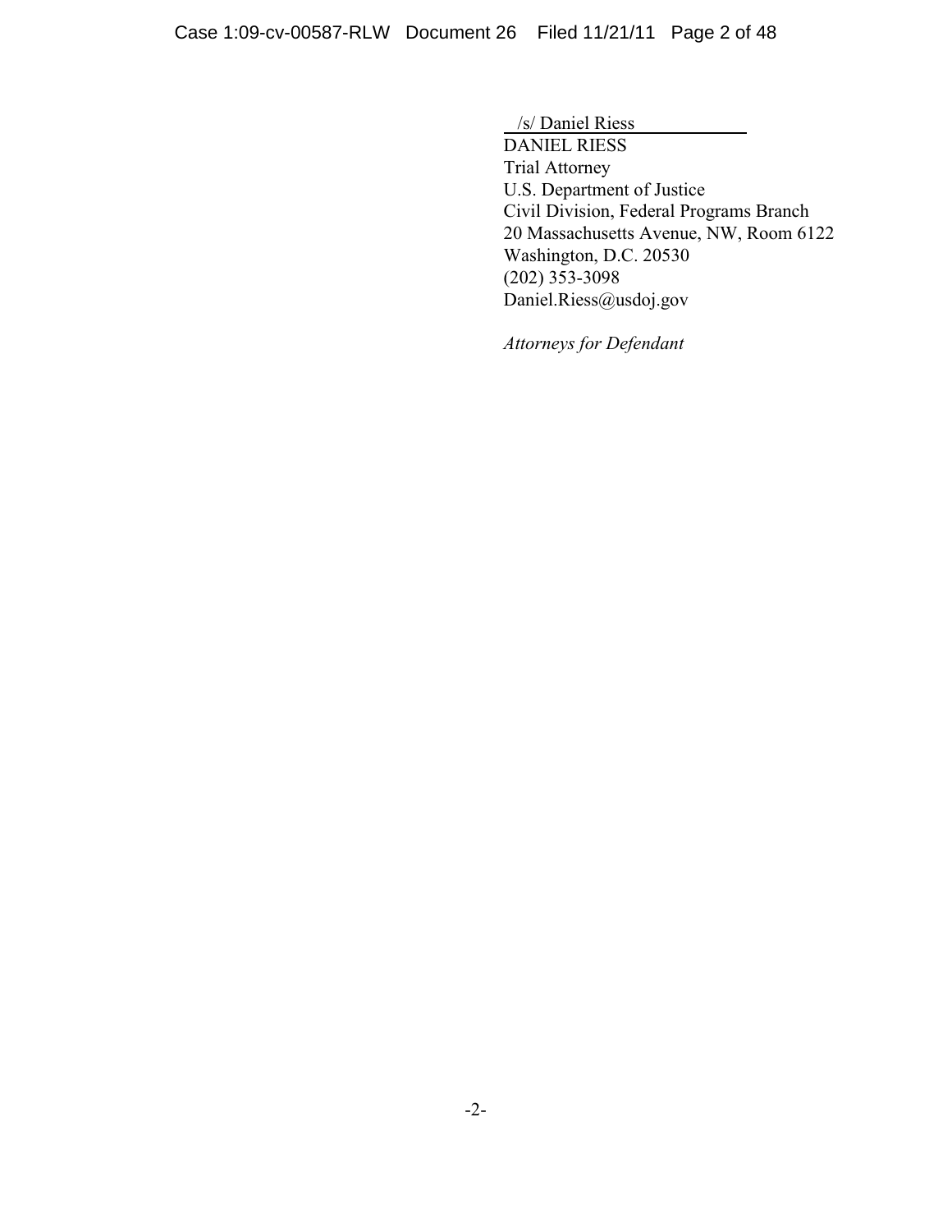/s/ Daniel Riess
DANIEL RIESS
Trial Attorney
U.S. Department of Justice
Civil Division, Federal Programs Branch
20 Massachusetts Avenue, NW, Room 6122
Washington, D.C. 20530
(202) 353-3098
Daniel.Riess@usdoj.gov

*Attorneys for Defendant*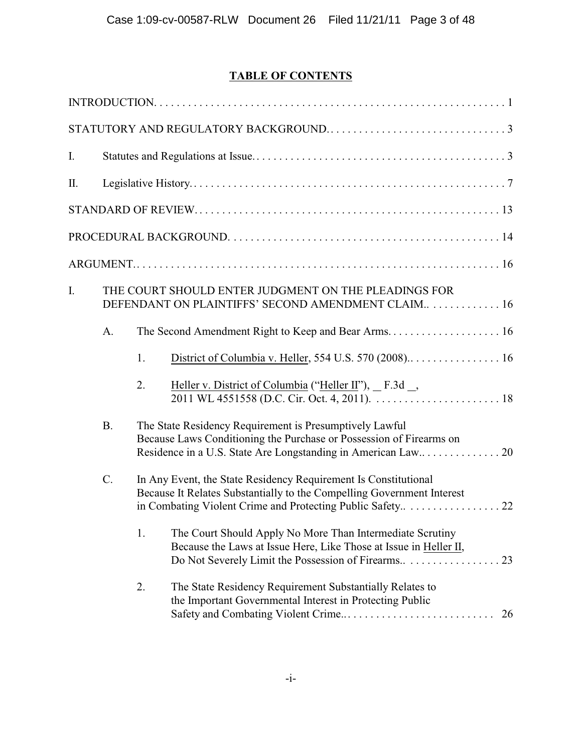# TABLE OF CONTENTS

INTRODUCTION . . . . . . . . . . . . . . . . . . . . . . . . . . . . . . . . . . . . . . . . . . . . . . . . . . . . . . . . . . . . . . . 1

STATUTORY AND REGULATORY BACKGROUND . . . . . . . . . . . . . . . . . . . . . . . . . . . . . . . . 3

I. Statutes and Regulations at Issue . . . . . . . . . . . . . . . . . . . . . . . . . . . . . . . . . . . . . . . . . . . . . 3

II. Legislative History . . . . . . . . . . . . . . . . . . . . . . . . . . . . . . . . . . . . . . . . . . . . . . . . . . . . . . . 7

STANDARD OF REVIEW . . . . . . . . . . . . . . . . . . . . . . . . . . . . . . . . . . . . . . . . . . . . . . . . . . . . 13

PROCEDURAL BACKGROUND . . . . . . . . . . . . . . . . . . . . . . . . . . . . . . . . . . . . . . . . . . . . . . . . 14

ARGUMENT . . . . . . . . . . . . . . . . . . . . . . . . . . . . . . . . . . . . . . . . . . . . . . . . . . . . . . . . . . . . . . 16

I. THE COURT SHOULD ENTER JUDGMENT ON THE PLEADINGS FOR DEFENDANT ON PLAINTIFFS' SECOND AMENDMENT CLAIM . . . . . . . . . . . . . 16

  A. The Second Amendment Right to Keep and Bear Arms . . . . . . . . . . . . . . . . . . . . 16

    1. District of Columbia v. Heller, 554 U.S. 570 (2008) . . . . . . . . . . . . . . . . . 16

    2. Heller v. District of Columbia ("Heller II"), __ F.3d __, 2011 WL 4551558 (D.C. Cir. Oct. 4, 2011) . . . . . . . . . . . . . . . . . . . . . . . 18

  B. The State Residency Requirement is Presumptively Lawful Because Laws Conditioning the Purchase or Possession of Firearms on Residence in a U.S. State Are Longstanding in American Law . . . . . . . . . . . . . . 20

  C. In Any Event, the State Residency Requirement Is Constitutional Because It Relates Substantially to the Compelling Government Interest in Combating Violent Crime and Protecting Public Safety . . . . . . . . . . . . . . . . . 22

    1. The Court Should Apply No More Than Intermediate Scrutiny Because the Laws at Issue Here, Like Those at Issue in Heller II, Do Not Severely Limit the Possession of Firearms . . . . . . . . . . . . . . . . . 23

    2. The State Residency Requirement Substantially Relates to the Important Governmental Interest in Protecting Public Safety and Combating Violent Crime . . . . . . . . . . . . . . . . . . . . . . . . . . . 26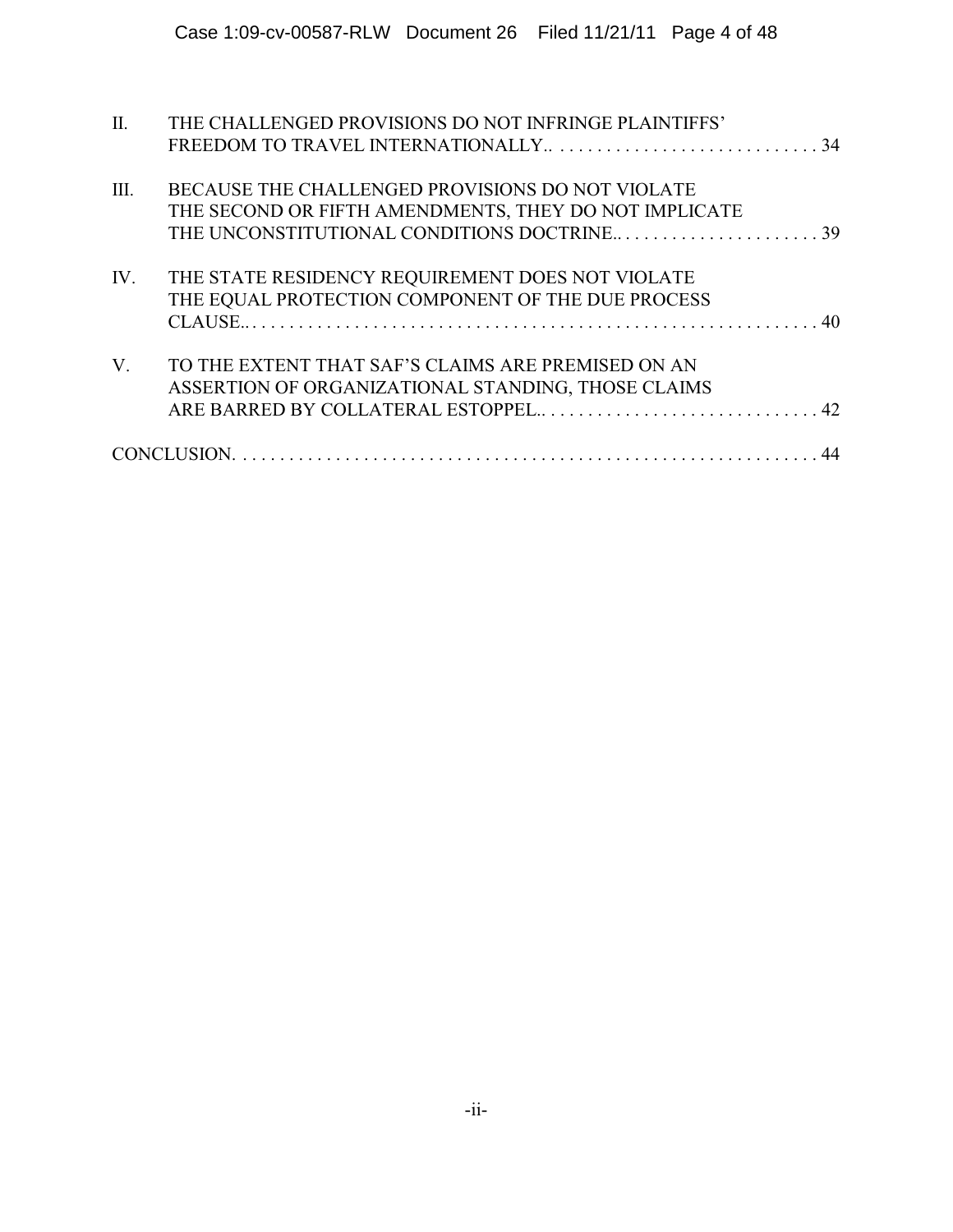II. THE CHALLENGED PROVISIONS DO NOT INFRINGE PLAINTIFFS' FREEDOM TO TRAVEL INTERNATIONALLY.. . . . . . . . . . . . . . . . . . . . . . . . . . . . . 34

III. BECAUSE THE CHALLENGED PROVISIONS DO NOT VIOLATE THE SECOND OR FIFTH AMENDMENTS, THEY DO NOT IMPLICATE THE UNCONSTITUTIONAL CONDITIONS DOCTRINE.. . . . . . . . . . . . . . . . . . . . . . 39

IV. THE STATE RESIDENCY REQUIREMENT DOES NOT VIOLATE THE EQUAL PROTECTION COMPONENT OF THE DUE PROCESS CLAUSE.. . . . . . . . . . . . . . . . . . . . . . . . . . . . . . . . . . . . . . . . . . . . . . . . . . . . . . . . . . . . . 40

V. TO THE EXTENT THAT SAF'S CLAIMS ARE PREMISED ON AN ASSERTION OF ORGANIZATIONAL STANDING, THOSE CLAIMS ARE BARRED BY COLLATERAL ESTOPPEL.. . . . . . . . . . . . . . . . . . . . . . . . . . . . . . 42

CONCLUSION. . . . . . . . . . . . . . . . . . . . . . . . . . . . . . . . . . . . . . . . . . . . . . . . . . . . . . . . . . . . . . . . 44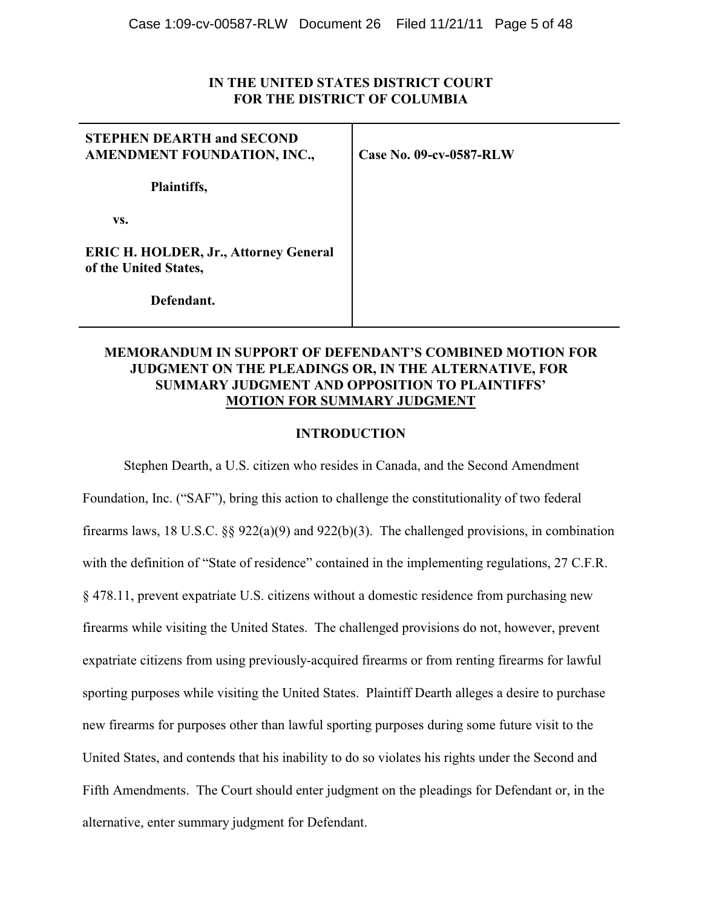**IN THE UNITED STATES DISTRICT COURT**
**FOR THE DISTRICT OF COLUMBIA**

| | |
|---|---|
| **STEPHEN DEARTH and SECOND AMENDMENT FOUNDATION, INC.,**<br><br>**Plaintiffs,**<br><br>**vs.**<br><br>**ERIC H. HOLDER, Jr., Attorney General of the United States,**<br><br>**Defendant.** | **Case No. 09-cv-0587-RLW** |

**MEMORANDUM IN SUPPORT OF DEFENDANT'S COMBINED MOTION FOR JUDGMENT ON THE PLEADINGS OR, IN THE ALTERNATIVE, FOR SUMMARY JUDGMENT AND OPPOSITION TO PLAINTIFFS' MOTION FOR SUMMARY JUDGMENT**

## INTRODUCTION

Stephen Dearth, a U.S. citizen who resides in Canada, and the Second Amendment Foundation, Inc. ("SAF"), bring this action to challenge the constitutionality of two federal firearms laws, 18 U.S.C. §§ 922(a)(9) and 922(b)(3). The challenged provisions, in combination with the definition of "State of residence" contained in the implementing regulations, 27 C.F.R. § 478.11, prevent expatriate U.S. citizens without a domestic residence from purchasing new firearms while visiting the United States. The challenged provisions do not, however, prevent expatriate citizens from using previously-acquired firearms or from renting firearms for lawful sporting purposes while visiting the United States. Plaintiff Dearth alleges a desire to purchase new firearms for purposes other than lawful sporting purposes during some future visit to the United States, and contends that his inability to do so violates his rights under the Second and Fifth Amendments. The Court should enter judgment on the pleadings for Defendant or, in the alternative, enter summary judgment for Defendant.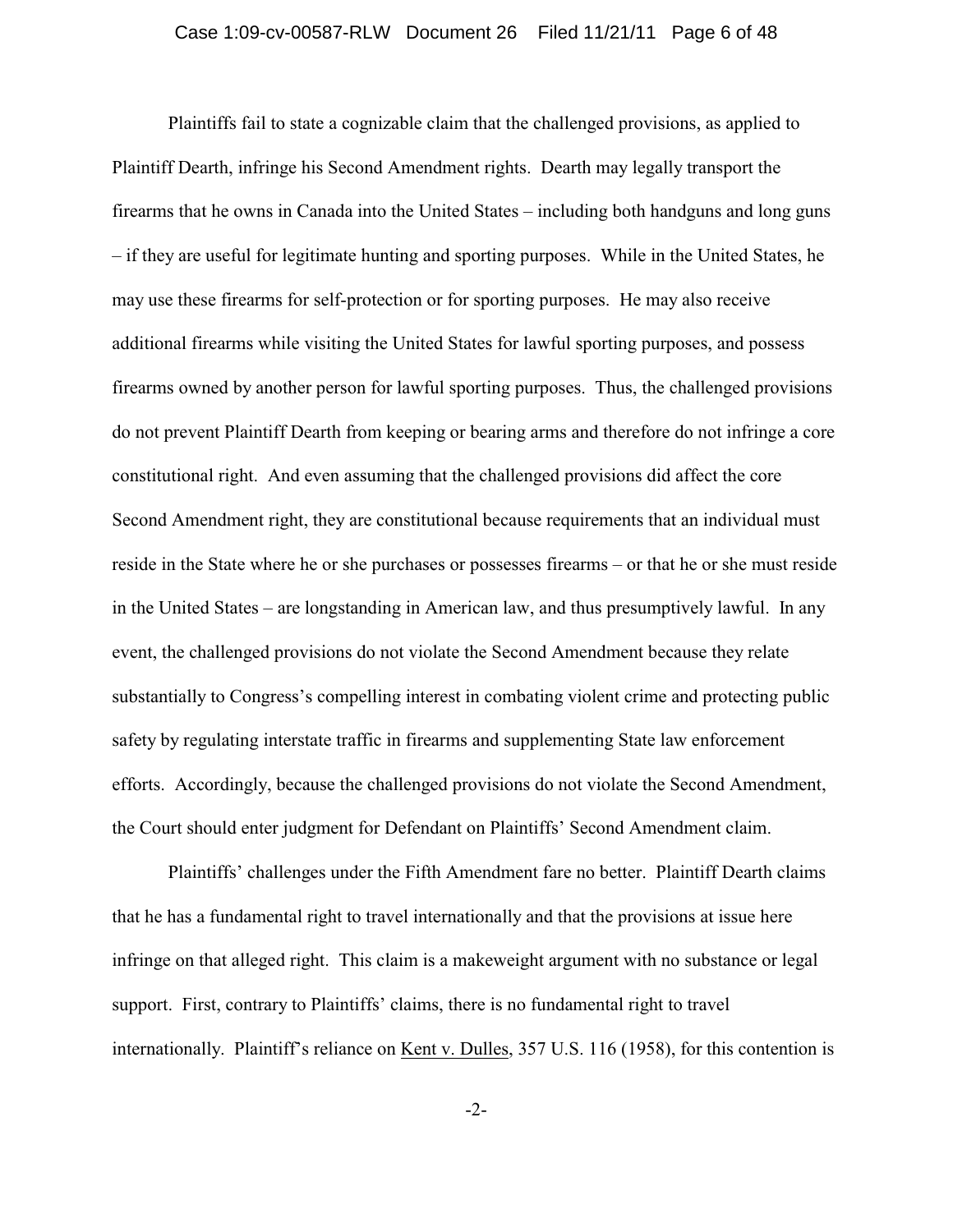Plaintiffs fail to state a cognizable claim that the challenged provisions, as applied to Plaintiff Dearth, infringe his Second Amendment rights. Dearth may legally transport the firearms that he owns in Canada into the United States – including both handguns and long guns – if they are useful for legitimate hunting and sporting purposes. While in the United States, he may use these firearms for self-protection or for sporting purposes. He may also receive additional firearms while visiting the United States for lawful sporting purposes, and possess firearms owned by another person for lawful sporting purposes. Thus, the challenged provisions do not prevent Plaintiff Dearth from keeping or bearing arms and therefore do not infringe a core constitutional right. And even assuming that the challenged provisions did affect the core Second Amendment right, they are constitutional because requirements that an individual must reside in the State where he or she purchases or possesses firearms – or that he or she must reside in the United States – are longstanding in American law, and thus presumptively lawful. In any event, the challenged provisions do not violate the Second Amendment because they relate substantially to Congress's compelling interest in combating violent crime and protecting public safety by regulating interstate traffic in firearms and supplementing State law enforcement efforts. Accordingly, because the challenged provisions do not violate the Second Amendment, the Court should enter judgment for Defendant on Plaintiffs' Second Amendment claim.

Plaintiffs' challenges under the Fifth Amendment fare no better. Plaintiff Dearth claims that he has a fundamental right to travel internationally and that the provisions at issue here infringe on that alleged right. This claim is a makeweight argument with no substance or legal support. First, contrary to Plaintiffs' claims, there is no fundamental right to travel internationally. Plaintiff's reliance on Kent v. Dulles, 357 U.S. 116 (1958), for this contention is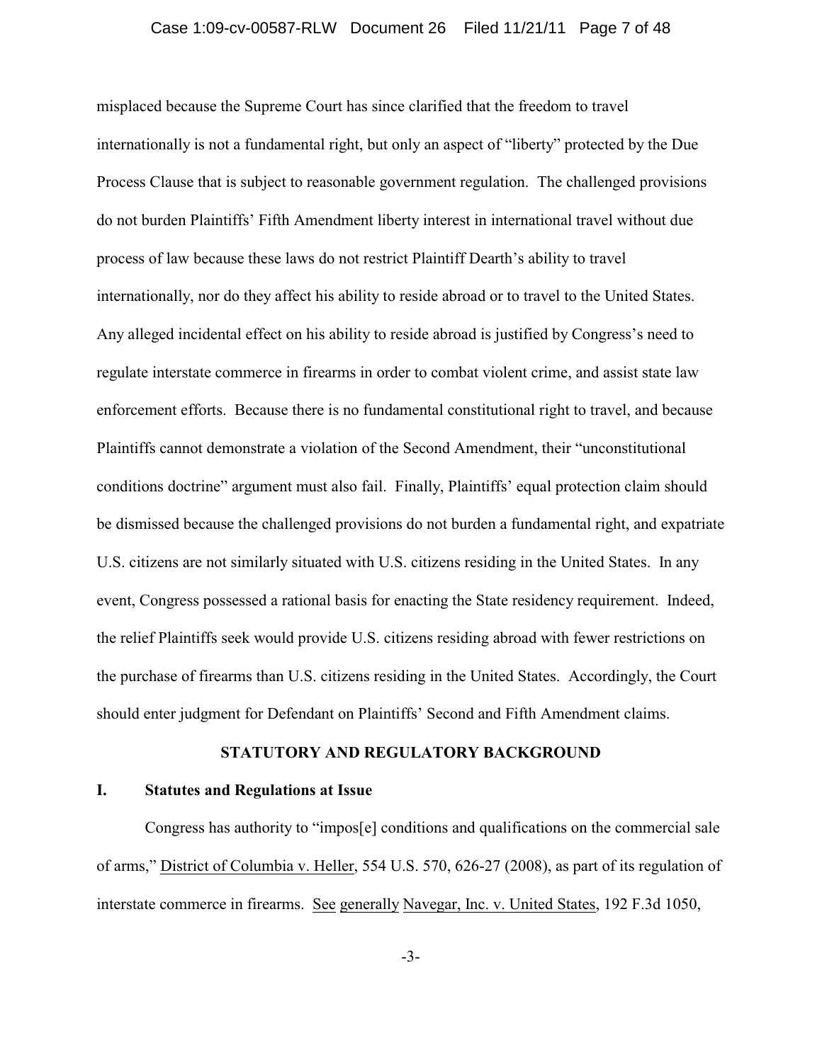misplaced because the Supreme Court has since clarified that the freedom to travel internationally is not a fundamental right, but only an aspect of "liberty" protected by the Due Process Clause that is subject to reasonable government regulation. The challenged provisions do not burden Plaintiffs' Fifth Amendment liberty interest in international travel without due process of law because these laws do not restrict Plaintiff Dearth's ability to travel internationally, nor do they affect his ability to reside abroad or to travel to the United States. Any alleged incidental effect on his ability to reside abroad is justified by Congress's need to regulate interstate commerce in firearms in order to combat violent crime, and assist state law enforcement efforts. Because there is no fundamental constitutional right to travel, and because Plaintiffs cannot demonstrate a violation of the Second Amendment, their "unconstitutional conditions doctrine" argument must also fail. Finally, Plaintiffs' equal protection claim should be dismissed because the challenged provisions do not burden a fundamental right, and expatriate U.S. citizens are not similarly situated with U.S. citizens residing in the United States. In any event, Congress possessed a rational basis for enacting the State residency requirement. Indeed, the relief Plaintiffs seek would provide U.S. citizens residing abroad with fewer restrictions on the purchase of firearms than U.S. citizens residing in the United States. Accordingly, the Court should enter judgment for Defendant on Plaintiffs' Second and Fifth Amendment claims.

## STATUTORY AND REGULATORY BACKGROUND

### I. Statutes and Regulations at Issue

Congress has authority to "impos[e] conditions and qualifications on the commercial sale of arms," District of Columbia v. Heller, 554 U.S. 570, 626-27 (2008), as part of its regulation of interstate commerce in firearms. See generally Navegar, Inc. v. United States, 192 F.3d 1050,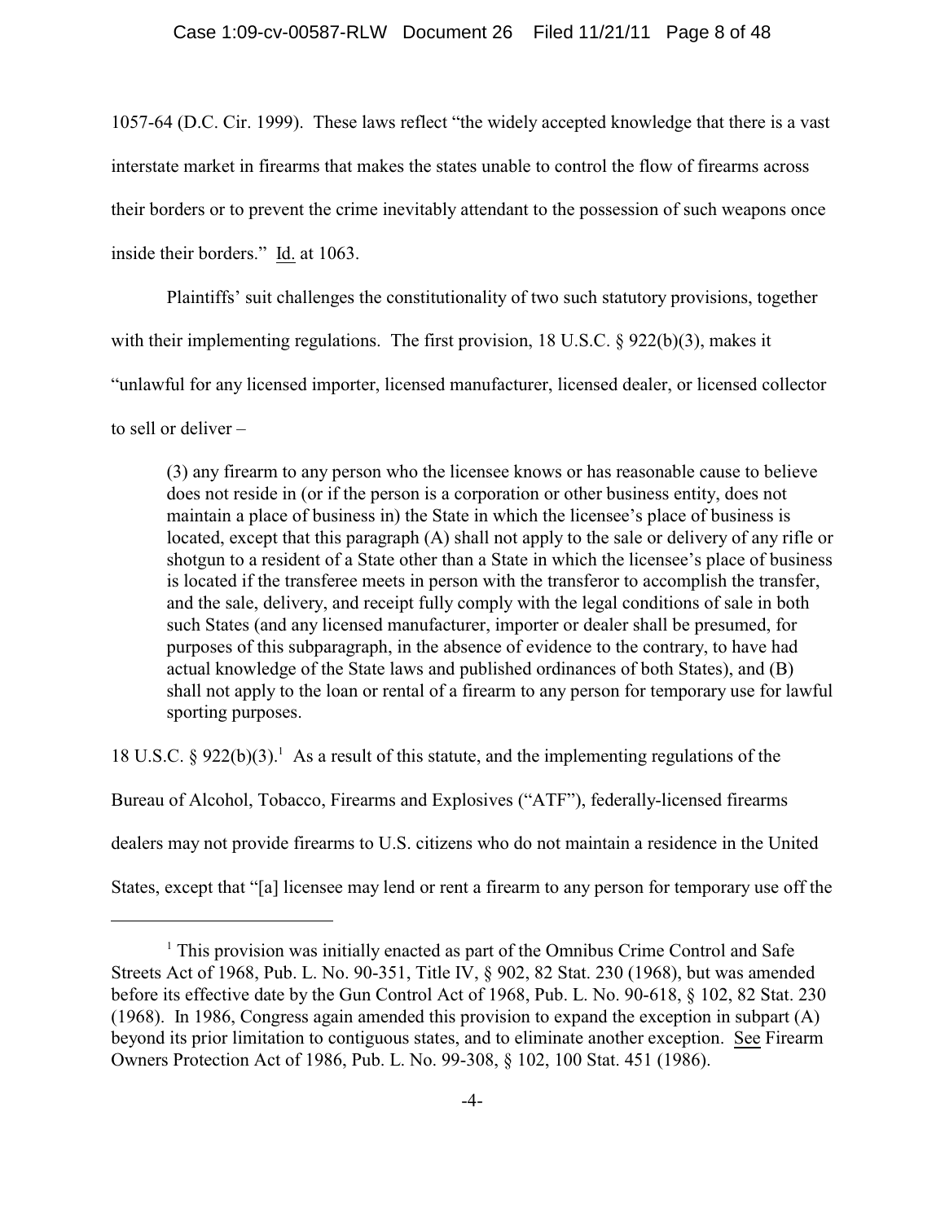1057-64 (D.C. Cir. 1999). These laws reflect "the widely accepted knowledge that there is a vast interstate market in firearms that makes the states unable to control the flow of firearms across their borders or to prevent the crime inevitably attendant to the possession of such weapons once inside their borders." Id. at 1063.

Plaintiffs' suit challenges the constitutionality of two such statutory provisions, together with their implementing regulations. The first provision, 18 U.S.C. § 922(b)(3), makes it "unlawful for any licensed importer, licensed manufacturer, licensed dealer, or licensed collector to sell or deliver –

> (3) any firearm to any person who the licensee knows or has reasonable cause to believe does not reside in (or if the person is a corporation or other business entity, does not maintain a place of business in) the State in which the licensee's place of business is located, except that this paragraph (A) shall not apply to the sale or delivery of any rifle or shotgun to a resident of a State other than a State in which the licensee's place of business is located if the transferee meets in person with the transferor to accomplish the transfer, and the sale, delivery, and receipt fully comply with the legal conditions of sale in both such States (and any licensed manufacturer, importer or dealer shall be presumed, for purposes of this subparagraph, in the absence of evidence to the contrary, to have had actual knowledge of the State laws and published ordinances of both States), and (B) shall not apply to the loan or rental of a firearm to any person for temporary use for lawful sporting purposes.

18 U.S.C. § 922(b)(3).[1] As a result of this statute, and the implementing regulations of the Bureau of Alcohol, Tobacco, Firearms and Explosives ("ATF"), federally-licensed firearms dealers may not provide firearms to U.S. citizens who do not maintain a residence in the United States, except that "[a] licensee may lend or rent a firearm to any person for temporary use off the

---

[1] This provision was initially enacted as part of the Omnibus Crime Control and Safe Streets Act of 1968, Pub. L. No. 90-351, Title IV, § 902, 82 Stat. 230 (1968), but was amended before its effective date by the Gun Control Act of 1968, Pub. L. No. 90-618, § 102, 82 Stat. 230 (1968). In 1986, Congress again amended this provision to expand the exception in subpart (A) beyond its prior limitation to contiguous states, and to eliminate another exception. See Firearm Owners Protection Act of 1986, Pub. L. No. 99-308, § 102, 100 Stat. 451 (1986).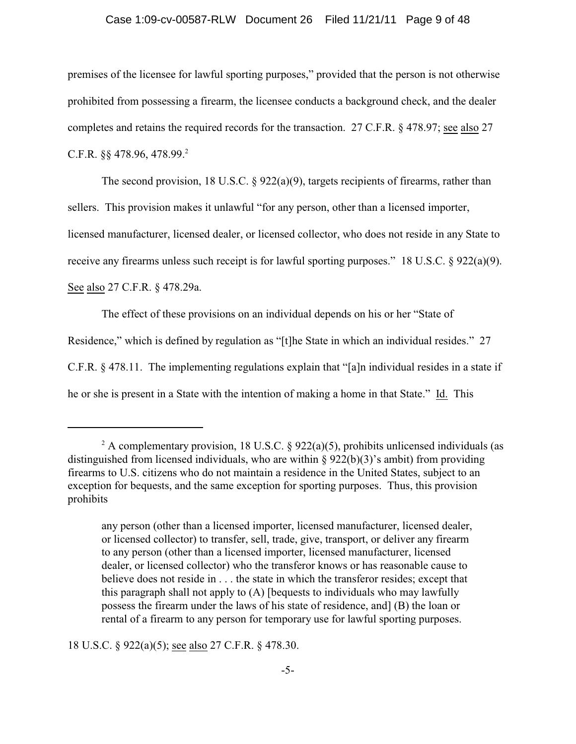premises of the licensee for lawful sporting purposes," provided that the person is not otherwise prohibited from possessing a firearm, the licensee conducts a background check, and the dealer completes and retains the required records for the transaction. 27 C.F.R. § 478.97; see also 27 C.F.R. §§ 478.96, 478.99.[2]

The second provision, 18 U.S.C. § 922(a)(9), targets recipients of firearms, rather than sellers. This provision makes it unlawful "for any person, other than a licensed importer, licensed manufacturer, licensed dealer, or licensed collector, who does not reside in any State to receive any firearms unless such receipt is for lawful sporting purposes." 18 U.S.C. § 922(a)(9). See also 27 C.F.R. § 478.29a.

The effect of these provisions on an individual depends on his or her "State of Residence," which is defined by regulation as "[t]he State in which an individual resides." 27 C.F.R. § 478.11. The implementing regulations explain that "[a]n individual resides in a state if he or she is present in a State with the intention of making a home in that State." Id. This

---

[2] A complementary provision, 18 U.S.C. § 922(a)(5), prohibits unlicensed individuals (as distinguished from licensed individuals, who are within § 922(b)(3)'s ambit) from providing firearms to U.S. citizens who do not maintain a residence in the United States, subject to an exception for bequests, and the same exception for sporting purposes. Thus, this provision prohibits

> any person (other than a licensed importer, licensed manufacturer, licensed dealer, or licensed collector) to transfer, sell, trade, give, transport, or deliver any firearm to any person (other than a licensed importer, licensed manufacturer, licensed dealer, or licensed collector) who the transferor knows or has reasonable cause to believe does not reside in . . . the state in which the transferor resides; except that this paragraph shall not apply to (A) [bequests to individuals who may lawfully possess the firearm under the laws of his state of residence, and] (B) the loan or rental of a firearm to any person for temporary use for lawful sporting purposes.

18 U.S.C. § 922(a)(5); see also 27 C.F.R. § 478.30.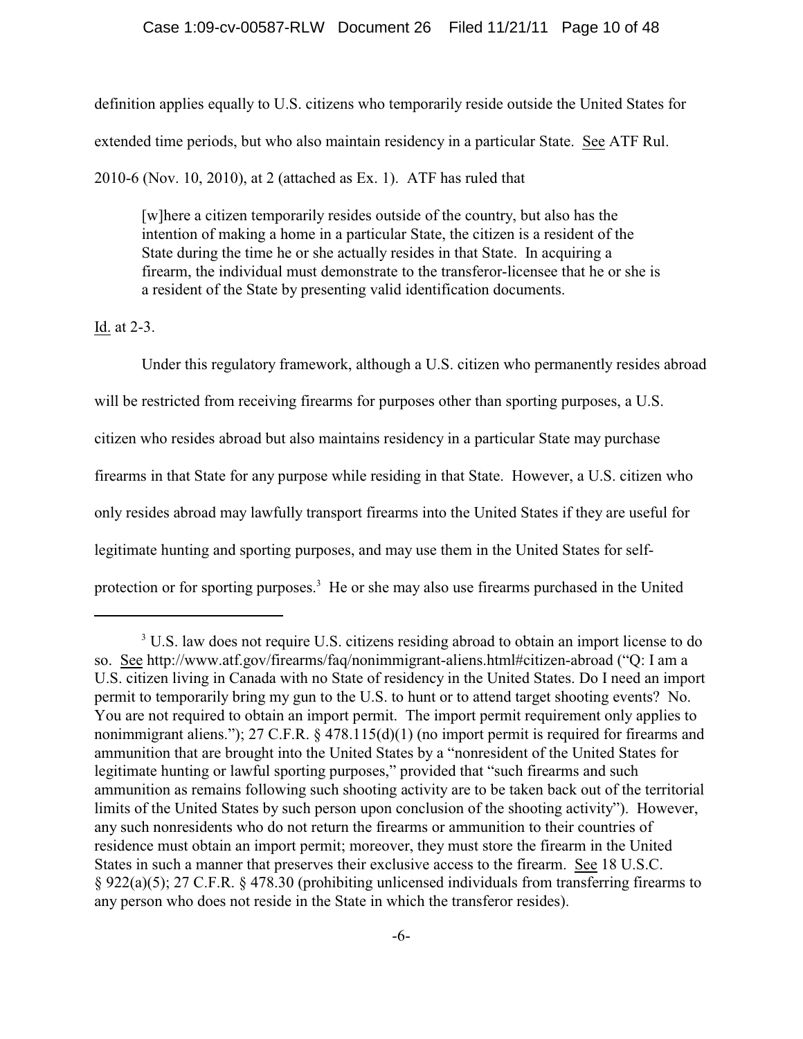definition applies equally to U.S. citizens who temporarily reside outside the United States for extended time periods, but who also maintain residency in a particular State. See ATF Rul. 2010-6 (Nov. 10, 2010), at 2 (attached as Ex. 1). ATF has ruled that

> [w]here a citizen temporarily resides outside of the country, but also has the intention of making a home in a particular State, the citizen is a resident of the State during the time he or she actually resides in that State. In acquiring a firearm, the individual must demonstrate to the transferor-licensee that he or she is a resident of the State by presenting valid identification documents.

Id. at 2-3.

Under this regulatory framework, although a U.S. citizen who permanently resides abroad will be restricted from receiving firearms for purposes other than sporting purposes, a U.S. citizen who resides abroad but also maintains residency in a particular State may purchase firearms in that State for any purpose while residing in that State. However, a U.S. citizen who only resides abroad may lawfully transport firearms into the United States if they are useful for legitimate hunting and sporting purposes, and may use them in the United States for self-protection or for sporting purposes.[3] He or she may also use firearms purchased in the United

---

[3] U.S. law does not require U.S. citizens residing abroad to obtain an import license to do so. See http://www.atf.gov/firearms/faq/nonimmigrant-aliens.html#citizen-abroad ("Q: I am a U.S. citizen living in Canada with no State of residency in the United States. Do I need an import permit to temporarily bring my gun to the U.S. to hunt or to attend target shooting events? No. You are not required to obtain an import permit. The import permit requirement only applies to nonimmigrant aliens."); 27 C.F.R. § 478.115(d)(1) (no import permit is required for firearms and ammunition that are brought into the United States by a "nonresident of the United States for legitimate hunting or lawful sporting purposes," provided that "such firearms and such ammunition as remains following such shooting activity are to be taken back out of the territorial limits of the United States by such person upon conclusion of the shooting activity"). However, any such nonresidents who do not return the firearms or ammunition to their countries of residence must obtain an import permit; moreover, they must store the firearm in the United States in such a manner that preserves their exclusive access to the firearm. See 18 U.S.C. § 922(a)(5); 27 C.F.R. § 478.30 (prohibiting unlicensed individuals from transferring firearms to any person who does not reside in the State in which the transferor resides).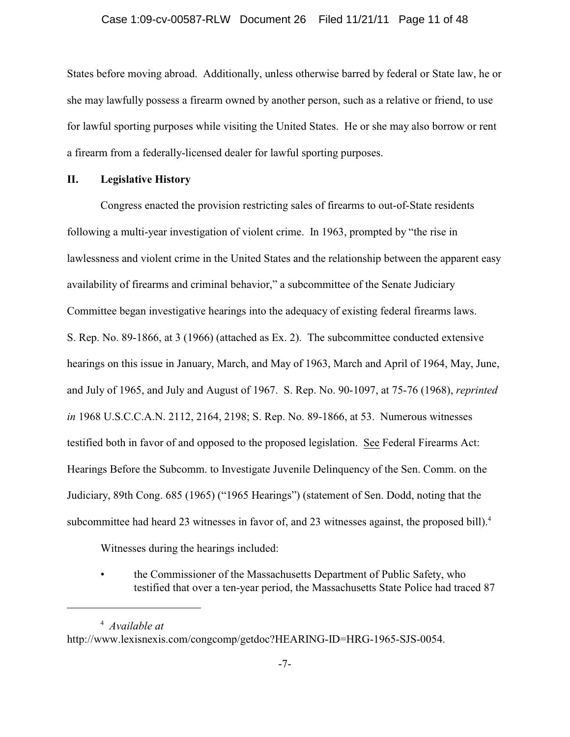States before moving abroad. Additionally, unless otherwise barred by federal or State law, he or she may lawfully possess a firearm owned by another person, such as a relative or friend, to use for lawful sporting purposes while visiting the United States. He or she may also borrow or rent a firearm from a federally-licensed dealer for lawful sporting purposes.

## II. Legislative History

Congress enacted the provision restricting sales of firearms to out-of-State residents following a multi-year investigation of violent crime. In 1963, prompted by "the rise in lawlessness and violent crime in the United States and the relationship between the apparent easy availability of firearms and criminal behavior," a subcommittee of the Senate Judiciary Committee began investigative hearings into the adequacy of existing federal firearms laws. S. Rep. No. 89-1866, at 3 (1966) (attached as Ex. 2). The subcommittee conducted extensive hearings on this issue in January, March, and May of 1963, March and April of 1964, May, June, and July of 1965, and July and August of 1967. S. Rep. No. 90-1097, at 75-76 (1968), *reprinted in* 1968 U.S.C.C.A.N. 2112, 2164, 2198; S. Rep. No. 89-1866, at 53. Numerous witnesses testified both in favor of and opposed to the proposed legislation. See Federal Firearms Act: Hearings Before the Subcomm. to Investigate Juvenile Delinquency of the Sen. Comm. on the Judiciary, 89th Cong. 685 (1965) ("1965 Hearings") (statement of Sen. Dodd, noting that the subcommittee had heard 23 witnesses in favor of, and 23 witnesses against, the proposed bill).[4]

Witnesses during the hearings included:

- the Commissioner of the Massachusetts Department of Public Safety, who testified that over a ten-year period, the Massachusetts State Police had traced 87

---

[4] *Available at* http://www.lexisnexis.com/congcomp/getdoc?HEARING-ID=HRG-1965-SJS-0054.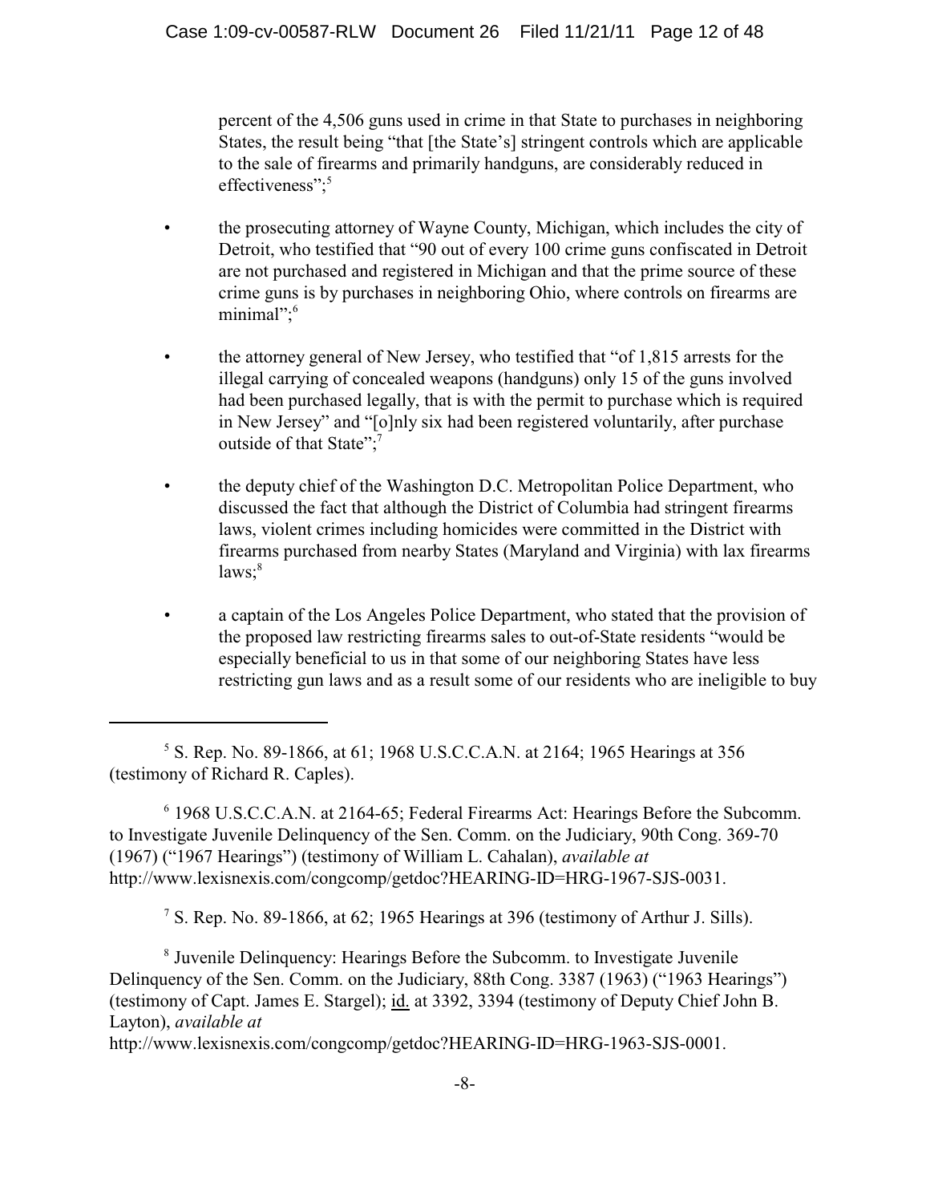percent of the 4,506 guns used in crime in that State to purchases in neighboring States, the result being "that [the State's] stringent controls which are applicable to the sale of firearms and primarily handguns, are considerably reduced in effectiveness";[5]

- the prosecuting attorney of Wayne County, Michigan, which includes the city of Detroit, who testified that "90 out of every 100 crime guns confiscated in Detroit are not purchased and registered in Michigan and that the prime source of these crime guns is by purchases in neighboring Ohio, where controls on firearms are minimal";[6]

- the attorney general of New Jersey, who testified that "of 1,815 arrests for the illegal carrying of concealed weapons (handguns) only 15 of the guns involved had been purchased legally, that is with the permit to purchase which is required in New Jersey" and "[o]nly six had been registered voluntarily, after purchase outside of that State";[7]

- the deputy chief of the Washington D.C. Metropolitan Police Department, who discussed the fact that although the District of Columbia had stringent firearms laws, violent crimes including homicides were committed in the District with firearms purchased from nearby States (Maryland and Virginia) with lax firearms laws;[8]

- a captain of the Los Angeles Police Department, who stated that the provision of the proposed law restricting firearms sales to out-of-State residents "would be especially beneficial to us in that some of our neighboring States have less restricting gun laws and as a result some of our residents who are ineligible to buy

---

[5] S. Rep. No. 89-1866, at 61; 1968 U.S.C.C.A.N. at 2164; 1965 Hearings at 356 (testimony of Richard R. Caples).

[6] 1968 U.S.C.C.A.N. at 2164-65; Federal Firearms Act: Hearings Before the Subcomm. to Investigate Juvenile Delinquency of the Sen. Comm. on the Judiciary, 90th Cong. 369-70 (1967) ("1967 Hearings") (testimony of William L. Cahalan), *available at* http://www.lexisnexis.com/congcomp/getdoc?HEARING-ID=HRG-1967-SJS-0031.

[7] S. Rep. No. 89-1866, at 62; 1965 Hearings at 396 (testimony of Arthur J. Sills).

[8] Juvenile Delinquency: Hearings Before the Subcomm. to Investigate Juvenile Delinquency of the Sen. Comm. on the Judiciary, 88th Cong. 3387 (1963) ("1963 Hearings") (testimony of Capt. James E. Stargel); id. at 3392, 3394 (testimony of Deputy Chief John B. Layton), *available at* http://www.lexisnexis.com/congcomp/getdoc?HEARING-ID=HRG-1963-SJS-0001.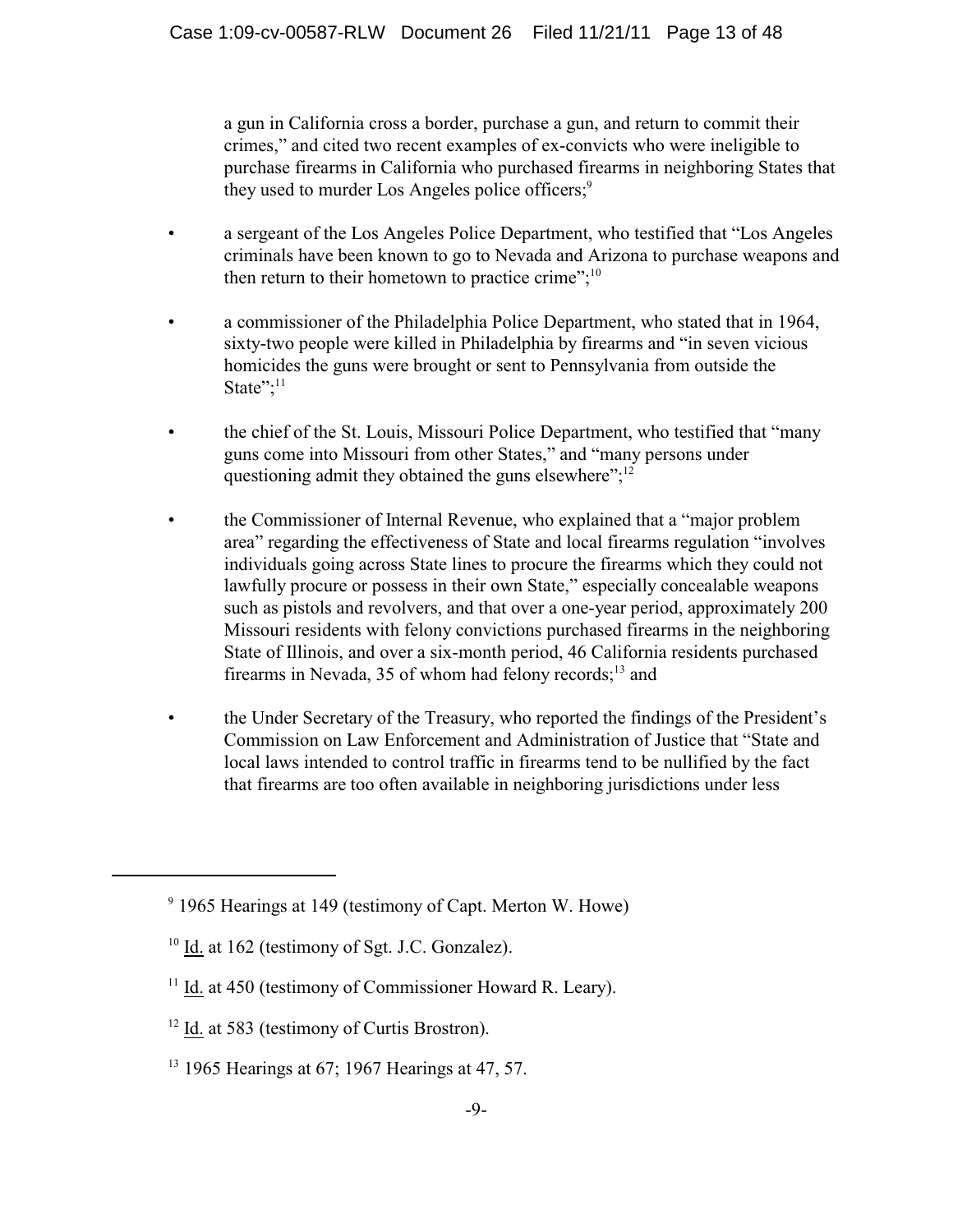a gun in California cross a border, purchase a gun, and return to commit their crimes," and cited two recent examples of ex-convicts who were ineligible to purchase firearms in California who purchased firearms in neighboring States that they used to murder Los Angeles police officers;[9]

- a sergeant of the Los Angeles Police Department, who testified that "Los Angeles criminals have been known to go to Nevada and Arizona to purchase weapons and then return to their hometown to practice crime";[10]

- a commissioner of the Philadelphia Police Department, who stated that in 1964, sixty-two people were killed in Philadelphia by firearms and "in seven vicious homicides the guns were brought or sent to Pennsylvania from outside the State";[11]

- the chief of the St. Louis, Missouri Police Department, who testified that "many guns come into Missouri from other States," and "many persons under questioning admit they obtained the guns elsewhere";[12]

- the Commissioner of Internal Revenue, who explained that a "major problem area" regarding the effectiveness of State and local firearms regulation "involves individuals going across State lines to procure the firearms which they could not lawfully procure or possess in their own State," especially concealable weapons such as pistols and revolvers, and that over a one-year period, approximately 200 Missouri residents with felony convictions purchased firearms in the neighboring State of Illinois, and over a six-month period, 46 California residents purchased firearms in Nevada, 35 of whom had felony records;[13] and

- the Under Secretary of the Treasury, who reported the findings of the President's Commission on Law Enforcement and Administration of Justice that "State and local laws intended to control traffic in firearms tend to be nullified by the fact that firearms are too often available in neighboring jurisdictions under less

---

[9] 1965 Hearings at 149 (testimony of Capt. Merton W. Howe)

[10] Id. at 162 (testimony of Sgt. J.C. Gonzalez).

[11] Id. at 450 (testimony of Commissioner Howard R. Leary).

[12] Id. at 583 (testimony of Curtis Brostron).

[13] 1965 Hearings at 67; 1967 Hearings at 47, 57.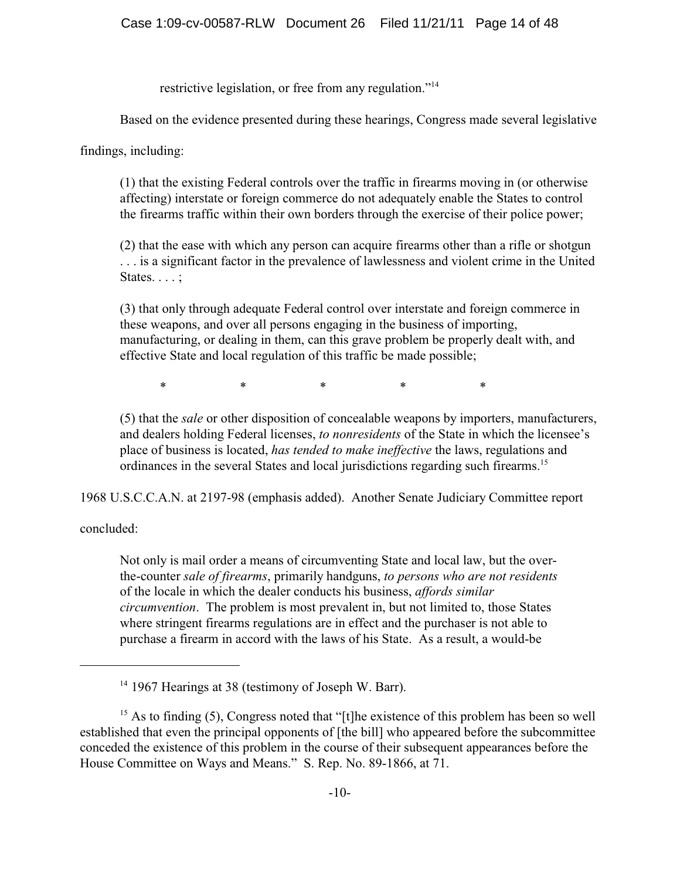restrictive legislation, or free from any regulation."[14]

Based on the evidence presented during these hearings, Congress made several legislative findings, including:

> (1) that the existing Federal controls over the traffic in firearms moving in (or otherwise affecting) interstate or foreign commerce do not adequately enable the States to control the firearms traffic within their own borders through the exercise of their police power;
>
> (2) that the ease with which any person can acquire firearms other than a rifle or shotgun . . . is a significant factor in the prevalence of lawlessness and violent crime in the United States. . . . ;
>
> (3) that only through adequate Federal control over interstate and foreign commerce in these weapons, and over all persons engaging in the business of importing, manufacturing, or dealing in them, can this grave problem be properly dealt with, and effective State and local regulation of this traffic be made possible;
>
> \* \* \* \* \*
>
> (5) that the *sale* or other disposition of concealable weapons by importers, manufacturers, and dealers holding Federal licenses, *to nonresidents* of the State in which the licensee's place of business is located, *has tended to make ineffective* the laws, regulations and ordinances in the several States and local jurisdictions regarding such firearms.[15]

1968 U.S.C.C.A.N. at 2197-98 (emphasis added). Another Senate Judiciary Committee report concluded:

> Not only is mail order a means of circumventing State and local law, but the over-the-counter *sale of firearms*, primarily handguns, *to persons who are not residents* of the locale in which the dealer conducts his business, *affords similar circumvention*. The problem is most prevalent in, but not limited to, those States where stringent firearms regulations are in effect and the purchaser is not able to purchase a firearm in accord with the laws of his State. As a result, a would-be

---

[14] 1967 Hearings at 38 (testimony of Joseph W. Barr).

[15] As to finding (5), Congress noted that "[t]he existence of this problem has been so well established that even the principal opponents of [the bill] who appeared before the subcommittee conceded the existence of this problem in the course of their subsequent appearances before the House Committee on Ways and Means." S. Rep. No. 89-1866, at 71.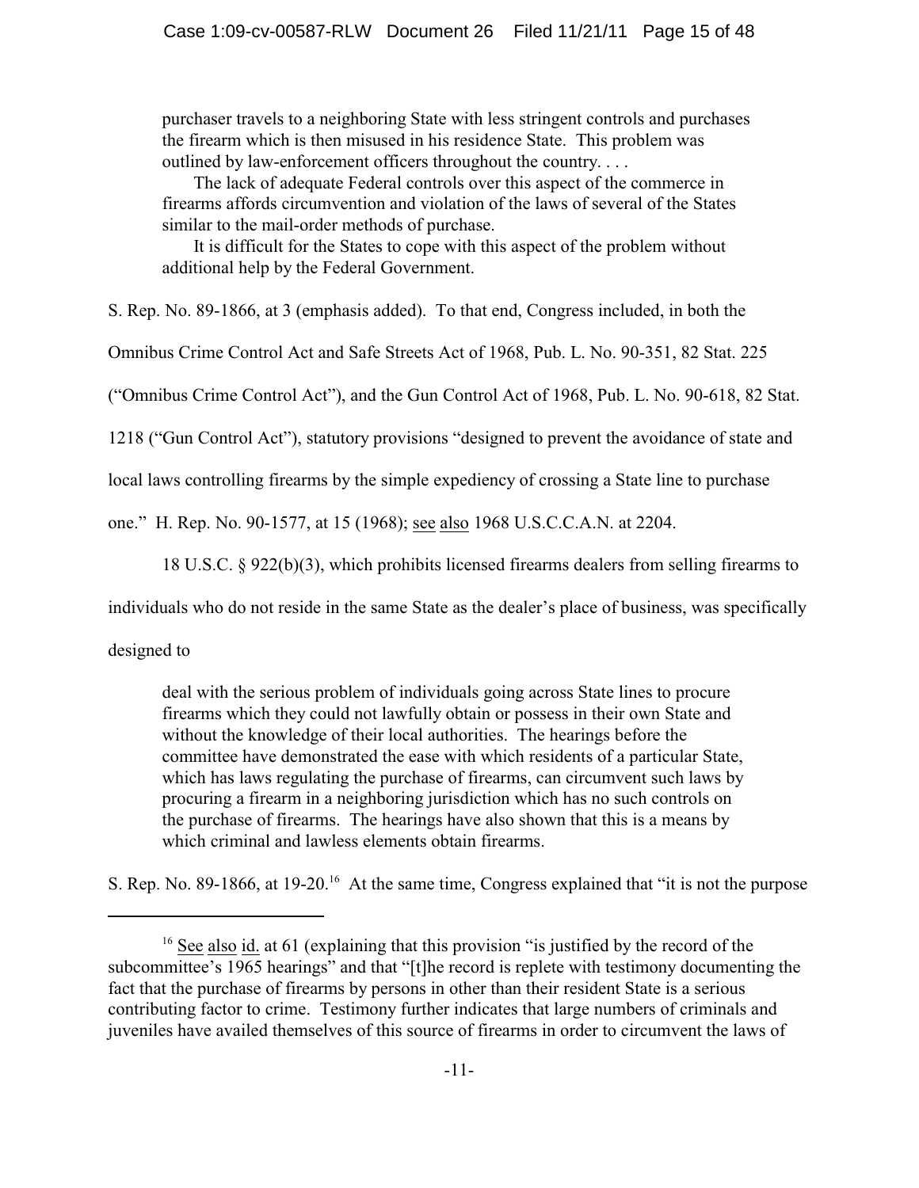> purchaser travels to a neighboring State with less stringent controls and purchases the firearm which is then misused in his residence State. This problem was outlined by law-enforcement officers throughout the country. . . .
>
> The lack of adequate Federal controls over this aspect of the commerce in firearms affords circumvention and violation of the laws of several of the States similar to the mail-order methods of purchase.
>
> It is difficult for the States to cope with this aspect of the problem without additional help by the Federal Government.

S. Rep. No. 89-1866, at 3 (emphasis added). To that end, Congress included, in both the Omnibus Crime Control Act and Safe Streets Act of 1968, Pub. L. No. 90-351, 82 Stat. 225 ("Omnibus Crime Control Act"), and the Gun Control Act of 1968, Pub. L. No. 90-618, 82 Stat. 1218 ("Gun Control Act"), statutory provisions "designed to prevent the avoidance of state and local laws controlling firearms by the simple expediency of crossing a State line to purchase one." H. Rep. No. 90-1577, at 15 (1968); see also 1968 U.S.C.C.A.N. at 2204.

18 U.S.C. § 922(b)(3), which prohibits licensed firearms dealers from selling firearms to individuals who do not reside in the same State as the dealer's place of business, was specifically designed to

> deal with the serious problem of individuals going across State lines to procure firearms which they could not lawfully obtain or possess in their own State and without the knowledge of their local authorities. The hearings before the committee have demonstrated the ease with which residents of a particular State, which has laws regulating the purchase of firearms, can circumvent such laws by procuring a firearm in a neighboring jurisdiction which has no such controls on the purchase of firearms. The hearings have also shown that this is a means by which criminal and lawless elements obtain firearms.

S. Rep. No. 89-1866, at 19-20.[16] At the same time, Congress explained that "it is not the purpose

---

[16] See also id. at 61 (explaining that this provision "is justified by the record of the subcommittee's 1965 hearings" and that "[t]he record is replete with testimony documenting the fact that the purchase of firearms by persons in other than their resident State is a serious contributing factor to crime. Testimony further indicates that large numbers of criminals and juveniles have availed themselves of this source of firearms in order to circumvent the laws of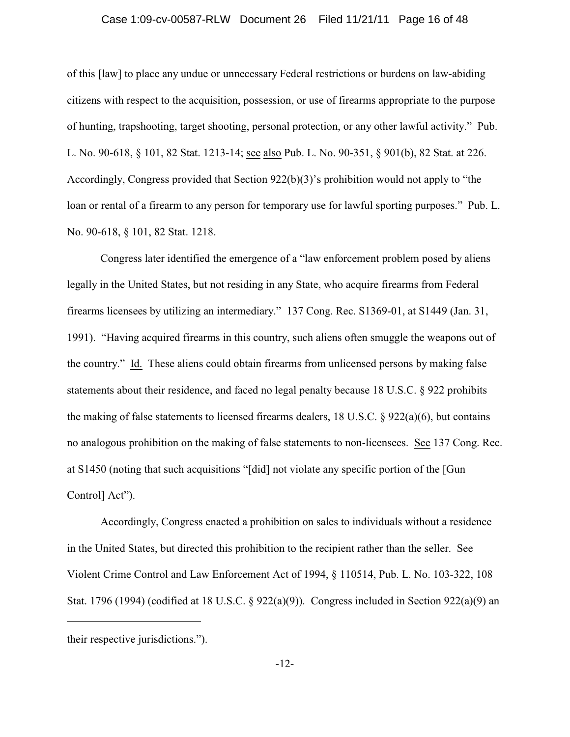of this [law] to place any undue or unnecessary Federal restrictions or burdens on law-abiding citizens with respect to the acquisition, possession, or use of firearms appropriate to the purpose of hunting, trapshooting, target shooting, personal protection, or any other lawful activity." Pub. L. No. 90-618, § 101, 82 Stat. 1213-14; see also Pub. L. No. 90-351, § 901(b), 82 Stat. at 226. Accordingly, Congress provided that Section 922(b)(3)'s prohibition would not apply to "the loan or rental of a firearm to any person for temporary use for lawful sporting purposes." Pub. L. No. 90-618, § 101, 82 Stat. 1218.

Congress later identified the emergence of a "law enforcement problem posed by aliens legally in the United States, but not residing in any State, who acquire firearms from Federal firearms licensees by utilizing an intermediary." 137 Cong. Rec. S1369-01, at S1449 (Jan. 31, 1991). "Having acquired firearms in this country, such aliens often smuggle the weapons out of the country." Id. These aliens could obtain firearms from unlicensed persons by making false statements about their residence, and faced no legal penalty because 18 U.S.C. § 922 prohibits the making of false statements to licensed firearms dealers, 18 U.S.C. § 922(a)(6), but contains no analogous prohibition on the making of false statements to non-licensees. See 137 Cong. Rec. at S1450 (noting that such acquisitions "[did] not violate any specific portion of the [Gun Control] Act").

Accordingly, Congress enacted a prohibition on sales to individuals without a residence in the United States, but directed this prohibition to the recipient rather than the seller. See Violent Crime Control and Law Enforcement Act of 1994, § 110514, Pub. L. No. 103-322, 108 Stat. 1796 (1994) (codified at 18 U.S.C. § 922(a)(9)). Congress included in Section 922(a)(9) an

---

their respective jurisdictions.").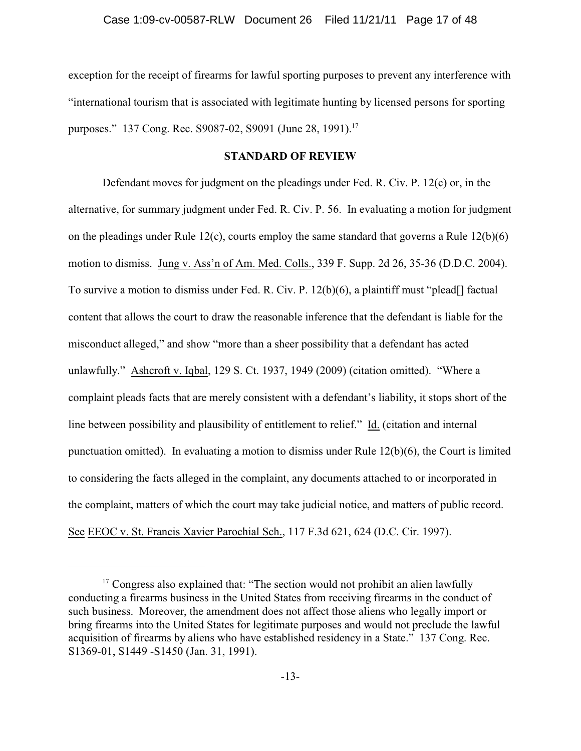exception for the receipt of firearms for lawful sporting purposes to prevent any interference with "international tourism that is associated with legitimate hunting by licensed persons for sporting purposes." 137 Cong. Rec. S9087-02, S9091 (June 28, 1991).[17]

## STANDARD OF REVIEW

Defendant moves for judgment on the pleadings under Fed. R. Civ. P. 12(c) or, in the alternative, for summary judgment under Fed. R. Civ. P. 56. In evaluating a motion for judgment on the pleadings under Rule 12(c), courts employ the same standard that governs a Rule 12(b)(6) motion to dismiss. Jung v. Ass'n of Am. Med. Colls., 339 F. Supp. 2d 26, 35-36 (D.D.C. 2004). To survive a motion to dismiss under Fed. R. Civ. P. 12(b)(6), a plaintiff must "plead[] factual content that allows the court to draw the reasonable inference that the defendant is liable for the misconduct alleged," and show "more than a sheer possibility that a defendant has acted unlawfully." Ashcroft v. Iqbal, 129 S. Ct. 1937, 1949 (2009) (citation omitted). "Where a complaint pleads facts that are merely consistent with a defendant's liability, it stops short of the line between possibility and plausibility of entitlement to relief." Id. (citation and internal punctuation omitted). In evaluating a motion to dismiss under Rule 12(b)(6), the Court is limited to considering the facts alleged in the complaint, any documents attached to or incorporated in the complaint, matters of which the court may take judicial notice, and matters of public record. See EEOC v. St. Francis Xavier Parochial Sch., 117 F.3d 621, 624 (D.C. Cir. 1997).

---

[17] Congress also explained that: "The section would not prohibit an alien lawfully conducting a firearms business in the United States from receiving firearms in the conduct of such business. Moreover, the amendment does not affect those aliens who legally import or bring firearms into the United States for legitimate purposes and would not preclude the lawful acquisition of firearms by aliens who have established residency in a State." 137 Cong. Rec. S1369-01, S1449 -S1450 (Jan. 31, 1991).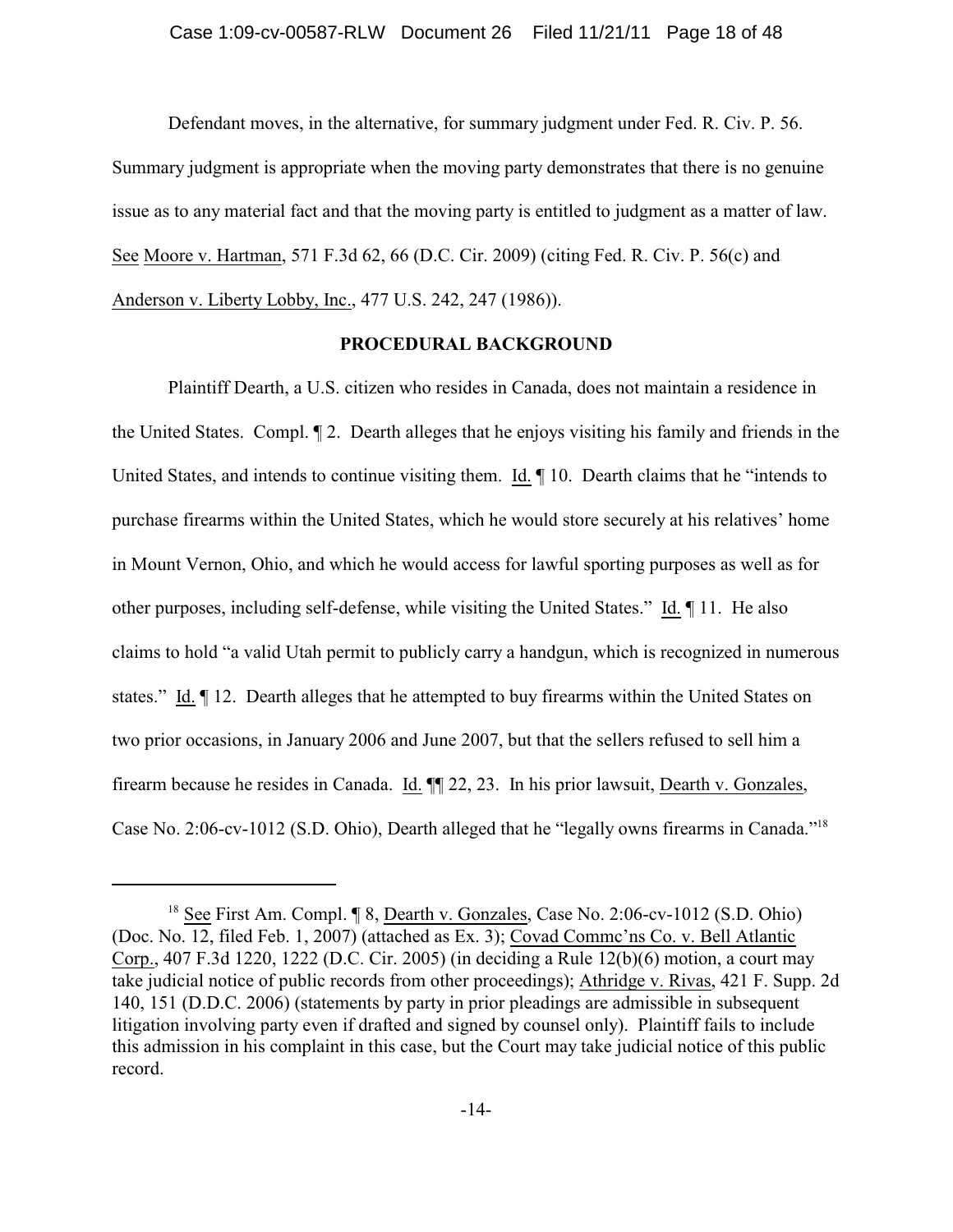Defendant moves, in the alternative, for summary judgment under Fed. R. Civ. P. 56. Summary judgment is appropriate when the moving party demonstrates that there is no genuine issue as to any material fact and that the moving party is entitled to judgment as a matter of law. See Moore v. Hartman, 571 F.3d 62, 66 (D.C. Cir. 2009) (citing Fed. R. Civ. P. 56(c) and Anderson v. Liberty Lobby, Inc., 477 U.S. 242, 247 (1986)).

## PROCEDURAL BACKGROUND

Plaintiff Dearth, a U.S. citizen who resides in Canada, does not maintain a residence in the United States. Compl. ¶ 2. Dearth alleges that he enjoys visiting his family and friends in the United States, and intends to continue visiting them. Id. ¶ 10. Dearth claims that he "intends to purchase firearms within the United States, which he would store securely at his relatives' home in Mount Vernon, Ohio, and which he would access for lawful sporting purposes as well as for other purposes, including self-defense, while visiting the United States." Id. ¶ 11. He also claims to hold "a valid Utah permit to publicly carry a handgun, which is recognized in numerous states." Id. ¶ 12. Dearth alleges that he attempted to buy firearms within the United States on two prior occasions, in January 2006 and June 2007, but that the sellers refused to sell him a firearm because he resides in Canada. Id. ¶¶ 22, 23. In his prior lawsuit, Dearth v. Gonzales, Case No. 2:06-cv-1012 (S.D. Ohio), Dearth alleged that he "legally owns firearms in Canada."[18]

[18] See First Am. Compl. ¶ 8, Dearth v. Gonzales, Case No. 2:06-cv-1012 (S.D. Ohio) (Doc. No. 12, filed Feb. 1, 2007) (attached as Ex. 3); Covad Commc'ns Co. v. Bell Atlantic Corp., 407 F.3d 1220, 1222 (D.C. Cir. 2005) (in deciding a Rule 12(b)(6) motion, a court may take judicial notice of public records from other proceedings); Athridge v. Rivas, 421 F. Supp. 2d 140, 151 (D.D.C. 2006) (statements by party in prior pleadings are admissible in subsequent litigation involving party even if drafted and signed by counsel only). Plaintiff fails to include this admission in his complaint in this case, but the Court may take judicial notice of this public record.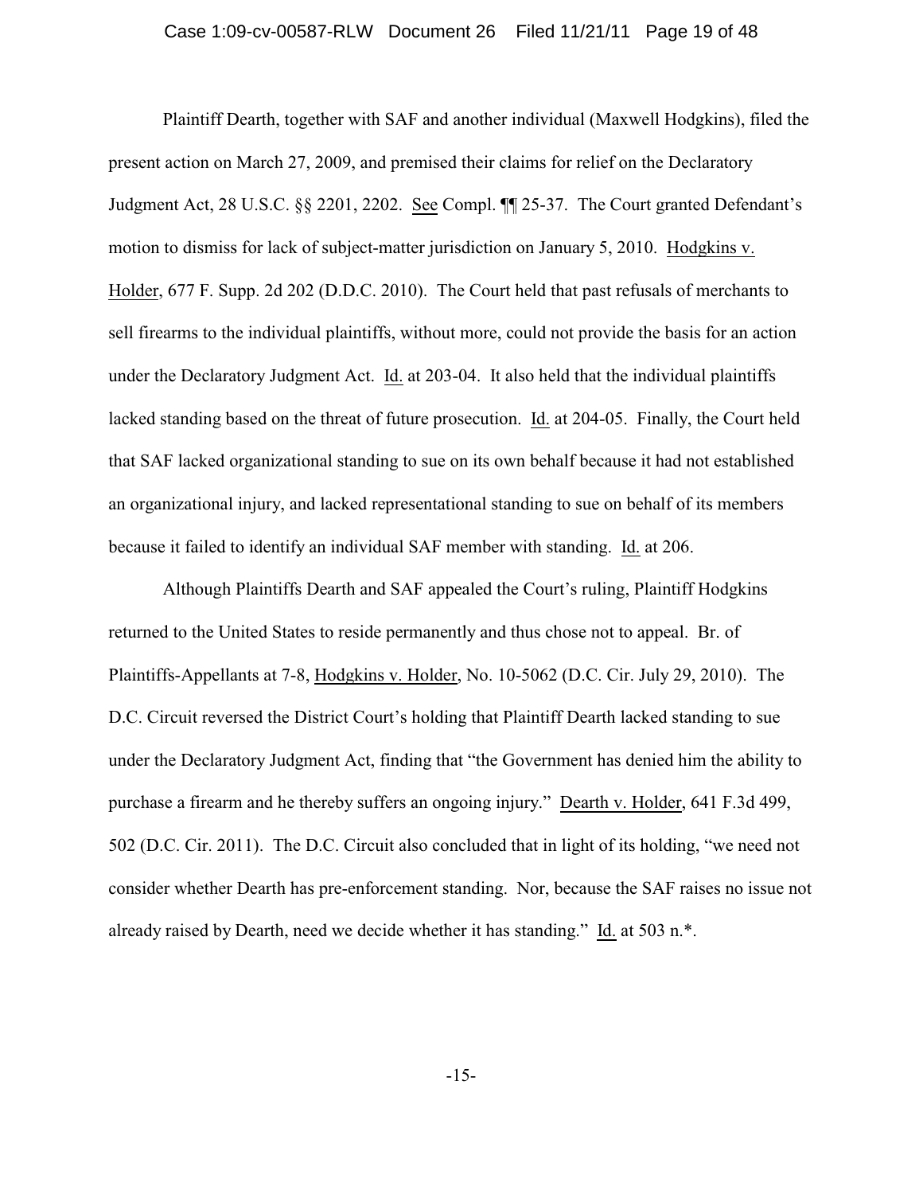Plaintiff Dearth, together with SAF and another individual (Maxwell Hodgkins), filed the present action on March 27, 2009, and premised their claims for relief on the Declaratory Judgment Act, 28 U.S.C. §§ 2201, 2202. See Compl. ¶¶ 25-37. The Court granted Defendant's motion to dismiss for lack of subject-matter jurisdiction on January 5, 2010. Hodgkins v. Holder, 677 F. Supp. 2d 202 (D.D.C. 2010). The Court held that past refusals of merchants to sell firearms to the individual plaintiffs, without more, could not provide the basis for an action under the Declaratory Judgment Act. Id. at 203-04. It also held that the individual plaintiffs lacked standing based on the threat of future prosecution. Id. at 204-05. Finally, the Court held that SAF lacked organizational standing to sue on its own behalf because it had not established an organizational injury, and lacked representational standing to sue on behalf of its members because it failed to identify an individual SAF member with standing. Id. at 206.

Although Plaintiffs Dearth and SAF appealed the Court's ruling, Plaintiff Hodgkins returned to the United States to reside permanently and thus chose not to appeal. Br. of Plaintiffs-Appellants at 7-8, Hodgkins v. Holder, No. 10-5062 (D.C. Cir. July 29, 2010). The D.C. Circuit reversed the District Court's holding that Plaintiff Dearth lacked standing to sue under the Declaratory Judgment Act, finding that "the Government has denied him the ability to purchase a firearm and he thereby suffers an ongoing injury." Dearth v. Holder, 641 F.3d 499, 502 (D.C. Cir. 2011). The D.C. Circuit also concluded that in light of its holding, "we need not consider whether Dearth has pre-enforcement standing. Nor, because the SAF raises no issue not already raised by Dearth, need we decide whether it has standing." Id. at 503 n.*.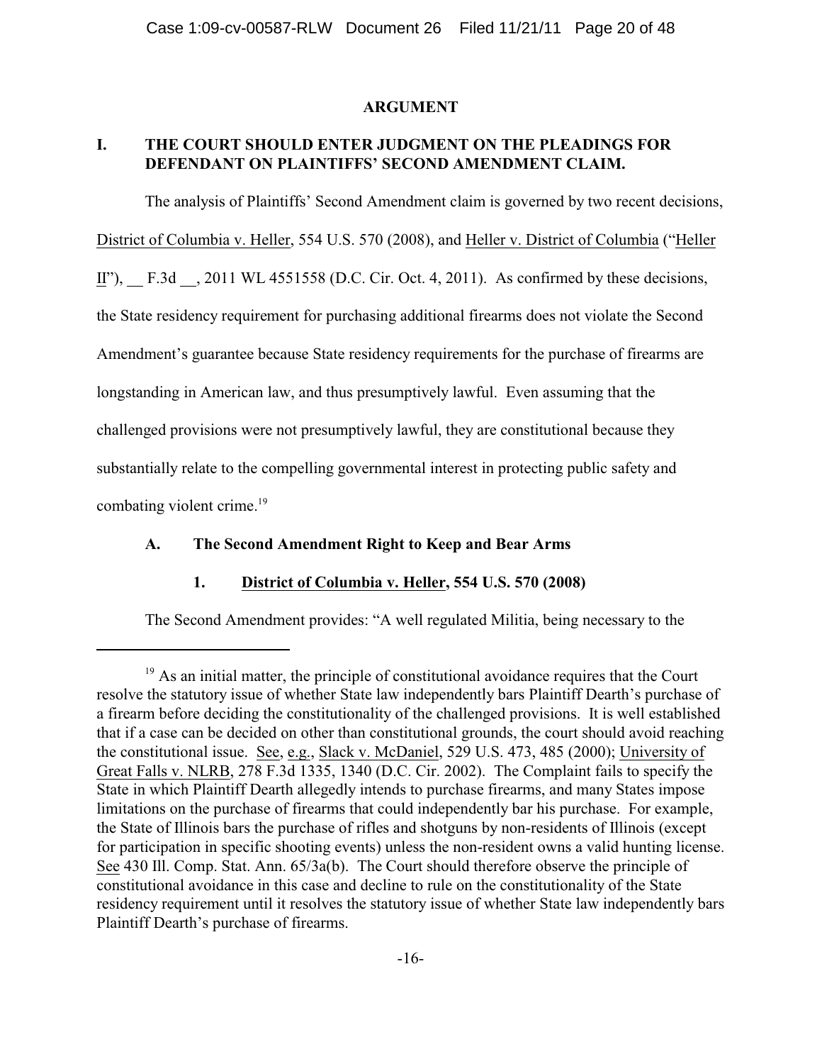## ARGUMENT

### I. THE COURT SHOULD ENTER JUDGMENT ON THE PLEADINGS FOR DEFENDANT ON PLAINTIFFS' SECOND AMENDMENT CLAIM.

The analysis of Plaintiffs' Second Amendment claim is governed by two recent decisions, District of Columbia v. Heller, 554 U.S. 570 (2008), and Heller v. District of Columbia ("Heller II"), __ F.3d __, 2011 WL 4551558 (D.C. Cir. Oct. 4, 2011). As confirmed by these decisions, the State residency requirement for purchasing additional firearms does not violate the Second Amendment's guarantee because State residency requirements for the purchase of firearms are longstanding in American law, and thus presumptively lawful. Even assuming that the challenged provisions were not presumptively lawful, they are constitutional because they substantially relate to the compelling governmental interest in protecting public safety and combating violent crime.[19]

#### A. The Second Amendment Right to Keep and Bear Arms

##### 1. District of Columbia v. Heller, 554 U.S. 570 (2008)

The Second Amendment provides: "A well regulated Militia, being necessary to the

---

[19] As an initial matter, the principle of constitutional avoidance requires that the Court resolve the statutory issue of whether State law independently bars Plaintiff Dearth's purchase of a firearm before deciding the constitutionality of the challenged provisions. It is well established that if a case can be decided on other than constitutional grounds, the court should avoid reaching the constitutional issue. See, e.g., Slack v. McDaniel, 529 U.S. 473, 485 (2000); University of Great Falls v. NLRB, 278 F.3d 1335, 1340 (D.C. Cir. 2002). The Complaint fails to specify the State in which Plaintiff Dearth allegedly intends to purchase firearms, and many States impose limitations on the purchase of firearms that could independently bar his purchase. For example, the State of Illinois bars the purchase of rifles and shotguns by non-residents of Illinois (except for participation in specific shooting events) unless the non-resident owns a valid hunting license. See 430 Ill. Comp. Stat. Ann. 65/3a(b). The Court should therefore observe the principle of constitutional avoidance in this case and decline to rule on the constitutionality of the State residency requirement until it resolves the statutory issue of whether State law independently bars Plaintiff Dearth's purchase of firearms.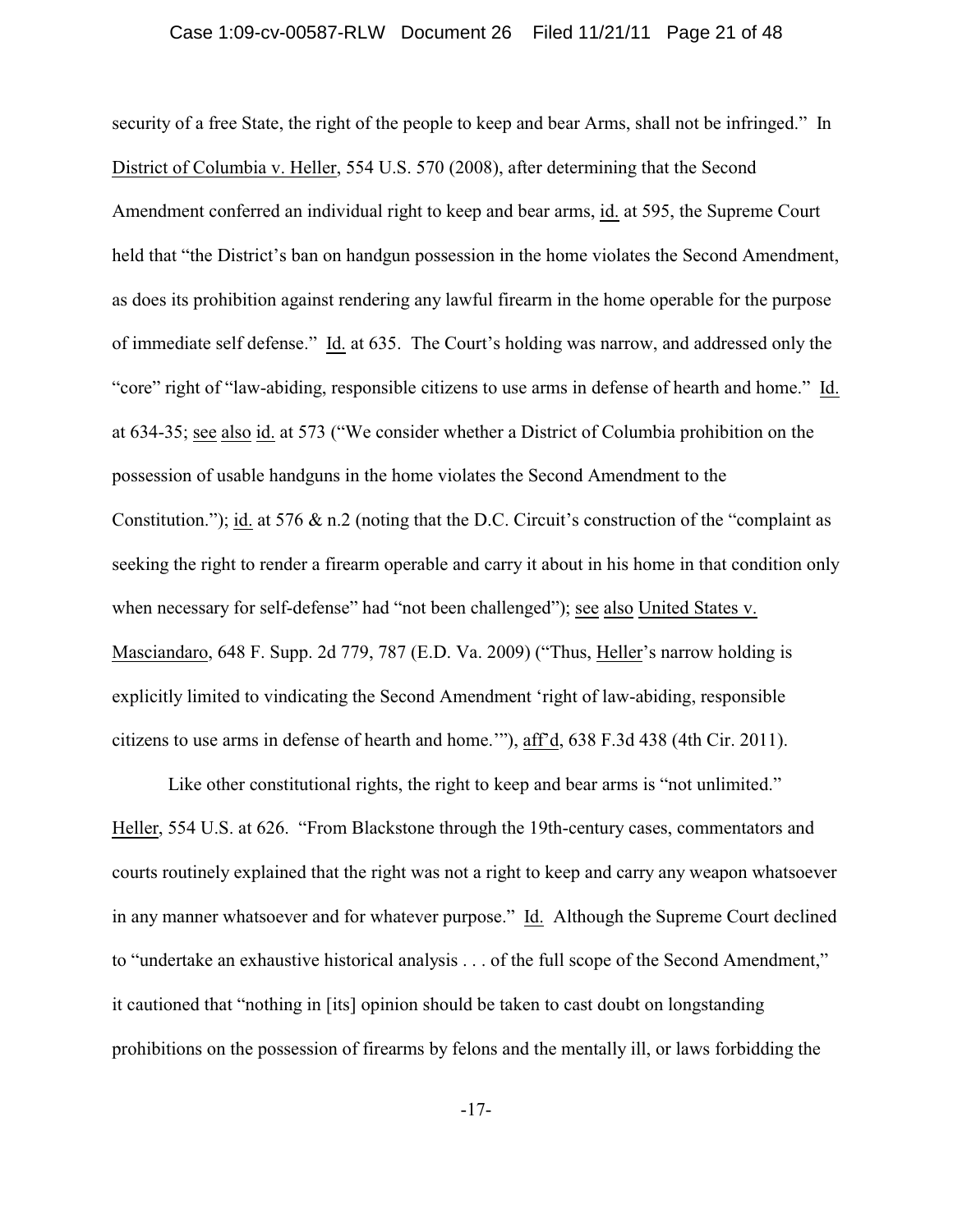security of a free State, the right of the people to keep and bear Arms, shall not be infringed." In District of Columbia v. Heller, 554 U.S. 570 (2008), after determining that the Second Amendment conferred an individual right to keep and bear arms, id. at 595, the Supreme Court held that "the District's ban on handgun possession in the home violates the Second Amendment, as does its prohibition against rendering any lawful firearm in the home operable for the purpose of immediate self defense." Id. at 635. The Court's holding was narrow, and addressed only the "core" right of "law-abiding, responsible citizens to use arms in defense of hearth and home." Id. at 634-35; see also id. at 573 ("We consider whether a District of Columbia prohibition on the possession of usable handguns in the home violates the Second Amendment to the Constitution."); id. at 576 & n.2 (noting that the D.C. Circuit's construction of the "complaint as seeking the right to render a firearm operable and carry it about in his home in that condition only when necessary for self-defense" had "not been challenged"); see also United States v. Masciandaro, 648 F. Supp. 2d 779, 787 (E.D. Va. 2009) ("Thus, Heller's narrow holding is explicitly limited to vindicating the Second Amendment 'right of law-abiding, responsible citizens to use arms in defense of hearth and home.'"), aff'd, 638 F.3d 438 (4th Cir. 2011).

Like other constitutional rights, the right to keep and bear arms is "not unlimited." Heller, 554 U.S. at 626. "From Blackstone through the 19th-century cases, commentators and courts routinely explained that the right was not a right to keep and carry any weapon whatsoever in any manner whatsoever and for whatever purpose." Id. Although the Supreme Court declined to "undertake an exhaustive historical analysis . . . of the full scope of the Second Amendment," it cautioned that "nothing in [its] opinion should be taken to cast doubt on longstanding prohibitions on the possession of firearms by felons and the mentally ill, or laws forbidding the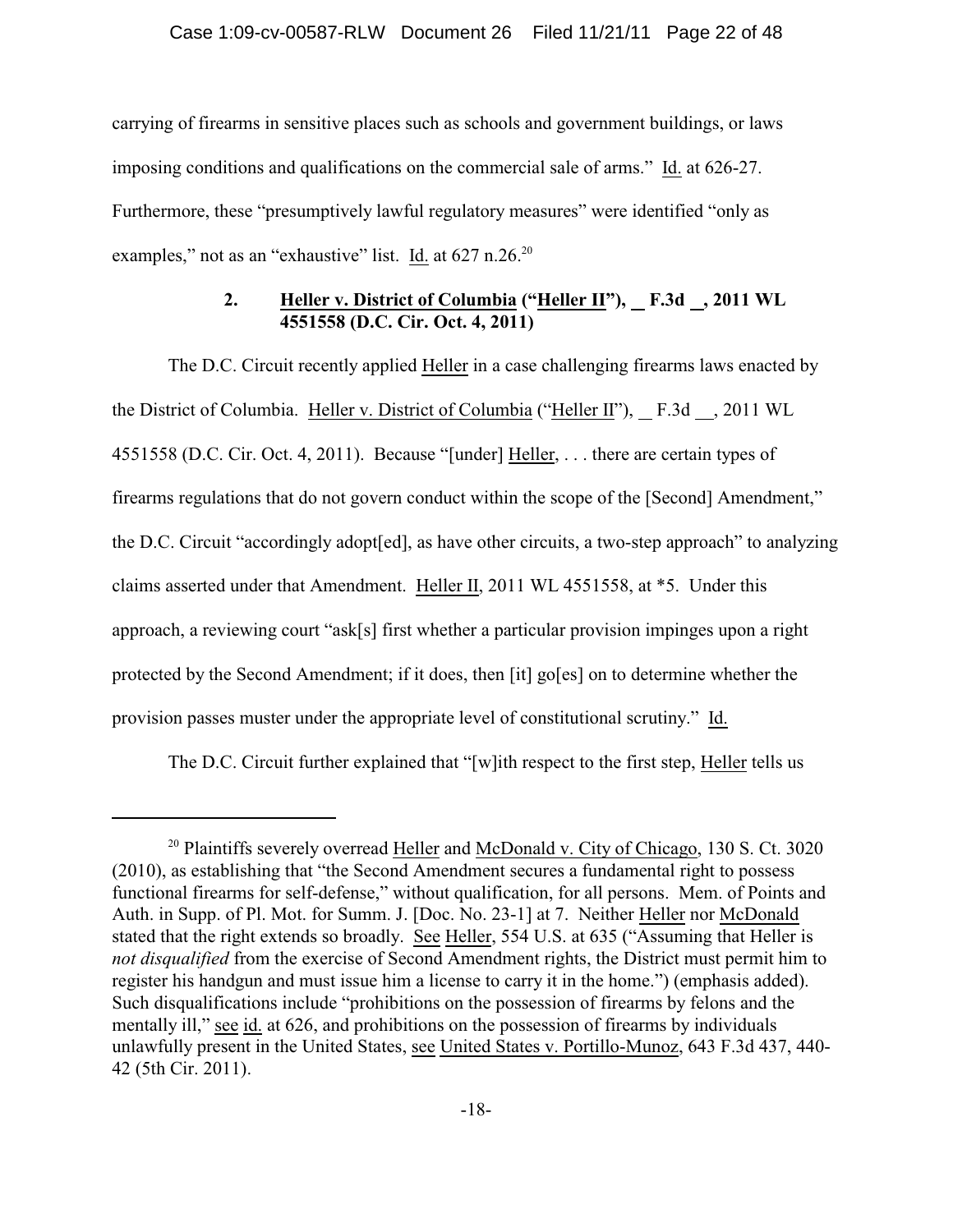carrying of firearms in sensitive places such as schools and government buildings, or laws imposing conditions and qualifications on the commercial sale of arms." Id. at 626-27. Furthermore, these "presumptively lawful regulatory measures" were identified "only as examples," not as an "exhaustive" list. Id. at 627 n.26.[20]

### 2. Heller v. District of Columbia ("Heller II"), __ F.3d __, 2011 WL 4551558 (D.C. Cir. Oct. 4, 2011)

The D.C. Circuit recently applied Heller in a case challenging firearms laws enacted by the District of Columbia. Heller v. District of Columbia ("Heller II"), __ F.3d __, 2011 WL 4551558 (D.C. Cir. Oct. 4, 2011). Because "[under] Heller, . . . there are certain types of firearms regulations that do not govern conduct within the scope of the [Second] Amendment," the D.C. Circuit "accordingly adopt[ed], as have other circuits, a two-step approach" to analyzing claims asserted under that Amendment. Heller II, 2011 WL 4551558, at *5. Under this approach, a reviewing court "ask[s] first whether a particular provision impinges upon a right protected by the Second Amendment; if it does, then [it] go[es] on to determine whether the provision passes muster under the appropriate level of constitutional scrutiny." Id.

The D.C. Circuit further explained that "[w]ith respect to the first step, Heller tells us

---

[20] Plaintiffs severely overread Heller and McDonald v. City of Chicago, 130 S. Ct. 3020 (2010), as establishing that "the Second Amendment secures a fundamental right to possess functional firearms for self-defense," without qualification, for all persons. Mem. of Points and Auth. in Supp. of Pl. Mot. for Summ. J. [Doc. No. 23-1] at 7. Neither Heller nor McDonald stated that the right extends so broadly. See Heller, 554 U.S. at 635 ("Assuming that Heller is *not disqualified* from the exercise of Second Amendment rights, the District must permit him to register his handgun and must issue him a license to carry it in the home.") (emphasis added). Such disqualifications include "prohibitions on the possession of firearms by felons and the mentally ill," see id. at 626, and prohibitions on the possession of firearms by individuals unlawfully present in the United States, see United States v. Portillo-Munoz, 643 F.3d 437, 440-42 (5th Cir. 2011).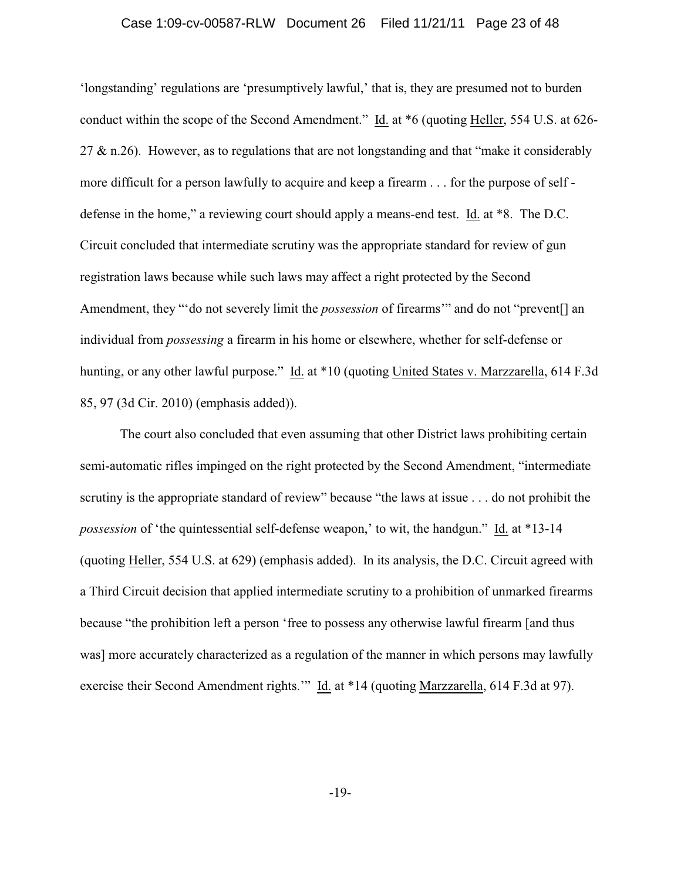'longstanding' regulations are 'presumptively lawful,' that is, they are presumed not to burden conduct within the scope of the Second Amendment." Id. at *6 (quoting Heller, 554 U.S. at 626-27 & n.26). However, as to regulations that are not longstanding and that "make it considerably more difficult for a person lawfully to acquire and keep a firearm . . . for the purpose of self - defense in the home," a reviewing court should apply a means-end test. Id. at *8. The D.C. Circuit concluded that intermediate scrutiny was the appropriate standard for review of gun registration laws because while such laws may affect a right protected by the Second Amendment, they "'do not severely limit the *possession* of firearms'" and do not "prevent[] an individual from *possessing* a firearm in his home or elsewhere, whether for self-defense or hunting, or any other lawful purpose." Id. at *10 (quoting United States v. Marzzarella, 614 F.3d 85, 97 (3d Cir. 2010) (emphasis added)).

The court also concluded that even assuming that other District laws prohibiting certain semi-automatic rifles impinged on the right protected by the Second Amendment, "intermediate scrutiny is the appropriate standard of review" because "the laws at issue . . . do not prohibit the *possession* of 'the quintessential self-defense weapon,' to wit, the handgun." Id. at *13-14 (quoting Heller, 554 U.S. at 629) (emphasis added). In its analysis, the D.C. Circuit agreed with a Third Circuit decision that applied intermediate scrutiny to a prohibition of unmarked firearms because "the prohibition left a person 'free to possess any otherwise lawful firearm [and thus was] more accurately characterized as a regulation of the manner in which persons may lawfully exercise their Second Amendment rights.'" Id. at *14 (quoting Marzzarella, 614 F.3d at 97).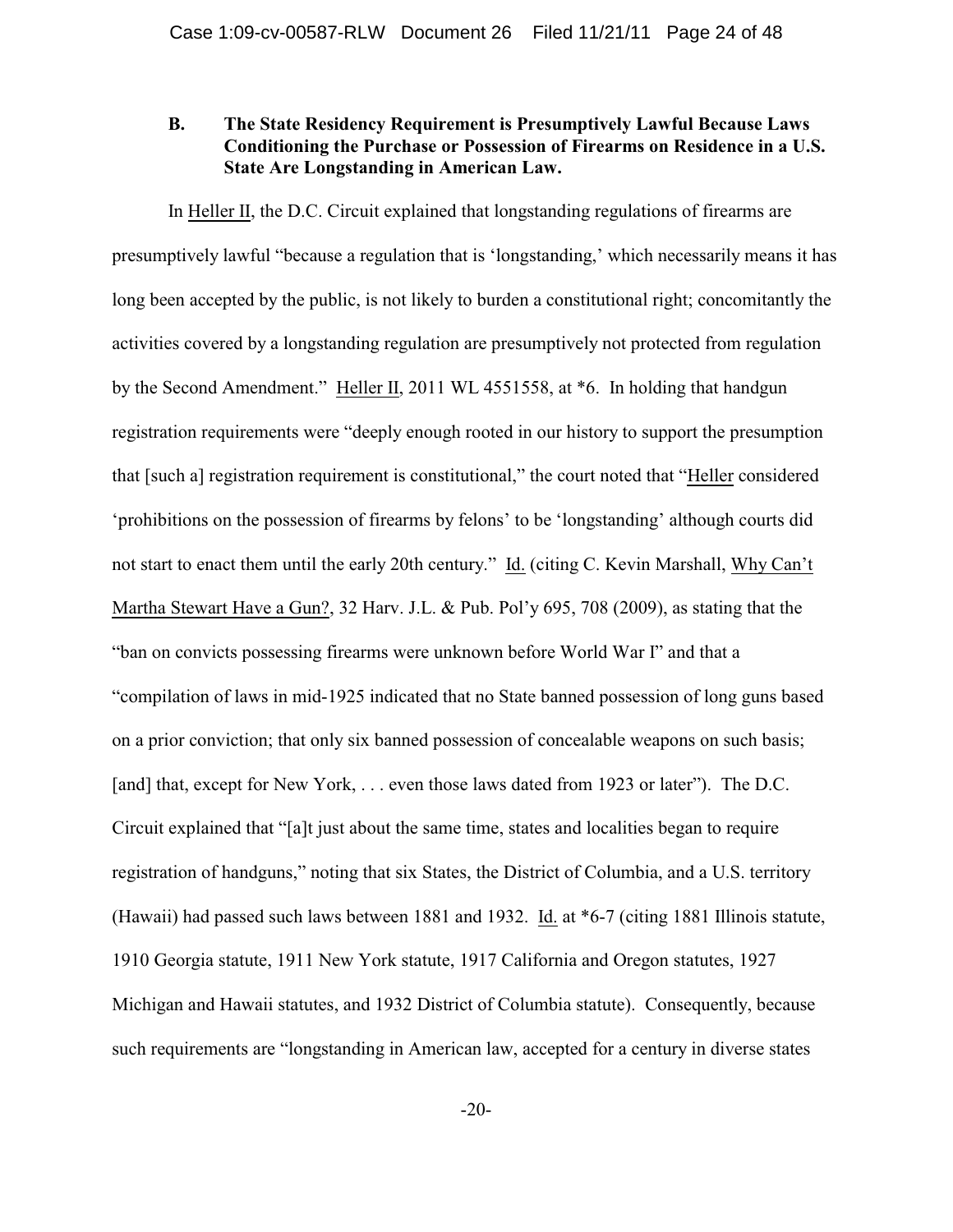### B. The State Residency Requirement is Presumptively Lawful Because Laws Conditioning the Purchase or Possession of Firearms on Residence in a U.S. State Are Longstanding in American Law.

In Heller II, the D.C. Circuit explained that longstanding regulations of firearms are presumptively lawful "because a regulation that is 'longstanding,' which necessarily means it has long been accepted by the public, is not likely to burden a constitutional right; concomitantly the activities covered by a longstanding regulation are presumptively not protected from regulation by the Second Amendment." Heller II, 2011 WL 4551558, at *6. In holding that handgun registration requirements were "deeply enough rooted in our history to support the presumption that [such a] registration requirement is constitutional," the court noted that "Heller considered 'prohibitions on the possession of firearms by felons' to be 'longstanding' although courts did not start to enact them until the early 20th century." Id. (citing C. Kevin Marshall, Why Can't Martha Stewart Have a Gun?, 32 Harv. J.L. & Pub. Pol'y 695, 708 (2009), as stating that the "ban on convicts possessing firearms were unknown before World War I" and that a "compilation of laws in mid-1925 indicated that no State banned possession of long guns based on a prior conviction; that only six banned possession of concealable weapons on such basis; [and] that, except for New York, . . . even those laws dated from 1923 or later"). The D.C. Circuit explained that "[a]t just about the same time, states and localities began to require registration of handguns," noting that six States, the District of Columbia, and a U.S. territory (Hawaii) had passed such laws between 1881 and 1932. Id. at *6-7 (citing 1881 Illinois statute, 1910 Georgia statute, 1911 New York statute, 1917 California and Oregon statutes, 1927 Michigan and Hawaii statutes, and 1932 District of Columbia statute). Consequently, because such requirements are "longstanding in American law, accepted for a century in diverse states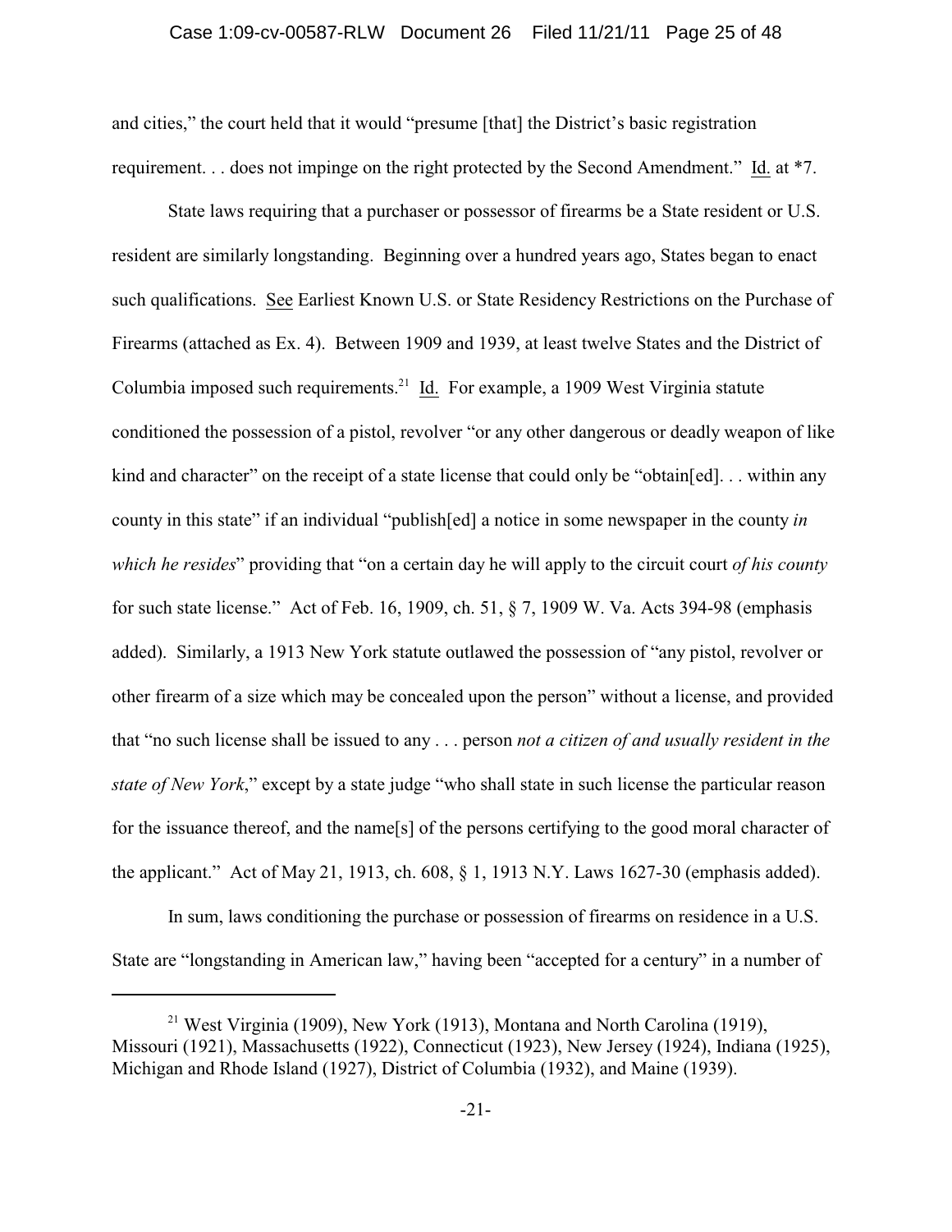and cities," the court held that it would "presume [that] the District's basic registration requirement. . . does not impinge on the right protected by the Second Amendment." Id. at *7.

State laws requiring that a purchaser or possessor of firearms be a State resident or U.S. resident are similarly longstanding. Beginning over a hundred years ago, States began to enact such qualifications. See Earliest Known U.S. or State Residency Restrictions on the Purchase of Firearms (attached as Ex. 4). Between 1909 and 1939, at least twelve States and the District of Columbia imposed such requirements.[21] Id. For example, a 1909 West Virginia statute conditioned the possession of a pistol, revolver "or any other dangerous or deadly weapon of like kind and character" on the receipt of a state license that could only be "obtain[ed]. . . within any county in this state" if an individual "publish[ed] a notice in some newspaper in the county *in which he resides*" providing that "on a certain day he will apply to the circuit court *of his county* for such state license." Act of Feb. 16, 1909, ch. 51, § 7, 1909 W. Va. Acts 394-98 (emphasis added). Similarly, a 1913 New York statute outlawed the possession of "any pistol, revolver or other firearm of a size which may be concealed upon the person" without a license, and provided that "no such license shall be issued to any . . . person *not a citizen of and usually resident in the state of New York*," except by a state judge "who shall state in such license the particular reason for the issuance thereof, and the name[s] of the persons certifying to the good moral character of the applicant." Act of May 21, 1913, ch. 608, § 1, 1913 N.Y. Laws 1627-30 (emphasis added).

In sum, laws conditioning the purchase or possession of firearms on residence in a U.S. State are "longstanding in American law," having been "accepted for a century" in a number of

---

[21] West Virginia (1909), New York (1913), Montana and North Carolina (1919), Missouri (1921), Massachusetts (1922), Connecticut (1923), New Jersey (1924), Indiana (1925), Michigan and Rhode Island (1927), District of Columbia (1932), and Maine (1939).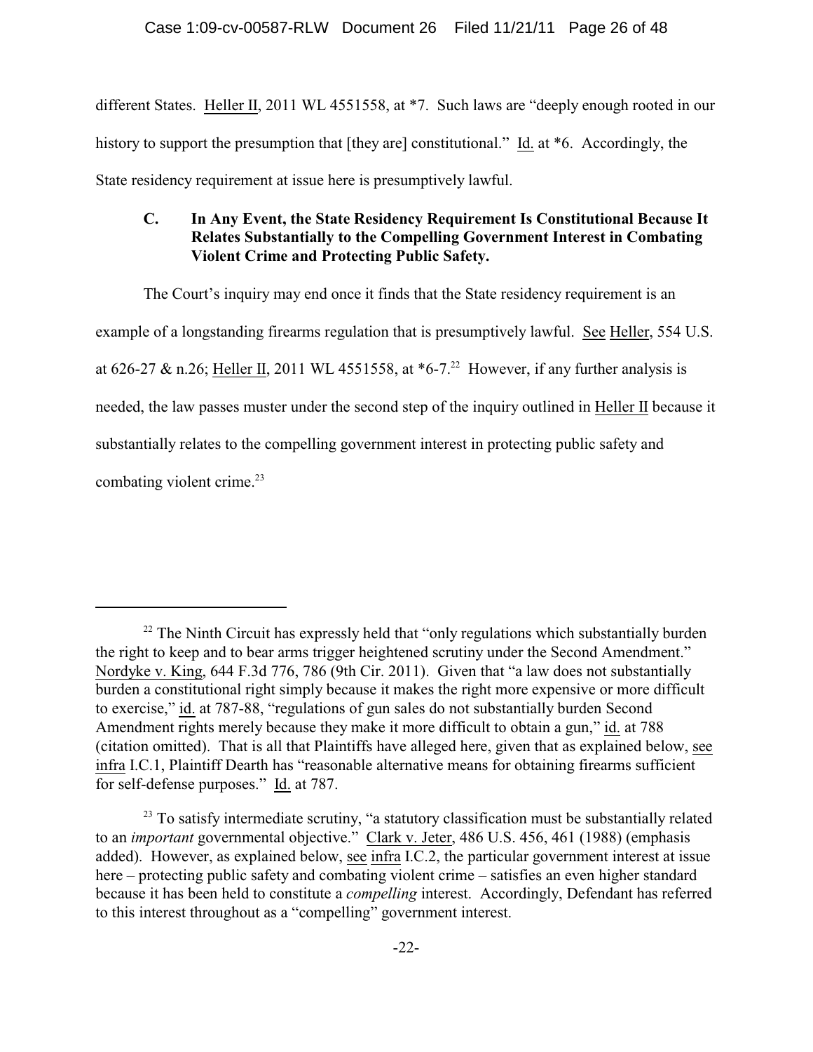different States. Heller II, 2011 WL 4551558, at *7. Such laws are "deeply enough rooted in our history to support the presumption that [they are] constitutional." Id. at *6. Accordingly, the State residency requirement at issue here is presumptively lawful.

### C. In Any Event, the State Residency Requirement Is Constitutional Because It Relates Substantially to the Compelling Government Interest in Combating Violent Crime and Protecting Public Safety.

The Court's inquiry may end once it finds that the State residency requirement is an example of a longstanding firearms regulation that is presumptively lawful. See Heller, 554 U.S. at 626-27 & n.26; Heller II, 2011 WL 4551558, at *6-7.[22] However, if any further analysis is needed, the law passes muster under the second step of the inquiry outlined in Heller II because it substantially relates to the compelling government interest in protecting public safety and combating violent crime.[23]

---

[22] The Ninth Circuit has expressly held that "only regulations which substantially burden the right to keep and to bear arms trigger heightened scrutiny under the Second Amendment." Nordyke v. King, 644 F.3d 776, 786 (9th Cir. 2011). Given that "a law does not substantially burden a constitutional right simply because it makes the right more expensive or more difficult to exercise," id. at 787-88, "regulations of gun sales do not substantially burden Second Amendment rights merely because they make it more difficult to obtain a gun," id. at 788 (citation omitted). That is all that Plaintiffs have alleged here, given that as explained below, see infra I.C.1, Plaintiff Dearth has "reasonable alternative means for obtaining firearms sufficient for self-defense purposes." Id. at 787.

[23] To satisfy intermediate scrutiny, "a statutory classification must be substantially related to an *important* governmental objective." Clark v. Jeter, 486 U.S. 456, 461 (1988) (emphasis added). However, as explained below, see infra I.C.2, the particular government interest at issue here – protecting public safety and combating violent crime – satisfies an even higher standard because it has been held to constitute a *compelling* interest. Accordingly, Defendant has referred to this interest throughout as a "compelling" government interest.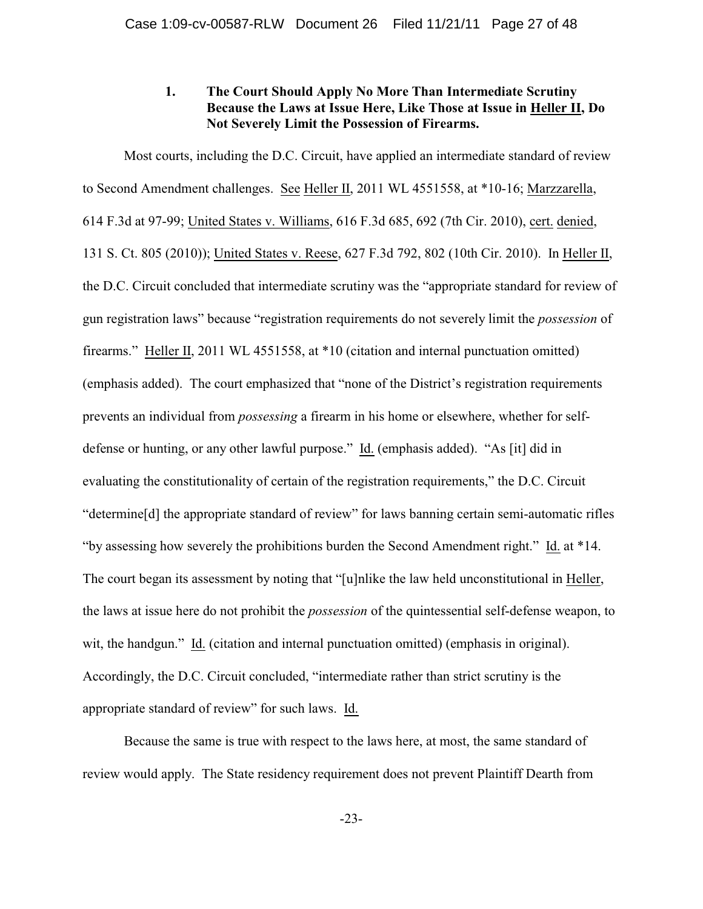### 1. The Court Should Apply No More Than Intermediate Scrutiny Because the Laws at Issue Here, Like Those at Issue in Heller II, Do Not Severely Limit the Possession of Firearms.

Most courts, including the D.C. Circuit, have applied an intermediate standard of review to Second Amendment challenges. See Heller II, 2011 WL 4551558, at *10-16; Marzzarella, 614 F.3d at 97-99; United States v. Williams, 616 F.3d 685, 692 (7th Cir. 2010), cert. denied, 131 S. Ct. 805 (2010)); United States v. Reese, 627 F.3d 792, 802 (10th Cir. 2010). In Heller II, the D.C. Circuit concluded that intermediate scrutiny was the "appropriate standard for review of gun registration laws" because "registration requirements do not severely limit the *possession* of firearms." Heller II, 2011 WL 4551558, at *10 (citation and internal punctuation omitted) (emphasis added). The court emphasized that "none of the District's registration requirements prevents an individual from *possessing* a firearm in his home or elsewhere, whether for self-defense or hunting, or any other lawful purpose." Id. (emphasis added). "As [it] did in evaluating the constitutionality of certain of the registration requirements," the D.C. Circuit "determine[d] the appropriate standard of review" for laws banning certain semi-automatic rifles "by assessing how severely the prohibitions burden the Second Amendment right." Id. at *14. The court began its assessment by noting that "[u]nlike the law held unconstitutional in Heller, the laws at issue here do not prohibit the *possession* of the quintessential self-defense weapon, to wit, the handgun." Id. (citation and internal punctuation omitted) (emphasis in original). Accordingly, the D.C. Circuit concluded, "intermediate rather than strict scrutiny is the appropriate standard of review" for such laws. Id.

Because the same is true with respect to the laws here, at most, the same standard of review would apply. The State residency requirement does not prevent Plaintiff Dearth from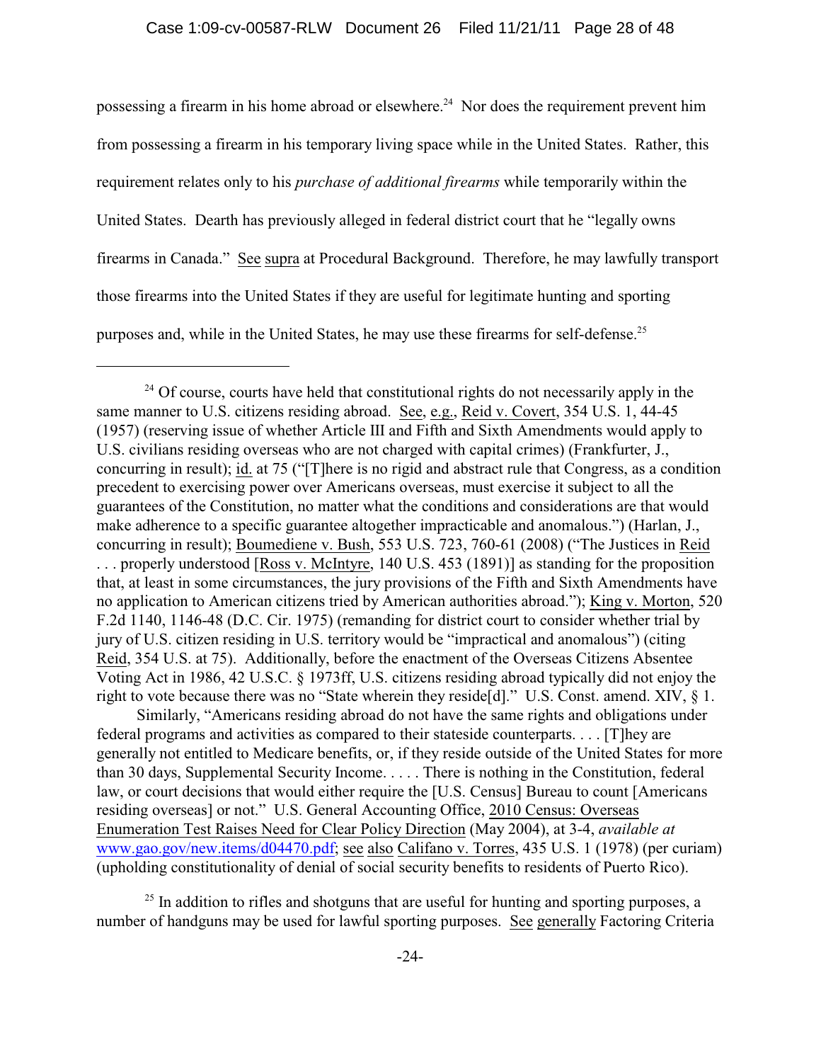possessing a firearm in his home abroad or elsewhere.[24] Nor does the requirement prevent him from possessing a firearm in his temporary living space while in the United States. Rather, this requirement relates only to his *purchase of additional firearms* while temporarily within the United States. Dearth has previously alleged in federal district court that he "legally owns firearms in Canada." See supra at Procedural Background. Therefore, he may lawfully transport those firearms into the United States if they are useful for legitimate hunting and sporting purposes and, while in the United States, he may use these firearms for self-defense.[25]

---

[24] Of course, courts have held that constitutional rights do not necessarily apply in the same manner to U.S. citizens residing abroad. See, e.g., Reid v. Covert, 354 U.S. 1, 44-45 (1957) (reserving issue of whether Article III and Fifth and Sixth Amendments would apply to U.S. civilians residing overseas who are not charged with capital crimes) (Frankfurter, J., concurring in result); id. at 75 ("[T]here is no rigid and abstract rule that Congress, as a condition precedent to exercising power over Americans overseas, must exercise it subject to all the guarantees of the Constitution, no matter what the conditions and considerations are that would make adherence to a specific guarantee altogether impracticable and anomalous.") (Harlan, J., concurring in result); Boumediene v. Bush, 553 U.S. 723, 760-61 (2008) ("The Justices in Reid . . . properly understood [Ross v. McIntyre, 140 U.S. 453 (1891)] as standing for the proposition that, at least in some circumstances, the jury provisions of the Fifth and Sixth Amendments have no application to American citizens tried by American authorities abroad."); King v. Morton, 520 F.2d 1140, 1146-48 (D.C. Cir. 1975) (remanding for district court to consider whether trial by jury of U.S. citizen residing in U.S. territory would be "impractical and anomalous") (citing Reid, 354 U.S. at 75). Additionally, before the enactment of the Overseas Citizens Absentee Voting Act in 1986, 42 U.S.C. § 1973ff, U.S. citizens residing abroad typically did not enjoy the right to vote because there was no "State wherein they reside[d]." U.S. Const. amend. XIV, § 1.

Similarly, "Americans residing abroad do not have the same rights and obligations under federal programs and activities as compared to their stateside counterparts. . . . [T]hey are generally not entitled to Medicare benefits, or, if they reside outside of the United States for more than 30 days, Supplemental Security Income. . . . . There is nothing in the Constitution, federal law, or court decisions that would either require the [U.S. Census] Bureau to count [Americans residing overseas] or not." U.S. General Accounting Office, 2010 Census: Overseas Enumeration Test Raises Need for Clear Policy Direction (May 2004), at 3-4, *available at* www.gao.gov/new.items/d04470.pdf; see also Califano v. Torres, 435 U.S. 1 (1978) (per curiam) (upholding constitutionality of denial of social security benefits to residents of Puerto Rico).

[25] In addition to rifles and shotguns that are useful for hunting and sporting purposes, a number of handguns may be used for lawful sporting purposes. See generally Factoring Criteria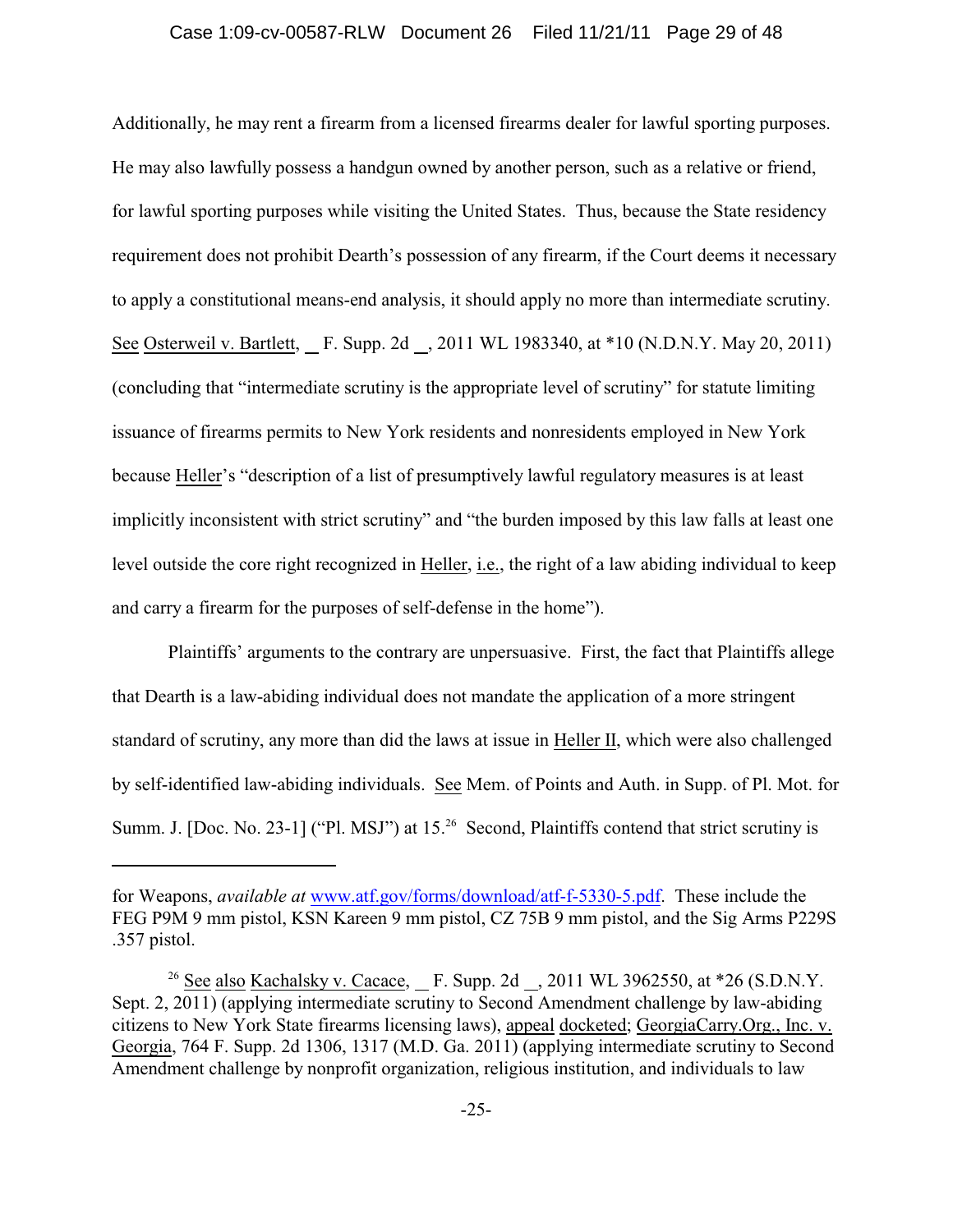Additionally, he may rent a firearm from a licensed firearms dealer for lawful sporting purposes. He may also lawfully possess a handgun owned by another person, such as a relative or friend, for lawful sporting purposes while visiting the United States. Thus, because the State residency requirement does not prohibit Dearth's possession of any firearm, if the Court deems it necessary to apply a constitutional means-end analysis, it should apply no more than intermediate scrutiny. See Osterweil v. Bartlett, __ F. Supp. 2d __, 2011 WL 1983340, at *10 (N.D.N.Y. May 20, 2011) (concluding that "intermediate scrutiny is the appropriate level of scrutiny" for statute limiting issuance of firearms permits to New York residents and nonresidents employed in New York because Heller's "description of a list of presumptively lawful regulatory measures is at least implicitly inconsistent with strict scrutiny" and "the burden imposed by this law falls at least one level outside the core right recognized in Heller, i.e., the right of a law abiding individual to keep and carry a firearm for the purposes of self-defense in the home").

Plaintiffs' arguments to the contrary are unpersuasive. First, the fact that Plaintiffs allege that Dearth is a law-abiding individual does not mandate the application of a more stringent standard of scrutiny, any more than did the laws at issue in Heller II, which were also challenged by self-identified law-abiding individuals. See Mem. of Points and Auth. in Supp. of Pl. Mot. for Summ. J. [Doc. No. 23-1] ("Pl. MSJ") at 15.[26] Second, Plaintiffs contend that strict scrutiny is

---

for Weapons, *available at* www.atf.gov/forms/download/atf-f-5330-5.pdf. These include the FEG P9M 9 mm pistol, KSN Kareen 9 mm pistol, CZ 75B 9 mm pistol, and the Sig Arms P229S .357 pistol.

[26] See also Kachalsky v. Cacace, __ F. Supp. 2d __, 2011 WL 3962550, at *26 (S.D.N.Y. Sept. 2, 2011) (applying intermediate scrutiny to Second Amendment challenge by law-abiding citizens to New York State firearms licensing laws), appeal docketed; GeorgiaCarry.Org., Inc. v. Georgia, 764 F. Supp. 2d 1306, 1317 (M.D. Ga. 2011) (applying intermediate scrutiny to Second Amendment challenge by nonprofit organization, religious institution, and individuals to law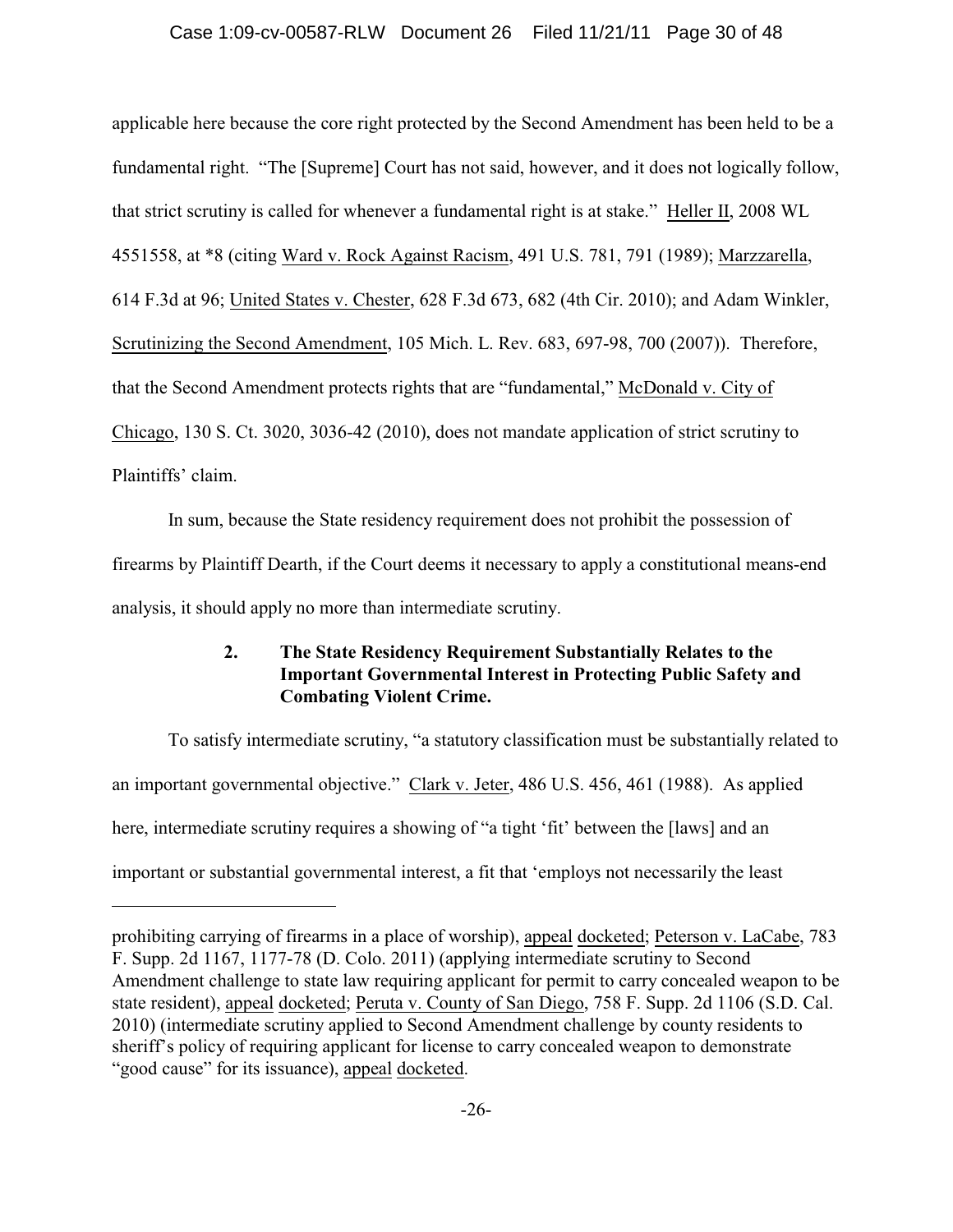applicable here because the core right protected by the Second Amendment has been held to be a fundamental right. "The [Supreme] Court has not said, however, and it does not logically follow, that strict scrutiny is called for whenever a fundamental right is at stake." Heller II, 2008 WL 4551558, at *8 (citing Ward v. Rock Against Racism, 491 U.S. 781, 791 (1989); Marzzarella, 614 F.3d at 96; United States v. Chester, 628 F.3d 673, 682 (4th Cir. 2010); and Adam Winkler, Scrutinizing the Second Amendment, 105 Mich. L. Rev. 683, 697-98, 700 (2007)). Therefore, that the Second Amendment protects rights that are "fundamental," McDonald v. City of Chicago, 130 S. Ct. 3020, 3036-42 (2010), does not mandate application of strict scrutiny to Plaintiffs' claim.

In sum, because the State residency requirement does not prohibit the possession of firearms by Plaintiff Dearth, if the Court deems it necessary to apply a constitutional means-end analysis, it should apply no more than intermediate scrutiny.

### 2. The State Residency Requirement Substantially Relates to the Important Governmental Interest in Protecting Public Safety and Combating Violent Crime.

To satisfy intermediate scrutiny, "a statutory classification must be substantially related to an important governmental objective." Clark v. Jeter, 486 U.S. 456, 461 (1988). As applied here, intermediate scrutiny requires a showing of "a tight 'fit' between the [laws] and an important or substantial governmental interest, a fit that 'employs not necessarily the least

---

prohibiting carrying of firearms in a place of worship), appeal docketed; Peterson v. LaCabe, 783 F. Supp. 2d 1167, 1177-78 (D. Colo. 2011) (applying intermediate scrutiny to Second Amendment challenge to state law requiring applicant for permit to carry concealed weapon to be state resident), appeal docketed; Peruta v. County of San Diego, 758 F. Supp. 2d 1106 (S.D. Cal. 2010) (intermediate scrutiny applied to Second Amendment challenge by county residents to sheriff's policy of requiring applicant for license to carry concealed weapon to demonstrate "good cause" for its issuance), appeal docketed.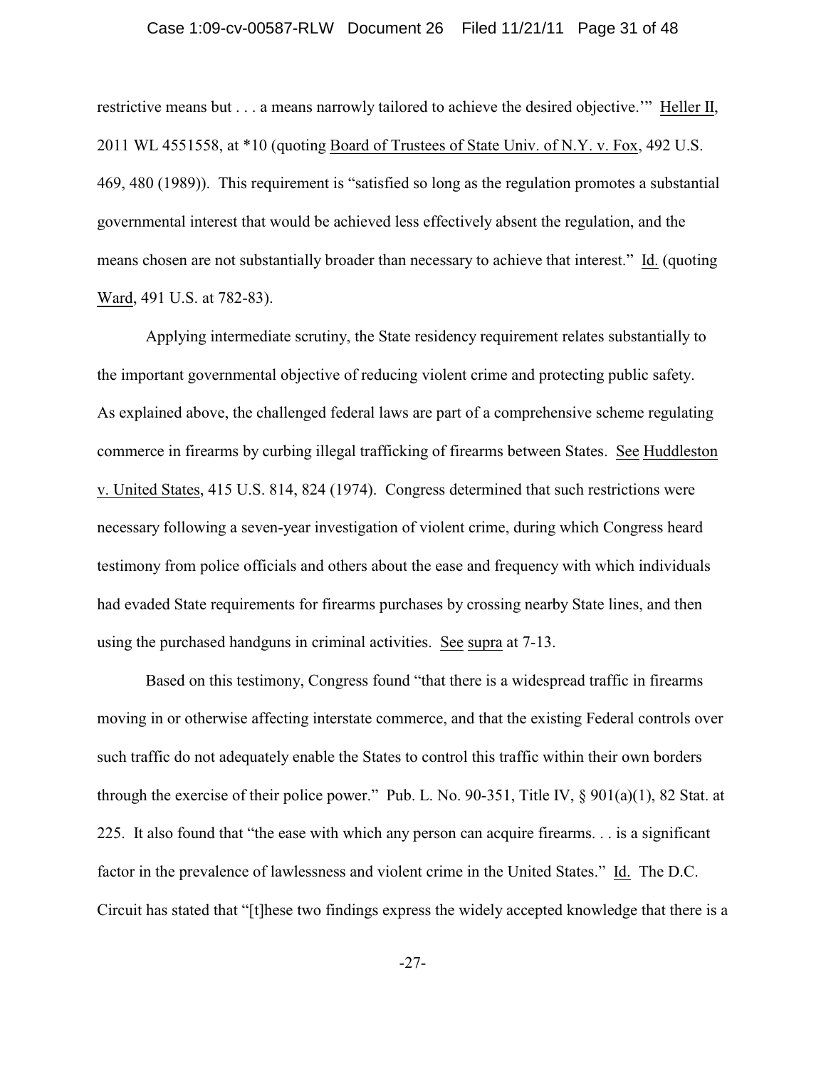restrictive means but . . . a means narrowly tailored to achieve the desired objective.'" Heller II, 2011 WL 4551558, at *10 (quoting Board of Trustees of State Univ. of N.Y. v. Fox, 492 U.S. 469, 480 (1989)). This requirement is "satisfied so long as the regulation promotes a substantial governmental interest that would be achieved less effectively absent the regulation, and the means chosen are not substantially broader than necessary to achieve that interest." Id. (quoting Ward, 491 U.S. at 782-83).

Applying intermediate scrutiny, the State residency requirement relates substantially to the important governmental objective of reducing violent crime and protecting public safety. As explained above, the challenged federal laws are part of a comprehensive scheme regulating commerce in firearms by curbing illegal trafficking of firearms between States. See Huddleston v. United States, 415 U.S. 814, 824 (1974). Congress determined that such restrictions were necessary following a seven-year investigation of violent crime, during which Congress heard testimony from police officials and others about the ease and frequency with which individuals had evaded State requirements for firearms purchases by crossing nearby State lines, and then using the purchased handguns in criminal activities. See supra at 7-13.

Based on this testimony, Congress found "that there is a widespread traffic in firearms moving in or otherwise affecting interstate commerce, and that the existing Federal controls over such traffic do not adequately enable the States to control this traffic within their own borders through the exercise of their police power." Pub. L. No. 90-351, Title IV, § 901(a)(1), 82 Stat. at 225. It also found that "the ease with which any person can acquire firearms. . . is a significant factor in the prevalence of lawlessness and violent crime in the United States." Id. The D.C. Circuit has stated that "[t]hese two findings express the widely accepted knowledge that there is a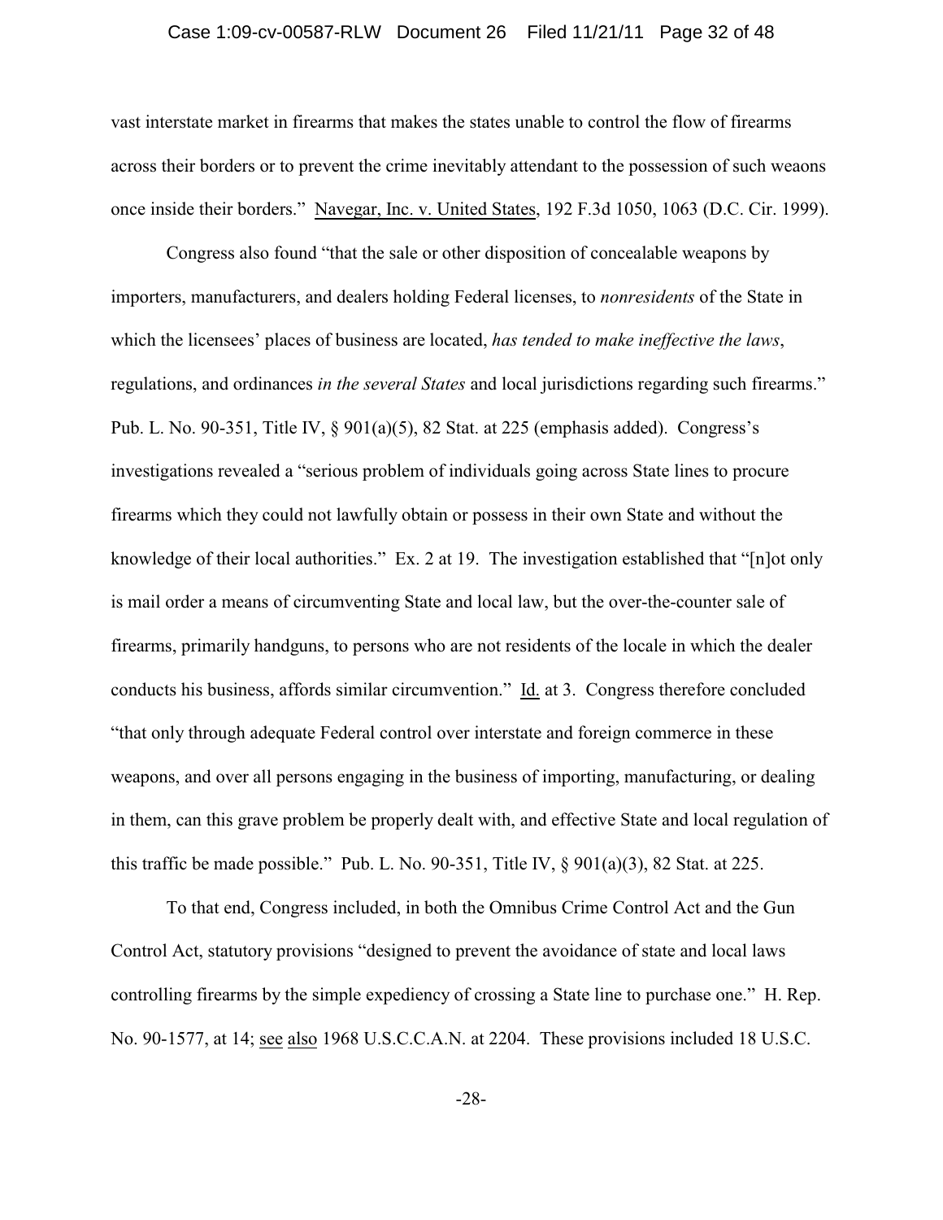vast interstate market in firearms that makes the states unable to control the flow of firearms across their borders or to prevent the crime inevitably attendant to the possession of such weaons once inside their borders." Navegar, Inc. v. United States, 192 F.3d 1050, 1063 (D.C. Cir. 1999).

Congress also found "that the sale or other disposition of concealable weapons by importers, manufacturers, and dealers holding Federal licenses, to *nonresidents* of the State in which the licensees' places of business are located, *has tended to make ineffective the laws*, regulations, and ordinances *in the several States* and local jurisdictions regarding such firearms." Pub. L. No. 90-351, Title IV, § 901(a)(5), 82 Stat. at 225 (emphasis added). Congress's investigations revealed a "serious problem of individuals going across State lines to procure firearms which they could not lawfully obtain or possess in their own State and without the knowledge of their local authorities." Ex. 2 at 19. The investigation established that "[n]ot only is mail order a means of circumventing State and local law, but the over-the-counter sale of firearms, primarily handguns, to persons who are not residents of the locale in which the dealer conducts his business, affords similar circumvention." Id. at 3. Congress therefore concluded "that only through adequate Federal control over interstate and foreign commerce in these weapons, and over all persons engaging in the business of importing, manufacturing, or dealing in them, can this grave problem be properly dealt with, and effective State and local regulation of this traffic be made possible." Pub. L. No. 90-351, Title IV, § 901(a)(3), 82 Stat. at 225.

To that end, Congress included, in both the Omnibus Crime Control Act and the Gun Control Act, statutory provisions "designed to prevent the avoidance of state and local laws controlling firearms by the simple expediency of crossing a State line to purchase one." H. Rep. No. 90-1577, at 14; see also 1968 U.S.C.C.A.N. at 2204. These provisions included 18 U.S.C.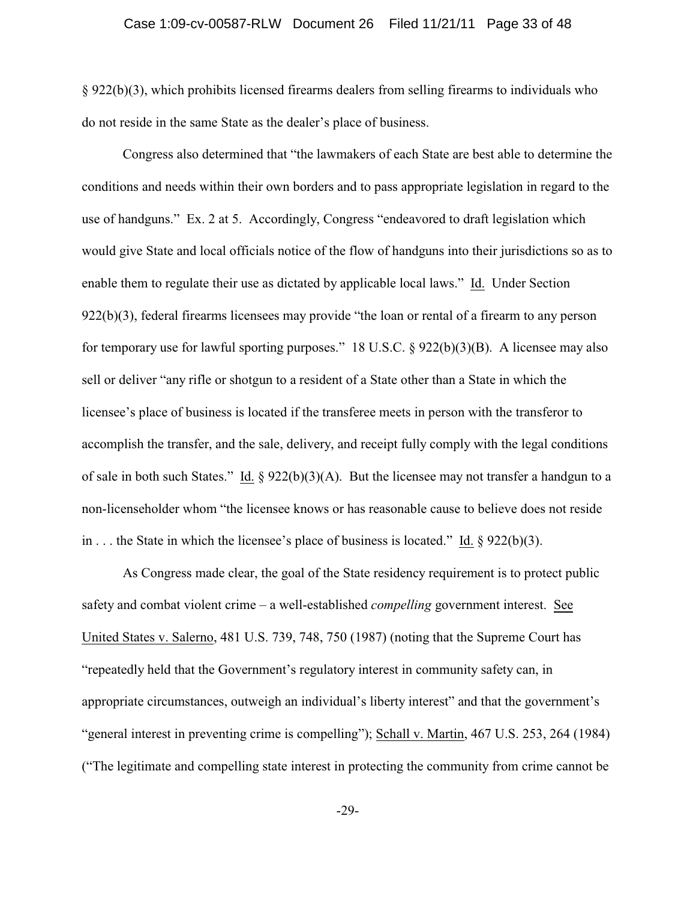§ 922(b)(3), which prohibits licensed firearms dealers from selling firearms to individuals who do not reside in the same State as the dealer's place of business.

Congress also determined that "the lawmakers of each State are best able to determine the conditions and needs within their own borders and to pass appropriate legislation in regard to the use of handguns." Ex. 2 at 5. Accordingly, Congress "endeavored to draft legislation which would give State and local officials notice of the flow of handguns into their jurisdictions so as to enable them to regulate their use as dictated by applicable local laws." Id. Under Section 922(b)(3), federal firearms licensees may provide "the loan or rental of a firearm to any person for temporary use for lawful sporting purposes." 18 U.S.C. § 922(b)(3)(B). A licensee may also sell or deliver "any rifle or shotgun to a resident of a State other than a State in which the licensee's place of business is located if the transferee meets in person with the transferor to accomplish the transfer, and the sale, delivery, and receipt fully comply with the legal conditions of sale in both such States." Id. § 922(b)(3)(A). But the licensee may not transfer a handgun to a non-licenseholder whom "the licensee knows or has reasonable cause to believe does not reside in . . . the State in which the licensee's place of business is located." Id. § 922(b)(3).

As Congress made clear, the goal of the State residency requirement is to protect public safety and combat violent crime – a well-established *compelling* government interest. See United States v. Salerno, 481 U.S. 739, 748, 750 (1987) (noting that the Supreme Court has "repeatedly held that the Government's regulatory interest in community safety can, in appropriate circumstances, outweigh an individual's liberty interest" and that the government's "general interest in preventing crime is compelling"); Schall v. Martin, 467 U.S. 253, 264 (1984) ("The legitimate and compelling state interest in protecting the community from crime cannot be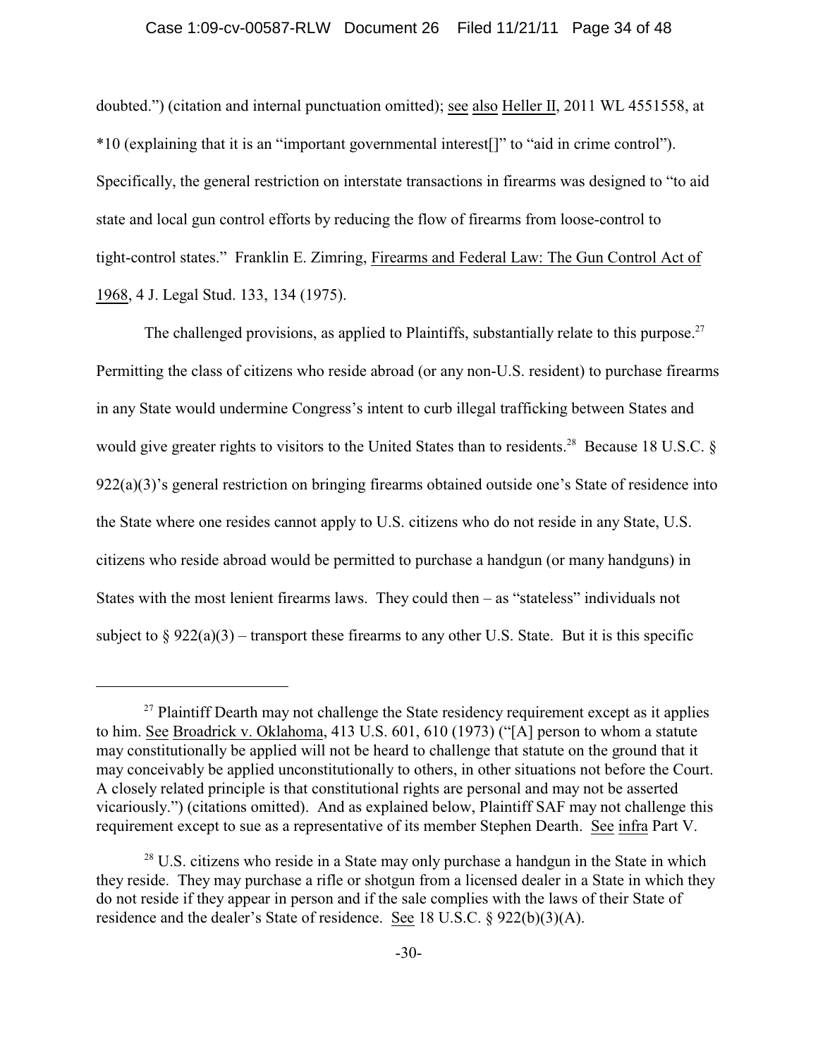doubted.") (citation and internal punctuation omitted); see also Heller II, 2011 WL 4551558, at *10 (explaining that it is an "important governmental interest[]" to "aid in crime control"). Specifically, the general restriction on interstate transactions in firearms was designed to "to aid state and local gun control efforts by reducing the flow of firearms from loose-control to tight-control states." Franklin E. Zimring, Firearms and Federal Law: The Gun Control Act of 1968, 4 J. Legal Stud. 133, 134 (1975).

The challenged provisions, as applied to Plaintiffs, substantially relate to this purpose.[27] Permitting the class of citizens who reside abroad (or any non-U.S. resident) to purchase firearms in any State would undermine Congress's intent to curb illegal trafficking between States and would give greater rights to visitors to the United States than to residents.[28] Because 18 U.S.C. § 922(a)(3)'s general restriction on bringing firearms obtained outside one's State of residence into the State where one resides cannot apply to U.S. citizens who do not reside in any State, U.S. citizens who reside abroad would be permitted to purchase a handgun (or many handguns) in States with the most lenient firearms laws. They could then – as "stateless" individuals not subject to § 922(a)(3) – transport these firearms to any other U.S. State. But it is this specific

---

[27] Plaintiff Dearth may not challenge the State residency requirement except as it applies to him. See Broadrick v. Oklahoma, 413 U.S. 601, 610 (1973) ("[A] person to whom a statute may constitutionally be applied will not be heard to challenge that statute on the ground that it may conceivably be applied unconstitutionally to others, in other situations not before the Court. A closely related principle is that constitutional rights are personal and may not be asserted vicariously.") (citations omitted). And as explained below, Plaintiff SAF may not challenge this requirement except to sue as a representative of its member Stephen Dearth. See infra Part V.

[28] U.S. citizens who reside in a State may only purchase a handgun in the State in which they reside. They may purchase a rifle or shotgun from a licensed dealer in a State in which they do not reside if they appear in person and if the sale complies with the laws of their State of residence and the dealer's State of residence. See 18 U.S.C. § 922(b)(3)(A).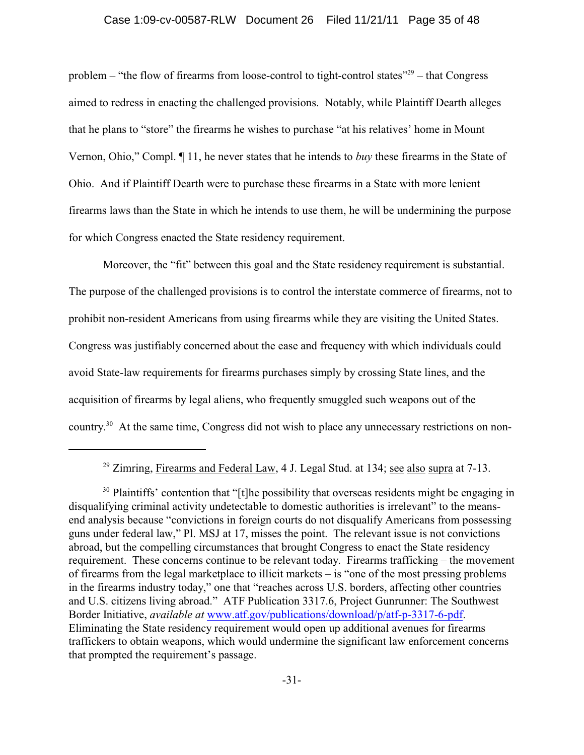problem – "the flow of firearms from loose-control to tight-control states"[29] – that Congress aimed to redress in enacting the challenged provisions. Notably, while Plaintiff Dearth alleges that he plans to "store" the firearms he wishes to purchase "at his relatives' home in Mount Vernon, Ohio," Compl. ¶ 11, he never states that he intends to *buy* these firearms in the State of Ohio. And if Plaintiff Dearth were to purchase these firearms in a State with more lenient firearms laws than the State in which he intends to use them, he will be undermining the purpose for which Congress enacted the State residency requirement.

Moreover, the "fit" between this goal and the State residency requirement is substantial. The purpose of the challenged provisions is to control the interstate commerce of firearms, not to prohibit non-resident Americans from using firearms while they are visiting the United States. Congress was justifiably concerned about the ease and frequency with which individuals could avoid State-law requirements for firearms purchases simply by crossing State lines, and the acquisition of firearms by legal aliens, who frequently smuggled such weapons out of the country.[30] At the same time, Congress did not wish to place any unnecessary restrictions on non-

---

[29] Zimring, Firearms and Federal Law, 4 J. Legal Stud. at 134; see also supra at 7-13.

[30] Plaintiffs' contention that "[t]he possibility that overseas residents might be engaging in disqualifying criminal activity undetectable to domestic authorities is irrelevant" to the means-end analysis because "convictions in foreign courts do not disqualify Americans from possessing guns under federal law," Pl. MSJ at 17, misses the point. The relevant issue is not convictions abroad, but the compelling circumstances that brought Congress to enact the State residency requirement. These concerns continue to be relevant today. Firearms trafficking – the movement of firearms from the legal marketplace to illicit markets – is "one of the most pressing problems in the firearms industry today," one that "reaches across U.S. borders, affecting other countries and U.S. citizens living abroad." ATF Publication 3317.6, Project Gunrunner: The Southwest Border Initiative, *available at* www.atf.gov/publications/download/p/atf-p-3317-6-pdf. Eliminating the State residency requirement would open up additional avenues for firearms traffickers to obtain weapons, which would undermine the significant law enforcement concerns that prompted the requirement's passage.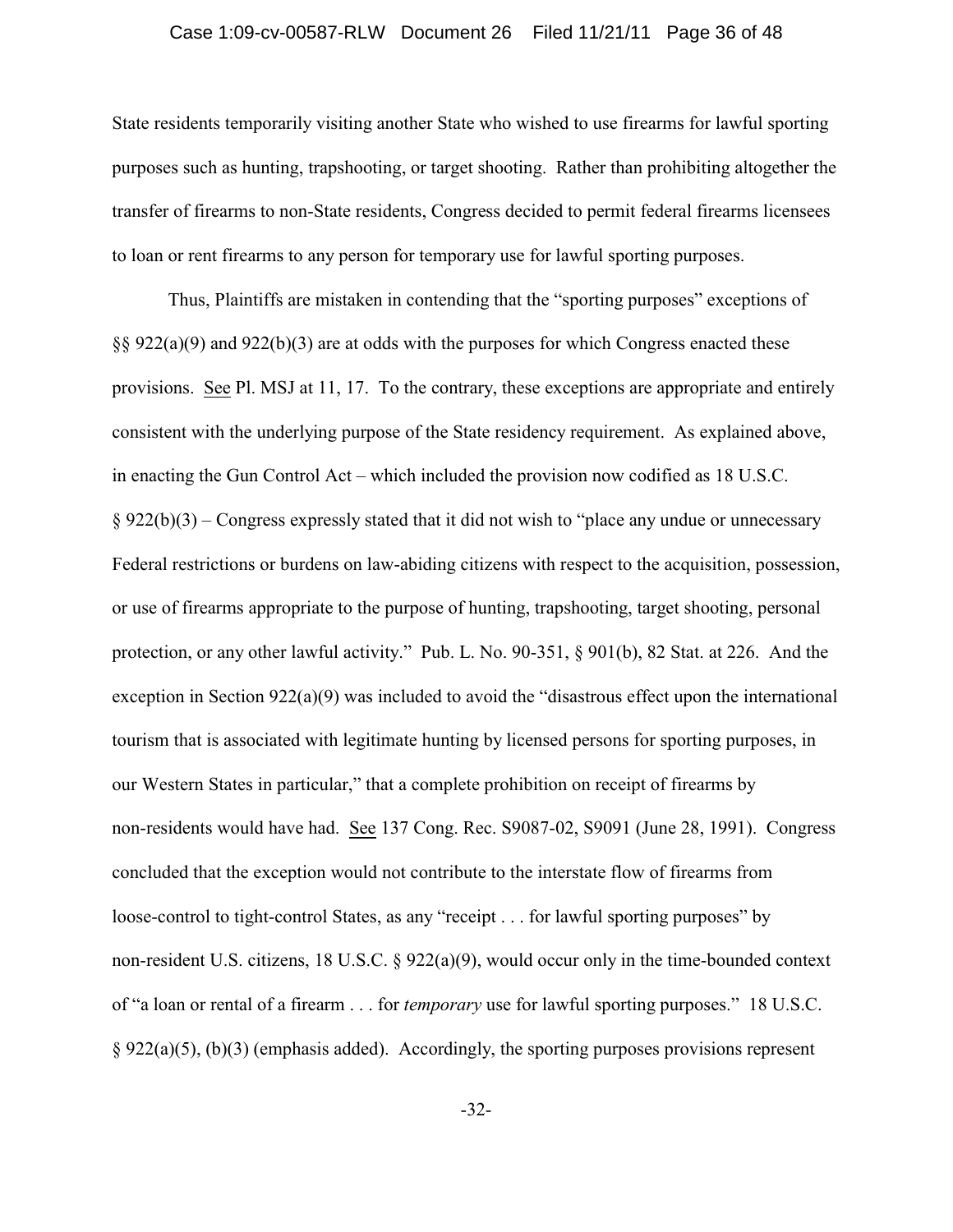State residents temporarily visiting another State who wished to use firearms for lawful sporting purposes such as hunting, trapshooting, or target shooting. Rather than prohibiting altogether the transfer of firearms to non-State residents, Congress decided to permit federal firearms licensees to loan or rent firearms to any person for temporary use for lawful sporting purposes.

Thus, Plaintiffs are mistaken in contending that the "sporting purposes" exceptions of §§ 922(a)(9) and 922(b)(3) are at odds with the purposes for which Congress enacted these provisions. See Pl. MSJ at 11, 17. To the contrary, these exceptions are appropriate and entirely consistent with the underlying purpose of the State residency requirement. As explained above, in enacting the Gun Control Act – which included the provision now codified as 18 U.S.C. § 922(b)(3) – Congress expressly stated that it did not wish to "place any undue or unnecessary Federal restrictions or burdens on law-abiding citizens with respect to the acquisition, possession, or use of firearms appropriate to the purpose of hunting, trapshooting, target shooting, personal protection, or any other lawful activity." Pub. L. No. 90-351, § 901(b), 82 Stat. at 226. And the exception in Section 922(a)(9) was included to avoid the "disastrous effect upon the international tourism that is associated with legitimate hunting by licensed persons for sporting purposes, in our Western States in particular," that a complete prohibition on receipt of firearms by non-residents would have had. See 137 Cong. Rec. S9087-02, S9091 (June 28, 1991). Congress concluded that the exception would not contribute to the interstate flow of firearms from loose-control to tight-control States, as any "receipt . . . for lawful sporting purposes" by non-resident U.S. citizens, 18 U.S.C. § 922(a)(9), would occur only in the time-bounded context of "a loan or rental of a firearm . . . for *temporary* use for lawful sporting purposes." 18 U.S.C. § 922(a)(5), (b)(3) (emphasis added). Accordingly, the sporting purposes provisions represent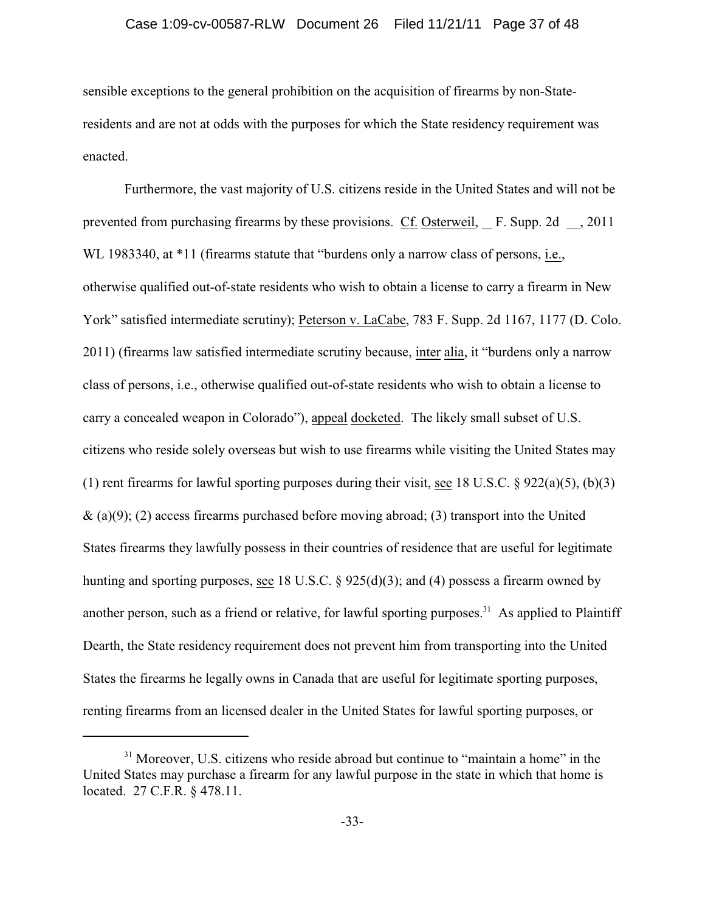sensible exceptions to the general prohibition on the acquisition of firearms by non-State-residents and are not at odds with the purposes for which the State residency requirement was enacted.

Furthermore, the vast majority of U.S. citizens reside in the United States and will not be prevented from purchasing firearms by these provisions. Cf. Osterweil, __ F. Supp. 2d __, 2011 WL 1983340, at *11 (firearms statute that "burdens only a narrow class of persons, i.e., otherwise qualified out-of-state residents who wish to obtain a license to carry a firearm in New York" satisfied intermediate scrutiny); Peterson v. LaCabe, 783 F. Supp. 2d 1167, 1177 (D. Colo. 2011) (firearms law satisfied intermediate scrutiny because, inter alia, it "burdens only a narrow class of persons, i.e., otherwise qualified out-of-state residents who wish to obtain a license to carry a concealed weapon in Colorado"), appeal docketed. The likely small subset of U.S. citizens who reside solely overseas but wish to use firearms while visiting the United States may (1) rent firearms for lawful sporting purposes during their visit, see 18 U.S.C. § 922(a)(5), (b)(3) & (a)(9); (2) access firearms purchased before moving abroad; (3) transport into the United States firearms they lawfully possess in their countries of residence that are useful for legitimate hunting and sporting purposes, see 18 U.S.C. § 925(d)(3); and (4) possess a firearm owned by another person, such as a friend or relative, for lawful sporting purposes.[31] As applied to Plaintiff Dearth, the State residency requirement does not prevent him from transporting into the United States the firearms he legally owns in Canada that are useful for legitimate sporting purposes, renting firearms from an licensed dealer in the United States for lawful sporting purposes, or

---

[31] Moreover, U.S. citizens who reside abroad but continue to "maintain a home" in the United States may purchase a firearm for any lawful purpose in the state in which that home is located. 27 C.F.R. § 478.11.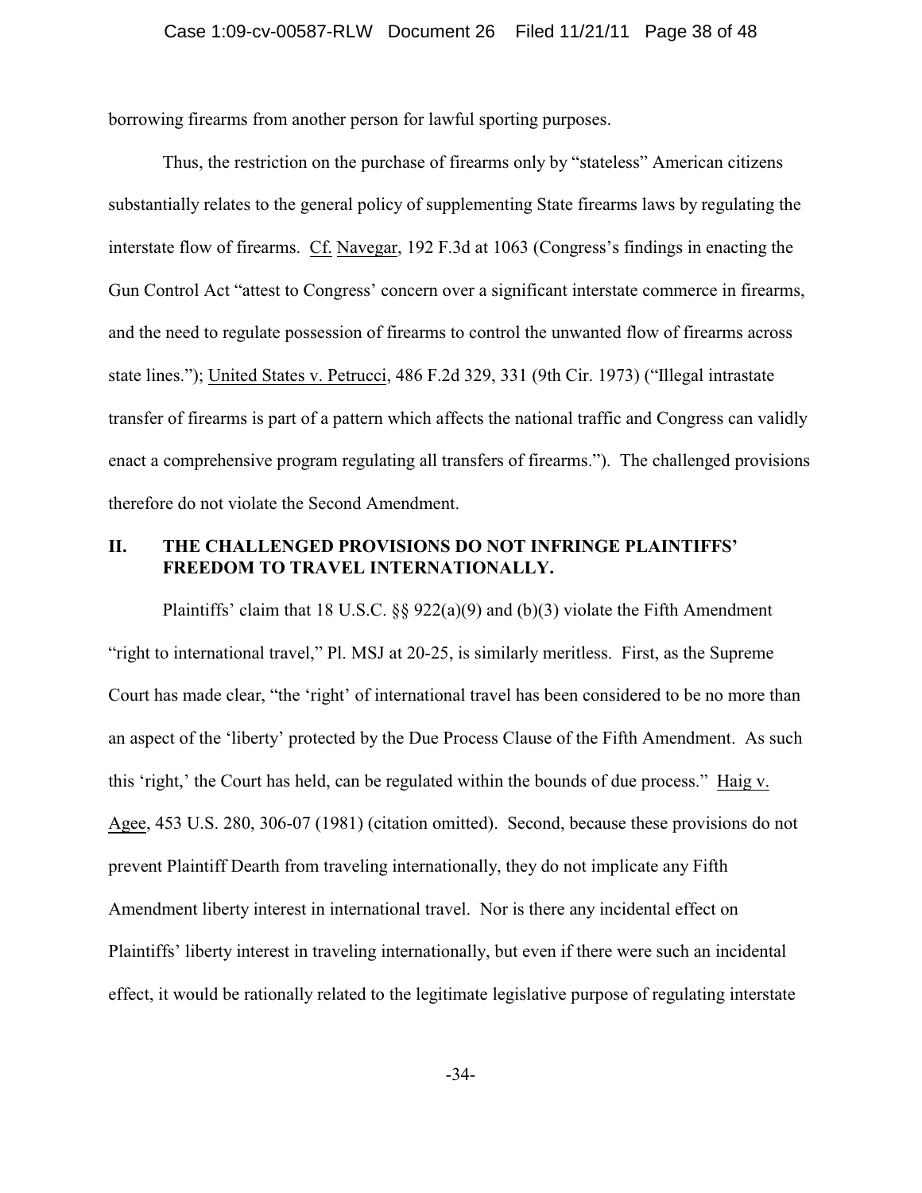borrowing firearms from another person for lawful sporting purposes.

Thus, the restriction on the purchase of firearms only by "stateless" American citizens substantially relates to the general policy of supplementing State firearms laws by regulating the interstate flow of firearms. Cf. Navegar, 192 F.3d at 1063 (Congress's findings in enacting the Gun Control Act "attest to Congress' concern over a significant interstate commerce in firearms, and the need to regulate possession of firearms to control the unwanted flow of firearms across state lines."); United States v. Petrucci, 486 F.2d 329, 331 (9th Cir. 1973) ("Illegal intrastate transfer of firearms is part of a pattern which affects the national traffic and Congress can validly enact a comprehensive program regulating all transfers of firearms."). The challenged provisions therefore do not violate the Second Amendment.

## II. THE CHALLENGED PROVISIONS DO NOT INFRINGE PLAINTIFFS' FREEDOM TO TRAVEL INTERNATIONALLY.

Plaintiffs' claim that 18 U.S.C. §§ 922(a)(9) and (b)(3) violate the Fifth Amendment "right to international travel," Pl. MSJ at 20-25, is similarly meritless. First, as the Supreme Court has made clear, "the 'right' of international travel has been considered to be no more than an aspect of the 'liberty' protected by the Due Process Clause of the Fifth Amendment. As such this 'right,' the Court has held, can be regulated within the bounds of due process." Haig v. Agee, 453 U.S. 280, 306-07 (1981) (citation omitted). Second, because these provisions do not prevent Plaintiff Dearth from traveling internationally, they do not implicate any Fifth Amendment liberty interest in international travel. Nor is there any incidental effect on Plaintiffs' liberty interest in traveling internationally, but even if there were such an incidental effect, it would be rationally related to the legitimate legislative purpose of regulating interstate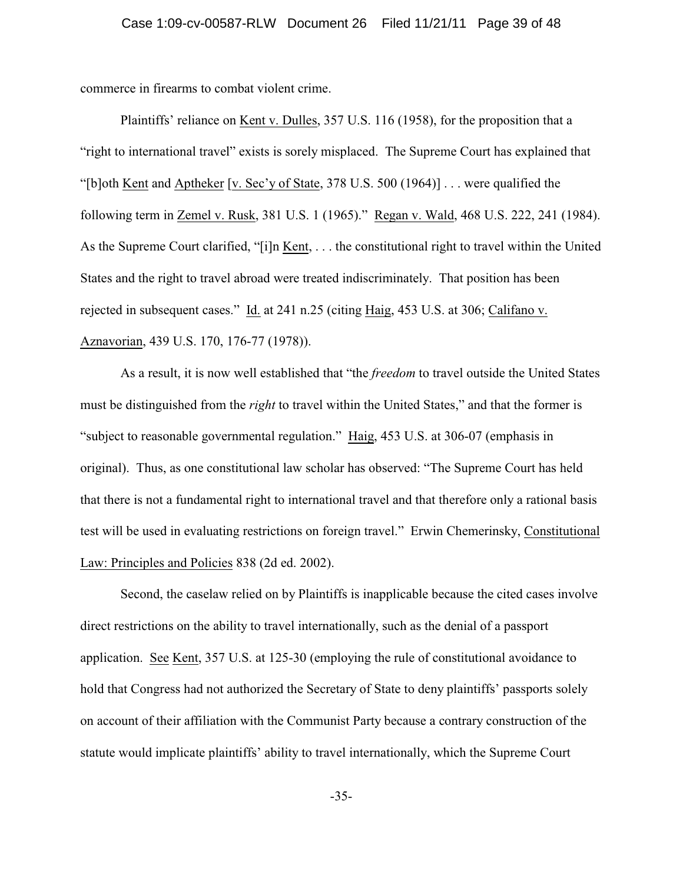commerce in firearms to combat violent crime.

Plaintiffs' reliance on Kent v. Dulles, 357 U.S. 116 (1958), for the proposition that a "right to international travel" exists is sorely misplaced. The Supreme Court has explained that "[b]oth Kent and Aptheker [v. Sec'y of State, 378 U.S. 500 (1964)] . . . were qualified the following term in Zemel v. Rusk, 381 U.S. 1 (1965)." Regan v. Wald, 468 U.S. 222, 241 (1984). As the Supreme Court clarified, "[i]n Kent, . . . the constitutional right to travel within the United States and the right to travel abroad were treated indiscriminately. That position has been rejected in subsequent cases." Id. at 241 n.25 (citing Haig, 453 U.S. at 306; Califano v. Aznavorian, 439 U.S. 170, 176-77 (1978)).

As a result, it is now well established that "the *freedom* to travel outside the United States must be distinguished from the *right* to travel within the United States," and that the former is "subject to reasonable governmental regulation." Haig, 453 U.S. at 306-07 (emphasis in original). Thus, as one constitutional law scholar has observed: "The Supreme Court has held that there is not a fundamental right to international travel and that therefore only a rational basis test will be used in evaluating restrictions on foreign travel." Erwin Chemerinsky, Constitutional Law: Principles and Policies 838 (2d ed. 2002).

Second, the caselaw relied on by Plaintiffs is inapplicable because the cited cases involve direct restrictions on the ability to travel internationally, such as the denial of a passport application. See Kent, 357 U.S. at 125-30 (employing the rule of constitutional avoidance to hold that Congress had not authorized the Secretary of State to deny plaintiffs' passports solely on account of their affiliation with the Communist Party because a contrary construction of the statute would implicate plaintiffs' ability to travel internationally, which the Supreme Court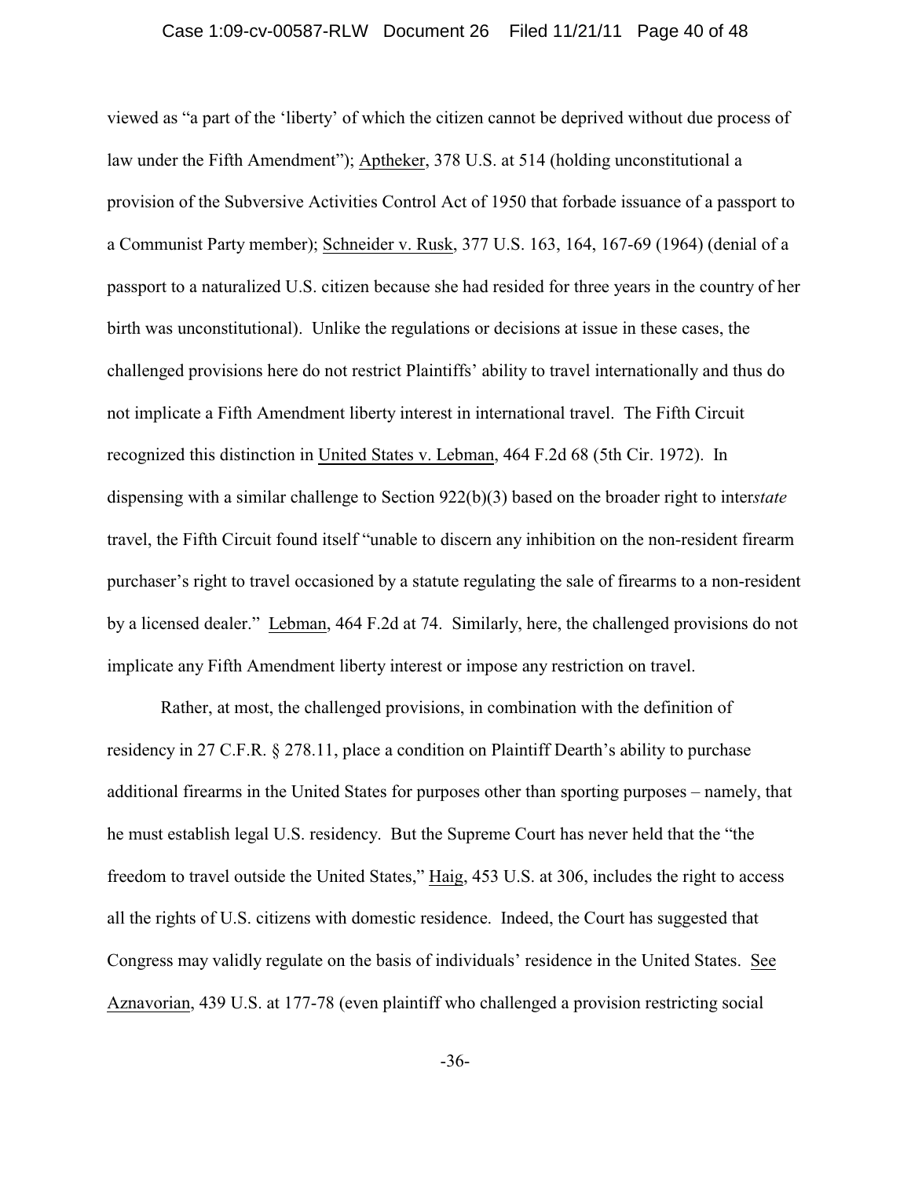viewed as "a part of the 'liberty' of which the citizen cannot be deprived without due process of law under the Fifth Amendment"); Aptheker, 378 U.S. at 514 (holding unconstitutional a provision of the Subversive Activities Control Act of 1950 that forbade issuance of a passport to a Communist Party member); Schneider v. Rusk, 377 U.S. 163, 164, 167-69 (1964) (denial of a passport to a naturalized U.S. citizen because she had resided for three years in the country of her birth was unconstitutional). Unlike the regulations or decisions at issue in these cases, the challenged provisions here do not restrict Plaintiffs' ability to travel internationally and thus do not implicate a Fifth Amendment liberty interest in international travel. The Fifth Circuit recognized this distinction in United States v. Lebman, 464 F.2d 68 (5th Cir. 1972). In dispensing with a similar challenge to Section 922(b)(3) based on the broader right to inter*state* travel, the Fifth Circuit found itself "unable to discern any inhibition on the non-resident firearm purchaser's right to travel occasioned by a statute regulating the sale of firearms to a non-resident by a licensed dealer." Lebman, 464 F.2d at 74. Similarly, here, the challenged provisions do not implicate any Fifth Amendment liberty interest or impose any restriction on travel.

Rather, at most, the challenged provisions, in combination with the definition of residency in 27 C.F.R. § 278.11, place a condition on Plaintiff Dearth's ability to purchase additional firearms in the United States for purposes other than sporting purposes – namely, that he must establish legal U.S. residency. But the Supreme Court has never held that the "the freedom to travel outside the United States," Haig, 453 U.S. at 306, includes the right to access all the rights of U.S. citizens with domestic residence. Indeed, the Court has suggested that Congress may validly regulate on the basis of individuals' residence in the United States. See Aznavorian, 439 U.S. at 177-78 (even plaintiff who challenged a provision restricting social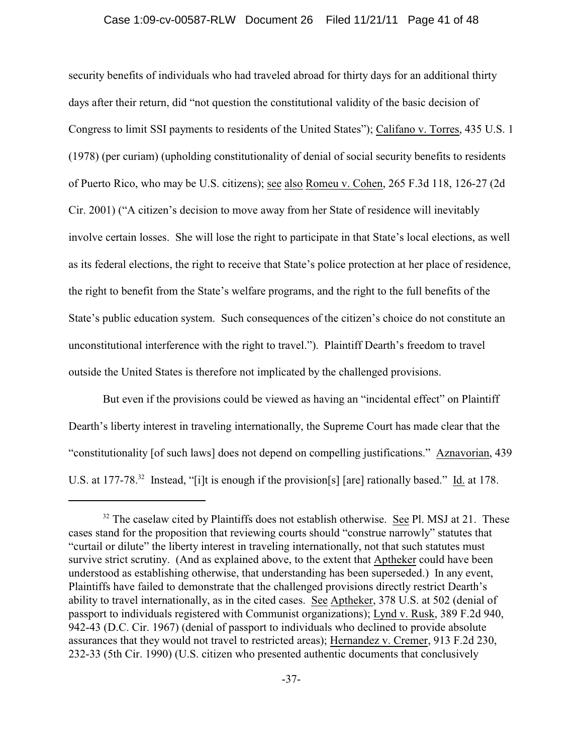security benefits of individuals who had traveled abroad for thirty days for an additional thirty days after their return, did "not question the constitutional validity of the basic decision of Congress to limit SSI payments to residents of the United States"); Califano v. Torres, 435 U.S. 1 (1978) (per curiam) (upholding constitutionality of denial of social security benefits to residents of Puerto Rico, who may be U.S. citizens); see also Romeu v. Cohen, 265 F.3d 118, 126-27 (2d Cir. 2001) ("A citizen's decision to move away from her State of residence will inevitably involve certain losses. She will lose the right to participate in that State's local elections, as well as its federal elections, the right to receive that State's police protection at her place of residence, the right to benefit from the State's welfare programs, and the right to the full benefits of the State's public education system. Such consequences of the citizen's choice do not constitute an unconstitutional interference with the right to travel."). Plaintiff Dearth's freedom to travel outside the United States is therefore not implicated by the challenged provisions.

But even if the provisions could be viewed as having an "incidental effect" on Plaintiff Dearth's liberty interest in traveling internationally, the Supreme Court has made clear that the "constitutionality [of such laws] does not depend on compelling justifications." Aznavorian, 439 U.S. at 177-78.[32] Instead, "[i]t is enough if the provision[s] [are] rationally based." Id. at 178.

---

[32] The caselaw cited by Plaintiffs does not establish otherwise. See Pl. MSJ at 21. These cases stand for the proposition that reviewing courts should "construe narrowly" statutes that "curtail or dilute" the liberty interest in traveling internationally, not that such statutes must survive strict scrutiny. (And as explained above, to the extent that Aptheker could have been understood as establishing otherwise, that understanding has been superseded.) In any event, Plaintiffs have failed to demonstrate that the challenged provisions directly restrict Dearth's ability to travel internationally, as in the cited cases. See Aptheker, 378 U.S. at 502 (denial of passport to individuals registered with Communist organizations); Lynd v. Rusk, 389 F.2d 940, 942-43 (D.C. Cir. 1967) (denial of passport to individuals who declined to provide absolute assurances that they would not travel to restricted areas); Hernandez v. Cremer, 913 F.2d 230, 232-33 (5th Cir. 1990) (U.S. citizen who presented authentic documents that conclusively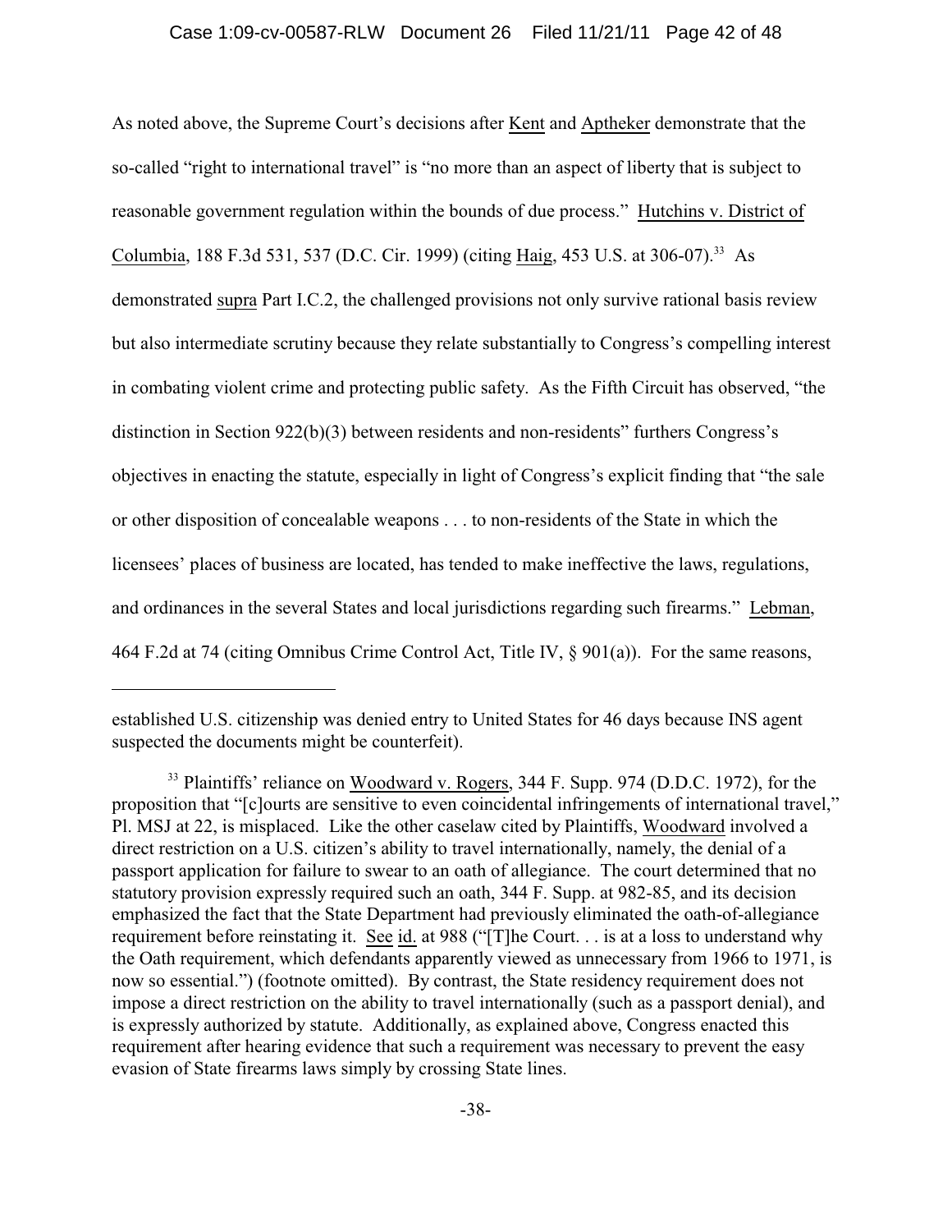As noted above, the Supreme Court's decisions after Kent and Aptheker demonstrate that the so-called "right to international travel" is "no more than an aspect of liberty that is subject to reasonable government regulation within the bounds of due process." Hutchins v. District of Columbia, 188 F.3d 531, 537 (D.C. Cir. 1999) (citing Haig, 453 U.S. at 306-07).[33] As demonstrated supra Part I.C.2, the challenged provisions not only survive rational basis review but also intermediate scrutiny because they relate substantially to Congress's compelling interest in combating violent crime and protecting public safety. As the Fifth Circuit has observed, "the distinction in Section 922(b)(3) between residents and non-residents" furthers Congress's objectives in enacting the statute, especially in light of Congress's explicit finding that "the sale or other disposition of concealable weapons . . . to non-residents of the State in which the licensees' places of business are located, has tended to make ineffective the laws, regulations, and ordinances in the several States and local jurisdictions regarding such firearms." Lebman, 464 F.2d at 74 (citing Omnibus Crime Control Act, Title IV, § 901(a)). For the same reasons,

---

established U.S. citizenship was denied entry to United States for 46 days because INS agent suspected the documents might be counterfeit).

[33] Plaintiffs' reliance on Woodward v. Rogers, 344 F. Supp. 974 (D.D.C. 1972), for the proposition that "[c]ourts are sensitive to even coincidental infringements of international travel," Pl. MSJ at 22, is misplaced. Like the other caselaw cited by Plaintiffs, Woodward involved a direct restriction on a U.S. citizen's ability to travel internationally, namely, the denial of a passport application for failure to swear to an oath of allegiance. The court determined that no statutory provision expressly required such an oath, 344 F. Supp. at 982-85, and its decision emphasized the fact that the State Department had previously eliminated the oath-of-allegiance requirement before reinstating it. See id. at 988 ("[T]he Court. . . is at a loss to understand why the Oath requirement, which defendants apparently viewed as unnecessary from 1966 to 1971, is now so essential.") (footnote omitted). By contrast, the State residency requirement does not impose a direct restriction on the ability to travel internationally (such as a passport denial), and is expressly authorized by statute. Additionally, as explained above, Congress enacted this requirement after hearing evidence that such a requirement was necessary to prevent the easy evasion of State firearms laws simply by crossing State lines.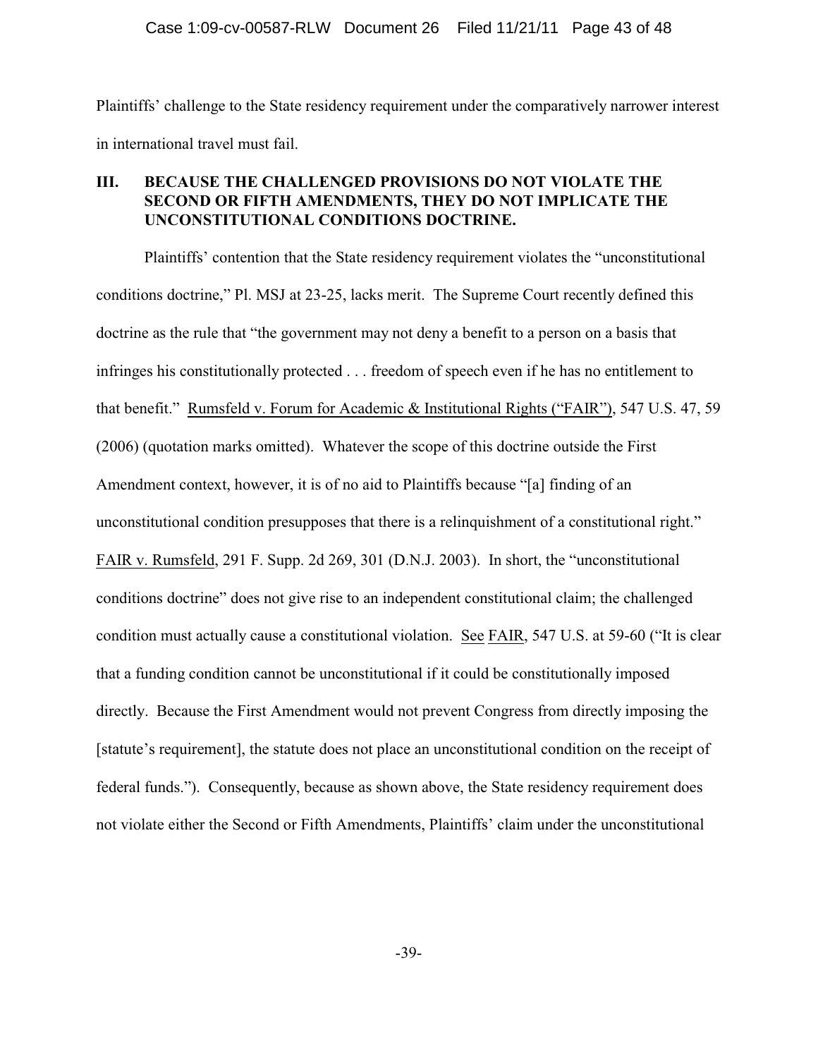Plaintiffs' challenge to the State residency requirement under the comparatively narrower interest in international travel must fail.

### III. BECAUSE THE CHALLENGED PROVISIONS DO NOT VIOLATE THE SECOND OR FIFTH AMENDMENTS, THEY DO NOT IMPLICATE THE UNCONSTITUTIONAL CONDITIONS DOCTRINE.

Plaintiffs' contention that the State residency requirement violates the "unconstitutional conditions doctrine," Pl. MSJ at 23-25, lacks merit. The Supreme Court recently defined this doctrine as the rule that "the government may not deny a benefit to a person on a basis that infringes his constitutionally protected . . . freedom of speech even if he has no entitlement to that benefit." Rumsfeld v. Forum for Academic & Institutional Rights ("FAIR"), 547 U.S. 47, 59 (2006) (quotation marks omitted). Whatever the scope of this doctrine outside the First Amendment context, however, it is of no aid to Plaintiffs because "[a] finding of an unconstitutional condition presupposes that there is a relinquishment of a constitutional right." FAIR v. Rumsfeld, 291 F. Supp. 2d 269, 301 (D.N.J. 2003). In short, the "unconstitutional conditions doctrine" does not give rise to an independent constitutional claim; the challenged condition must actually cause a constitutional violation. See FAIR, 547 U.S. at 59-60 ("It is clear that a funding condition cannot be unconstitutional if it could be constitutionally imposed directly. Because the First Amendment would not prevent Congress from directly imposing the [statute's requirement], the statute does not place an unconstitutional condition on the receipt of federal funds."). Consequently, because as shown above, the State residency requirement does not violate either the Second or Fifth Amendments, Plaintiffs' claim under the unconstitutional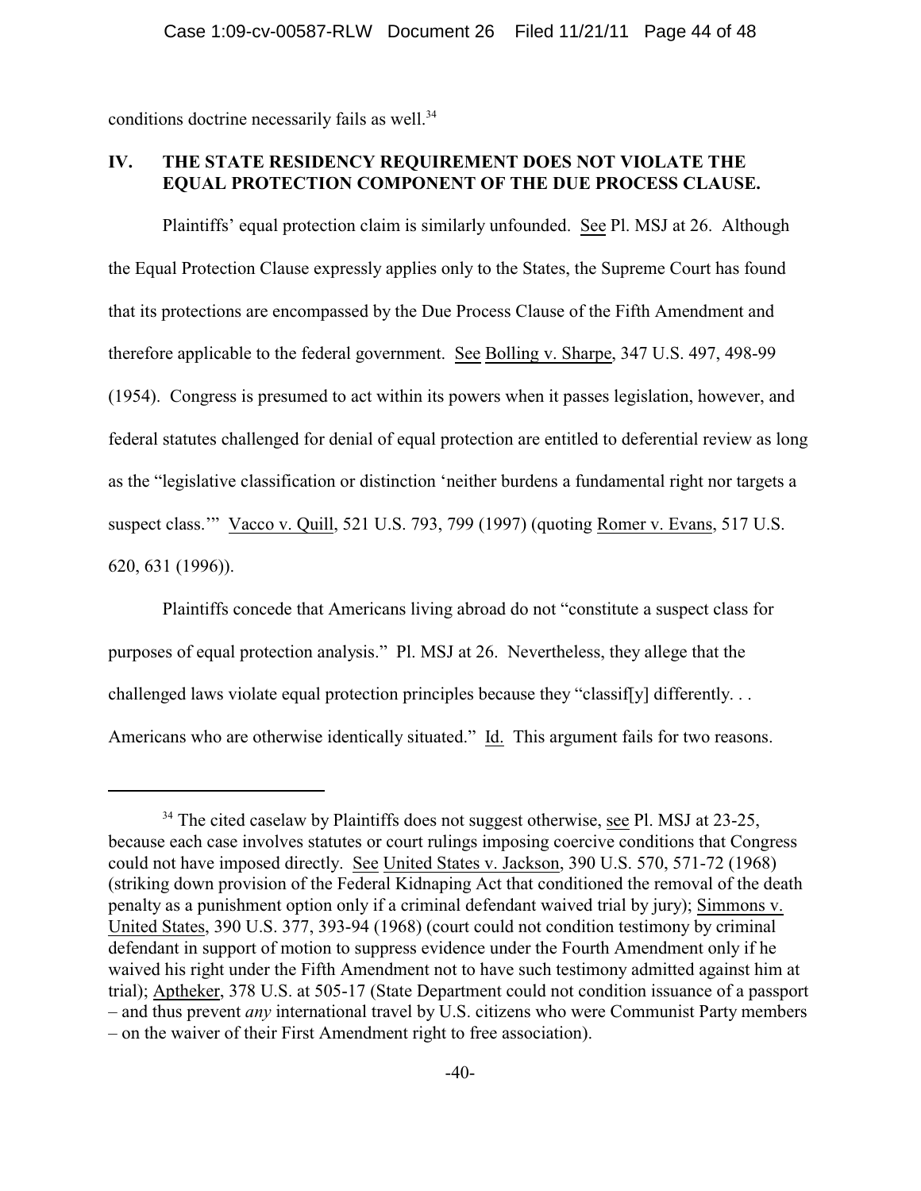conditions doctrine necessarily fails as well.[34]

## IV. THE STATE RESIDENCY REQUIREMENT DOES NOT VIOLATE THE EQUAL PROTECTION COMPONENT OF THE DUE PROCESS CLAUSE.

Plaintiffs' equal protection claim is similarly unfounded. See Pl. MSJ at 26. Although the Equal Protection Clause expressly applies only to the States, the Supreme Court has found that its protections are encompassed by the Due Process Clause of the Fifth Amendment and therefore applicable to the federal government. See Bolling v. Sharpe, 347 U.S. 497, 498-99 (1954). Congress is presumed to act within its powers when it passes legislation, however, and federal statutes challenged for denial of equal protection are entitled to deferential review as long as the "legislative classification or distinction 'neither burdens a fundamental right nor targets a suspect class.'" Vacco v. Quill, 521 U.S. 793, 799 (1997) (quoting Romer v. Evans, 517 U.S. 620, 631 (1996)).

Plaintiffs concede that Americans living abroad do not "constitute a suspect class for purposes of equal protection analysis." Pl. MSJ at 26. Nevertheless, they allege that the challenged laws violate equal protection principles because they "classif[y] differently. . . Americans who are otherwise identically situated." Id. This argument fails for two reasons.

---

[34] The cited caselaw by Plaintiffs does not suggest otherwise, see Pl. MSJ at 23-25, because each case involves statutes or court rulings imposing coercive conditions that Congress could not have imposed directly. See United States v. Jackson, 390 U.S. 570, 571-72 (1968) (striking down provision of the Federal Kidnaping Act that conditioned the removal of the death penalty as a punishment option only if a criminal defendant waived trial by jury); Simmons v. United States, 390 U.S. 377, 393-94 (1968) (court could not condition testimony by criminal defendant in support of motion to suppress evidence under the Fourth Amendment only if he waived his right under the Fifth Amendment not to have such testimony admitted against him at trial); Aptheker, 378 U.S. at 505-17 (State Department could not condition issuance of a passport – and thus prevent *any* international travel by U.S. citizens who were Communist Party members – on the waiver of their First Amendment right to free association).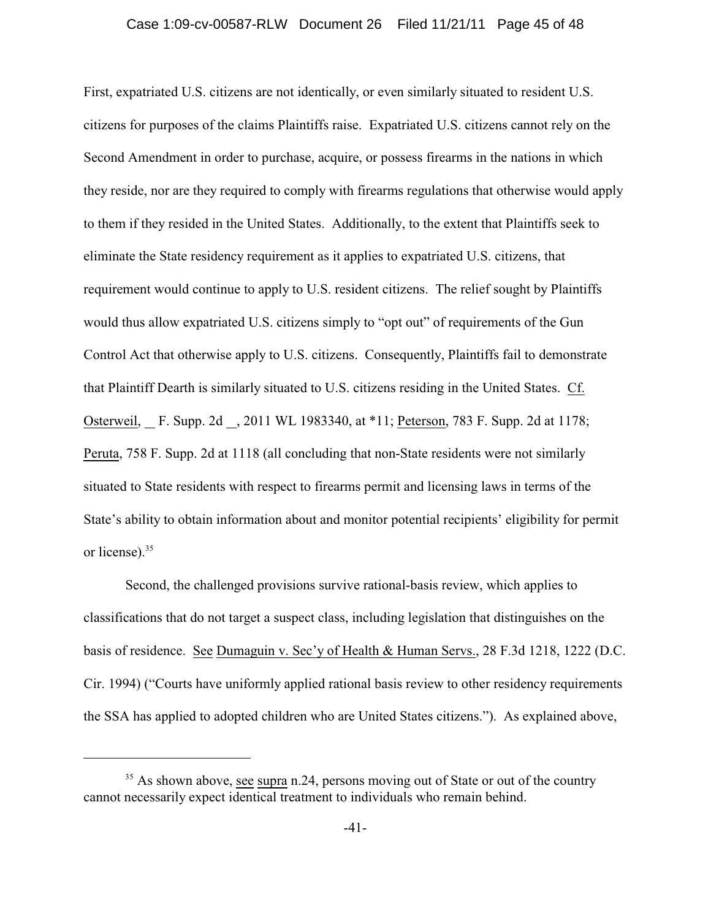First, expatriated U.S. citizens are not identically, or even similarly situated to resident U.S. citizens for purposes of the claims Plaintiffs raise. Expatriated U.S. citizens cannot rely on the Second Amendment in order to purchase, acquire, or possess firearms in the nations in which they reside, nor are they required to comply with firearms regulations that otherwise would apply to them if they resided in the United States. Additionally, to the extent that Plaintiffs seek to eliminate the State residency requirement as it applies to expatriated U.S. citizens, that requirement would continue to apply to U.S. resident citizens. The relief sought by Plaintiffs would thus allow expatriated U.S. citizens simply to "opt out" of requirements of the Gun Control Act that otherwise apply to U.S. citizens. Consequently, Plaintiffs fail to demonstrate that Plaintiff Dearth is similarly situated to U.S. citizens residing in the United States. Cf. Osterweil, __ F. Supp. 2d __, 2011 WL 1983340, at *11; Peterson, 783 F. Supp. 2d at 1178; Peruta, 758 F. Supp. 2d at 1118 (all concluding that non-State residents were not similarly situated to State residents with respect to firearms permit and licensing laws in terms of the State's ability to obtain information about and monitor potential recipients' eligibility for permit or license).[35]

Second, the challenged provisions survive rational-basis review, which applies to classifications that do not target a suspect class, including legislation that distinguishes on the basis of residence. See Dumaguin v. Sec'y of Health & Human Servs., 28 F.3d 1218, 1222 (D.C. Cir. 1994) ("Courts have uniformly applied rational basis review to other residency requirements the SSA has applied to adopted children who are United States citizens."). As explained above,

[35] As shown above, see supra n.24, persons moving out of State or out of the country cannot necessarily expect identical treatment to individuals who remain behind.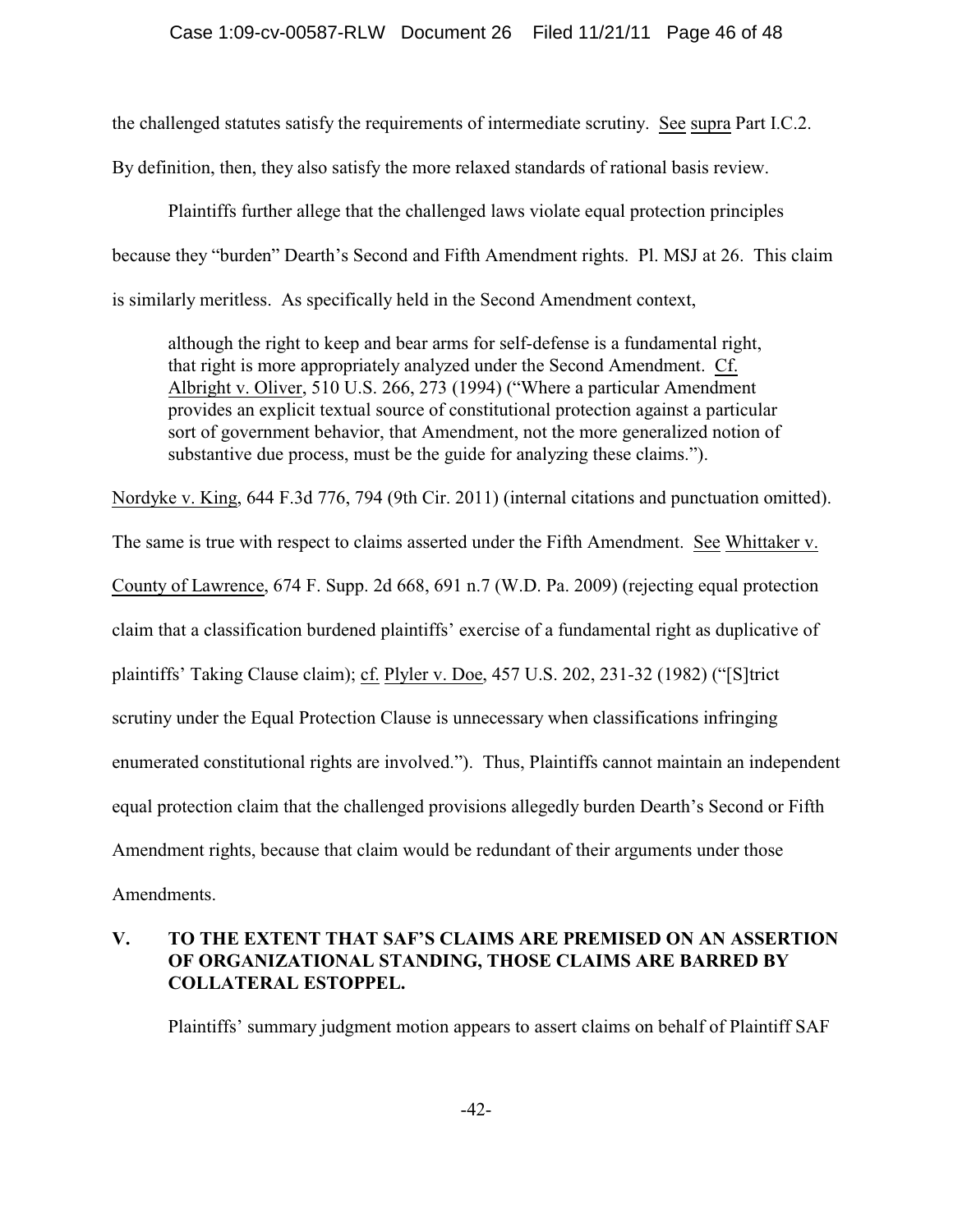the challenged statutes satisfy the requirements of intermediate scrutiny. See supra Part I.C.2. By definition, then, they also satisfy the more relaxed standards of rational basis review.

Plaintiffs further allege that the challenged laws violate equal protection principles because they "burden" Dearth's Second and Fifth Amendment rights. Pl. MSJ at 26. This claim is similarly meritless. As specifically held in the Second Amendment context,

> although the right to keep and bear arms for self-defense is a fundamental right, that right is more appropriately analyzed under the Second Amendment. Cf. Albright v. Oliver, 510 U.S. 266, 273 (1994) ("Where a particular Amendment provides an explicit textual source of constitutional protection against a particular sort of government behavior, that Amendment, not the more generalized notion of substantive due process, must be the guide for analyzing these claims.").

Nordyke v. King, 644 F.3d 776, 794 (9th Cir. 2011) (internal citations and punctuation omitted). The same is true with respect to claims asserted under the Fifth Amendment. See Whittaker v. County of Lawrence, 674 F. Supp. 2d 668, 691 n.7 (W.D. Pa. 2009) (rejecting equal protection claim that a classification burdened plaintiffs' exercise of a fundamental right as duplicative of plaintiffs' Taking Clause claim); cf. Plyler v. Doe, 457 U.S. 202, 231-32 (1982) ("[S]trict scrutiny under the Equal Protection Clause is unnecessary when classifications infringing enumerated constitutional rights are involved."). Thus, Plaintiffs cannot maintain an independent equal protection claim that the challenged provisions allegedly burden Dearth's Second or Fifth Amendment rights, because that claim would be redundant of their arguments under those Amendments.

## V. TO THE EXTENT THAT SAF'S CLAIMS ARE PREMISED ON AN ASSERTION OF ORGANIZATIONAL STANDING, THOSE CLAIMS ARE BARRED BY COLLATERAL ESTOPPEL.

Plaintiffs' summary judgment motion appears to assert claims on behalf of Plaintiff SAF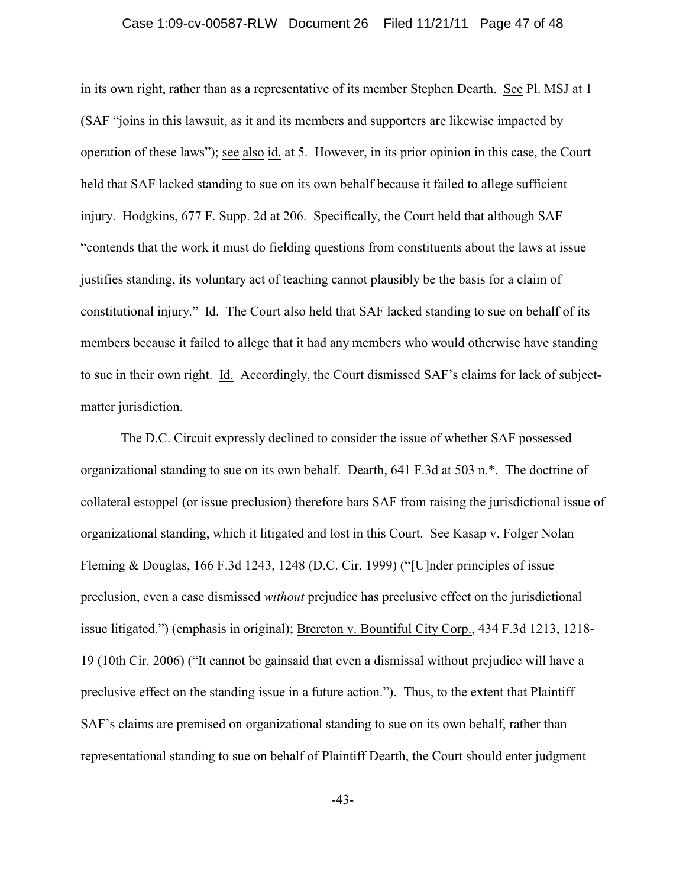in its own right, rather than as a representative of its member Stephen Dearth. See Pl. MSJ at 1 (SAF "joins in this lawsuit, as it and its members and supporters are likewise impacted by operation of these laws"); see also id. at 5. However, in its prior opinion in this case, the Court held that SAF lacked standing to sue on its own behalf because it failed to allege sufficient injury. Hodgkins, 677 F. Supp. 2d at 206. Specifically, the Court held that although SAF "contends that the work it must do fielding questions from constituents about the laws at issue justifies standing, its voluntary act of teaching cannot plausibly be the basis for a claim of constitutional injury." Id. The Court also held that SAF lacked standing to sue on behalf of its members because it failed to allege that it had any members who would otherwise have standing to sue in their own right. Id. Accordingly, the Court dismissed SAF's claims for lack of subject-matter jurisdiction.

The D.C. Circuit expressly declined to consider the issue of whether SAF possessed organizational standing to sue on its own behalf. Dearth, 641 F.3d at 503 n.*. The doctrine of collateral estoppel (or issue preclusion) therefore bars SAF from raising the jurisdictional issue of organizational standing, which it litigated and lost in this Court. See Kasap v. Folger Nolan Fleming & Douglas, 166 F.3d 1243, 1248 (D.C. Cir. 1999) ("[U]nder principles of issue preclusion, even a case dismissed *without* prejudice has preclusive effect on the jurisdictional issue litigated.") (emphasis in original); Brereton v. Bountiful City Corp., 434 F.3d 1213, 1218-19 (10th Cir. 2006) ("It cannot be gainsaid that even a dismissal without prejudice will have a preclusive effect on the standing issue in a future action."). Thus, to the extent that Plaintiff SAF's claims are premised on organizational standing to sue on its own behalf, rather than representational standing to sue on behalf of Plaintiff Dearth, the Court should enter judgment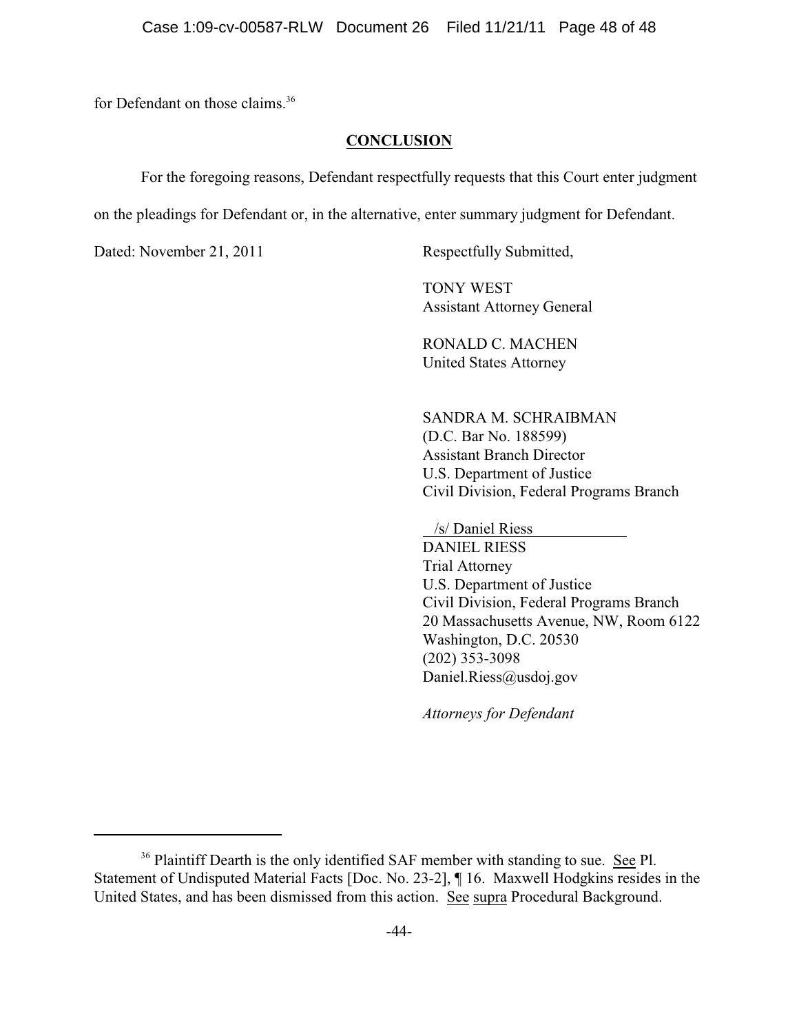for Defendant on those claims.[36]

## CONCLUSION

For the foregoing reasons, Defendant respectfully requests that this Court enter judgment on the pleadings for Defendant or, in the alternative, enter summary judgment for Defendant.

Dated: November 21, 2011

Respectfully Submitted,

TONY WEST
Assistant Attorney General

RONALD C. MACHEN
United States Attorney

SANDRA M. SCHRAIBMAN
(D.C. Bar No. 188599)
Assistant Branch Director
U.S. Department of Justice
Civil Division, Federal Programs Branch

/s/ Daniel Riess
DANIEL RIESS
Trial Attorney
U.S. Department of Justice
Civil Division, Federal Programs Branch
20 Massachusetts Avenue, NW, Room 6122
Washington, D.C. 20530
(202) 353-3098
Daniel.Riess@usdoj.gov

*Attorneys for Defendant*

---

[36] Plaintiff Dearth is the only identified SAF member with standing to sue. See Pl. Statement of Undisputed Material Facts [Doc. No. 23-2], ¶ 16. Maxwell Hodgkins resides in the United States, and has been dismissed from this action. See supra Procedural Background.